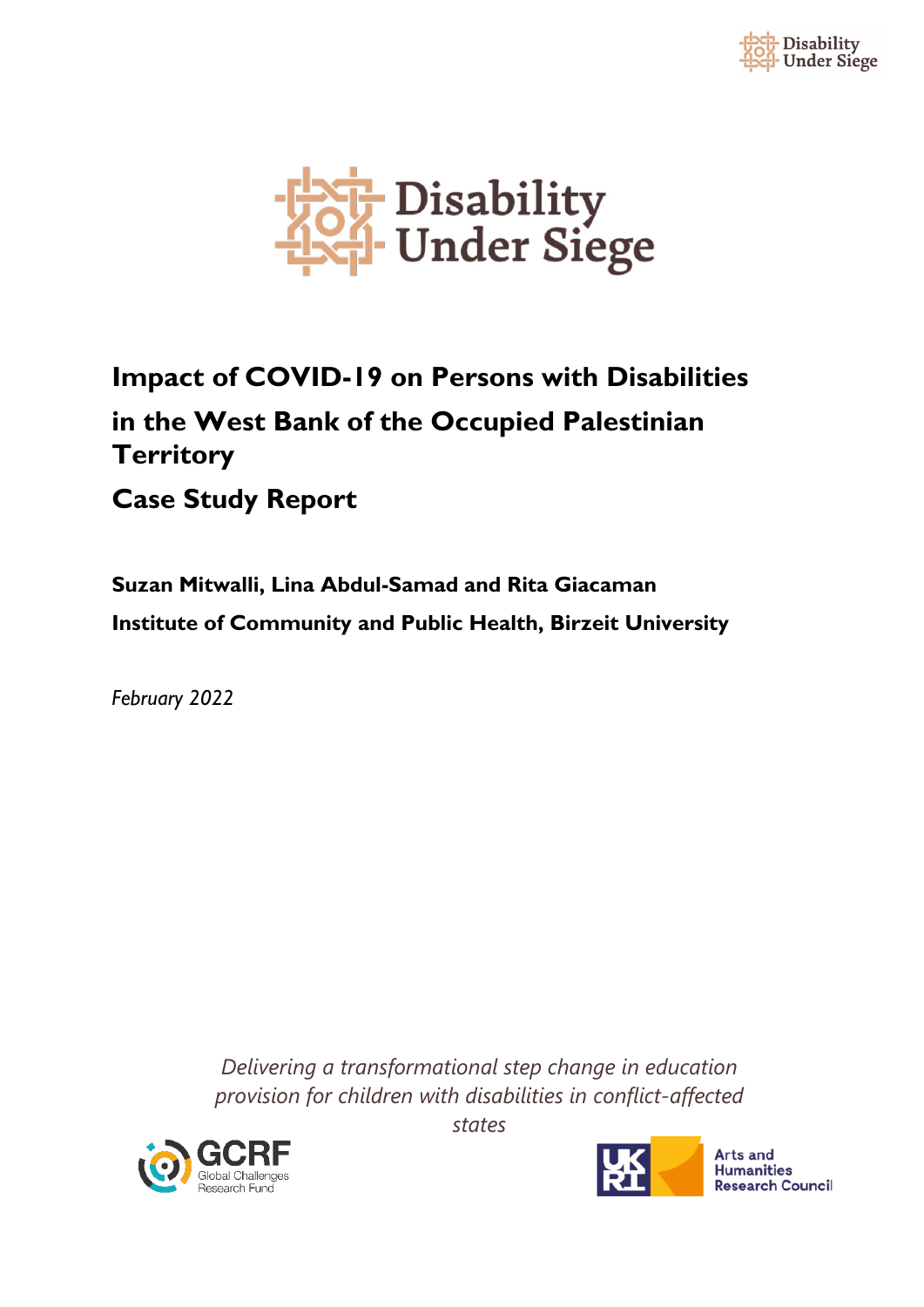# Impact of COVID-19 on Persons with Disabilities in the West Bank of the Occupied Palestinian Territory

# Case Study Report

**Suzan Mitwalli, Lina Abdul-Samad and Rita Giacaman**

**Institute of Community and Public Health, Birzeit University**

*February 2022*

*Delivering a transformational step change in education provision for children with disabilities in conflict-affected states*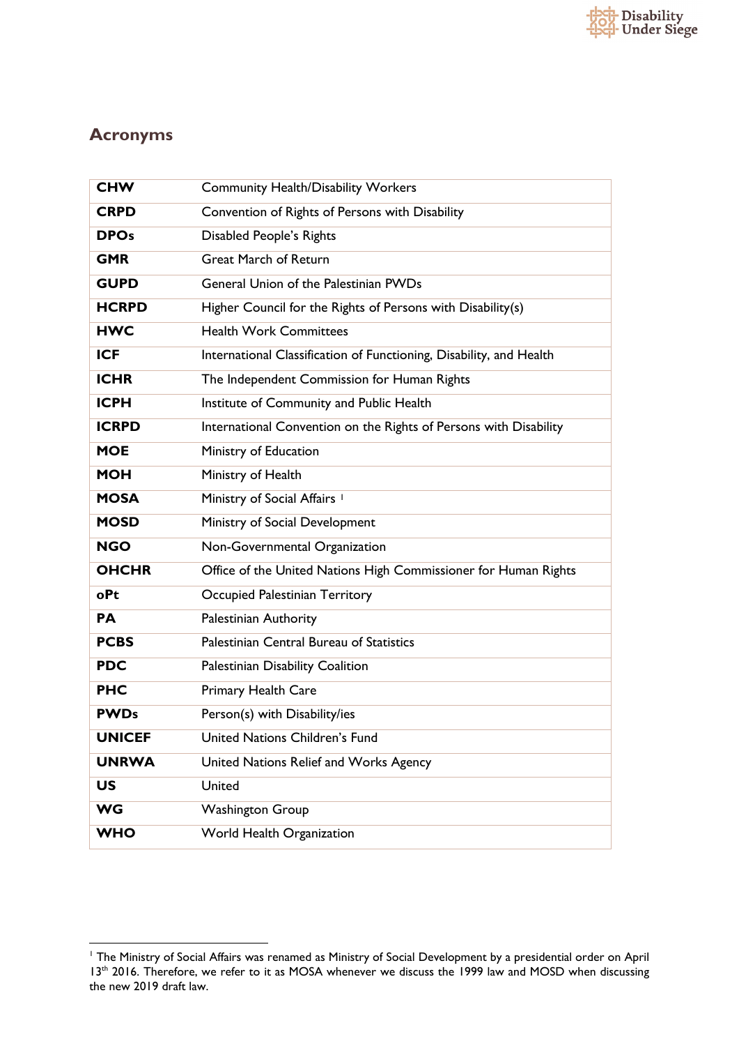## Acronyms

| | |
|---|---|
| **CHW** | Community Health/Disability Workers |
| **CRPD** | Convention of Rights of Persons with Disability |
| **DPOs** | Disabled People's Rights |
| **GMR** | Great March of Return |
| **GUPD** | General Union of the Palestinian PWDs |
| **HCRPD** | Higher Council for the Rights of Persons with Disability(s) |
| **HWC** | Health Work Committees |
| **ICF** | International Classification of Functioning, Disability, and Health |
| **ICHR** | The Independent Commission for Human Rights |
| **ICPH** | Institute of Community and Public Health |
| **ICRPD** | International Convention on the Rights of Persons with Disability |
| **MOE** | Ministry of Education |
| **MOH** | Ministry of Health |
| **MOSA** | Ministry of Social Affairs [1] |
| **MOSD** | Ministry of Social Development |
| **NGO** | Non-Governmental Organization |
| **OHCHR** | Office of the United Nations High Commissioner for Human Rights |
| **oPt** | Occupied Palestinian Territory |
| **PA** | Palestinian Authority |
| **PCBS** | Palestinian Central Bureau of Statistics |
| **PDC** | Palestinian Disability Coalition |
| **PHC** | Primary Health Care |
| **PWDs** | Person(s) with Disability/ies |
| **UNICEF** | United Nations Children's Fund |
| **UNRWA** | United Nations Relief and Works Agency |
| **US** | United |
| **WG** | Washington Group |
| **WHO** | World Health Organization |

[1] The Ministry of Social Affairs was renamed as Ministry of Social Development by a presidential order on April 13th 2016. Therefore, we refer to it as MOSA whenever we discuss the 1999 law and MOSD when discussing the new 2019 draft law.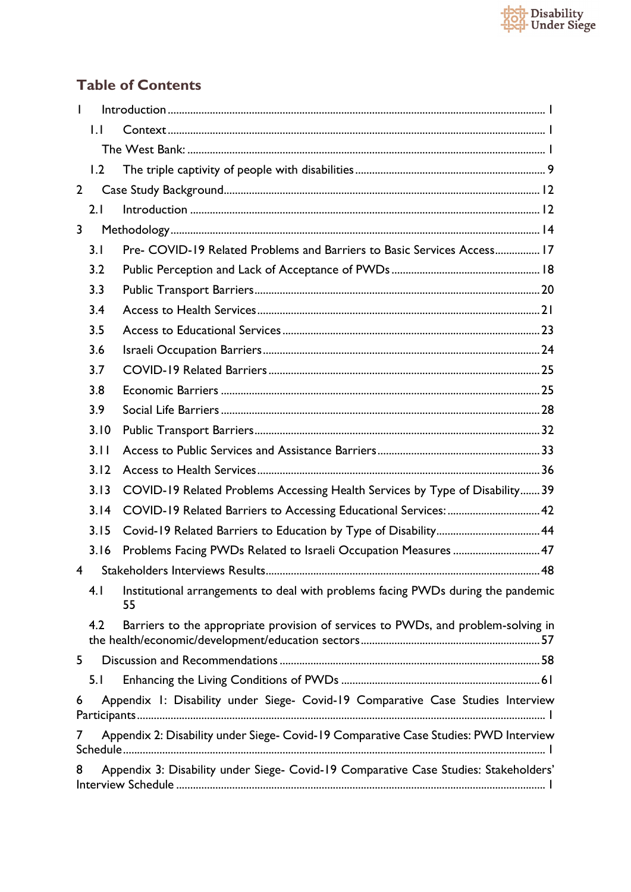## Table of Contents

1 Introduction ..... 1
  1.1 Context ..... 1
    The West Bank: ..... 1
  1.2 The triple captivity of people with disabilities ..... 9
2 Case Study Background ..... 12
  2.1 Introduction ..... 12
3 Methodology ..... 14
  3.1 Pre- COVID-19 Related Problems and Barriers to Basic Services Access ..... 17
  3.2 Public Perception and Lack of Acceptance of PWDs ..... 18
  3.3 Public Transport Barriers ..... 20
  3.4 Access to Health Services ..... 21
  3.5 Access to Educational Services ..... 23
  3.6 Israeli Occupation Barriers ..... 24
  3.7 COVID-19 Related Barriers ..... 25
  3.8 Economic Barriers ..... 25
  3.9 Social Life Barriers ..... 28
  3.10 Public Transport Barriers ..... 32
  3.11 Access to Public Services and Assistance Barriers ..... 33
  3.12 Access to Health Services ..... 36
  3.13 COVID-19 Related Problems Accessing Health Services by Type of Disability ..... 39
  3.14 COVID-19 Related Barriers to Accessing Educational Services: ..... 42
  3.15 Covid-19 Related Barriers to Education by Type of Disability ..... 44
  3.16 Problems Facing PWDs Related to Israeli Occupation Measures ..... 47
4 Stakeholders Interviews Results ..... 48
  4.1 Institutional arrangements to deal with problems facing PWDs during the pandemic 55
  4.2 Barriers to the appropriate provision of services to PWDs, and problem-solving in the health/economic/development/education sectors ..... 57
5 Discussion and Recommendations ..... 58
  5.1 Enhancing the Living Conditions of PWDs ..... 61
6 Appendix 1: Disability under Siege- Covid-19 Comparative Case Studies Interview Participants ..... 1
7 Appendix 2: Disability under Siege- Covid-19 Comparative Case Studies: PWD Interview Schedule ..... 1
8 Appendix 3: Disability under Siege- Covid-19 Comparative Case Studies: Stakeholders' Interview Schedule ..... 1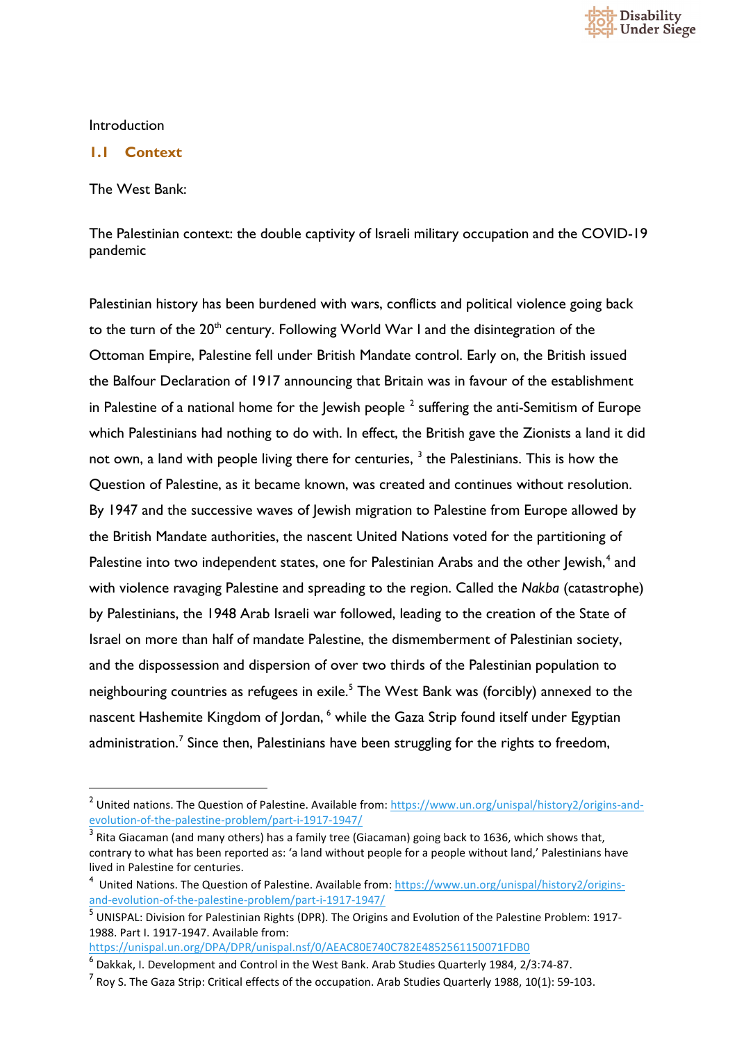Introduction

## 1.1 Context

The West Bank:

The Palestinian context: the double captivity of Israeli military occupation and the COVID-19 pandemic

Palestinian history has been burdened with wars, conflicts and political violence going back to the turn of the 20th century. Following World War I and the disintegration of the Ottoman Empire, Palestine fell under British Mandate control. Early on, the British issued the Balfour Declaration of 1917 announcing that Britain was in favour of the establishment in Palestine of a national home for the Jewish people [2] suffering the anti-Semitism of Europe which Palestinians had nothing to do with. In effect, the British gave the Zionists a land it did not own, a land with people living there for centuries, [3] the Palestinians. This is how the Question of Palestine, as it became known, was created and continues without resolution. By 1947 and the successive waves of Jewish migration to Palestine from Europe allowed by the British Mandate authorities, the nascent United Nations voted for the partitioning of Palestine into two independent states, one for Palestinian Arabs and the other Jewish,[4] and with violence ravaging Palestine and spreading to the region. Called the *Nakba* (catastrophe) by Palestinians, the 1948 Arab Israeli war followed, leading to the creation of the State of Israel on more than half of mandate Palestine, the dismemberment of Palestinian society, and the dispossession and dispersion of over two thirds of the Palestinian population to neighbouring countries as refugees in exile.[5] The West Bank was (forcibly) annexed to the nascent Hashemite Kingdom of Jordan, [6] while the Gaza Strip found itself under Egyptian administration.[7] Since then, Palestinians have been struggling for the rights to freedom,

---

[2] United nations. The Question of Palestine. Available from: https://www.un.org/unispal/history2/origins-and-evolution-of-the-palestine-problem/part-i-1917-1947/

[3] Rita Giacaman (and many others) has a family tree (Giacaman) going back to 1636, which shows that, contrary to what has been reported as: 'a land without people for a people without land,' Palestinians have lived in Palestine for centuries.

[4] United Nations. The Question of Palestine. Available from: https://www.un.org/unispal/history2/origins-and-evolution-of-the-palestine-problem/part-i-1917-1947/

[5] UNISPAL: Division for Palestinian Rights (DPR). The Origins and Evolution of the Palestine Problem: 1917-1988. Part I. 1917-1947. Available from: https://unispal.un.org/DPA/DPR/unispal.nsf/0/AEAC80E740C782E4852561150071FDB0

[6] Dakkak, I. Development and Control in the West Bank. Arab Studies Quarterly 1984, 2/3:74-87.

[7] Roy S. The Gaza Strip: Critical effects of the occupation. Arab Studies Quarterly 1988, 10(1): 59-103.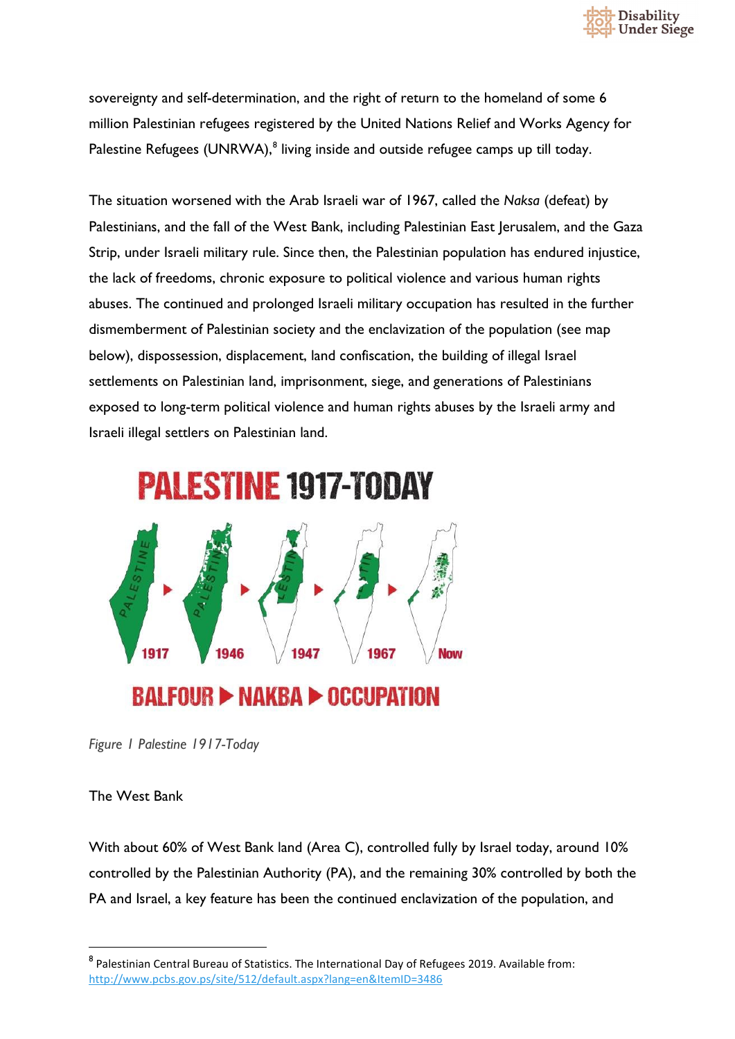sovereignty and self-determination, and the right of return to the homeland of some 6 million Palestinian refugees registered by the United Nations Relief and Works Agency for Palestine Refugees (UNRWA),[8] living inside and outside refugee camps up till today.

The situation worsened with the Arab Israeli war of 1967, called the *Naksa* (defeat) by Palestinians, and the fall of the West Bank, including Palestinian East Jerusalem, and the Gaza Strip, under Israeli military rule. Since then, the Palestinian population has endured injustice, the lack of freedoms, chronic exposure to political violence and various human rights abuses. The continued and prolonged Israeli military occupation has resulted in the further dismemberment of Palestinian society and the enclavization of the population (see map below), dispossession, displacement, land confiscation, the building of illegal Israel settlements on Palestinian land, imprisonment, siege, and generations of Palestinians exposed to long-term political violence and human rights abuses by the Israeli army and Israeli illegal settlers on Palestinian land.

PALESTINE 1917-TODAY

1917 ▶ 1946 ▶ 1947 ▶ 1967 ▶ Now

BALFOUR ▶ NAKBA ▶ OCCUPATION

*Figure 1 Palestine 1917-Today*

The West Bank

With about 60% of West Bank land (Area C), controlled fully by Israel today, around 10% controlled by the Palestinian Authority (PA), and the remaining 30% controlled by both the PA and Israel, a key feature has been the continued enclavization of the population, and

[8] Palestinian Central Bureau of Statistics. The International Day of Refugees 2019. Available from: http://www.pcbs.gov.ps/site/512/default.aspx?lang=en&ItemID=3486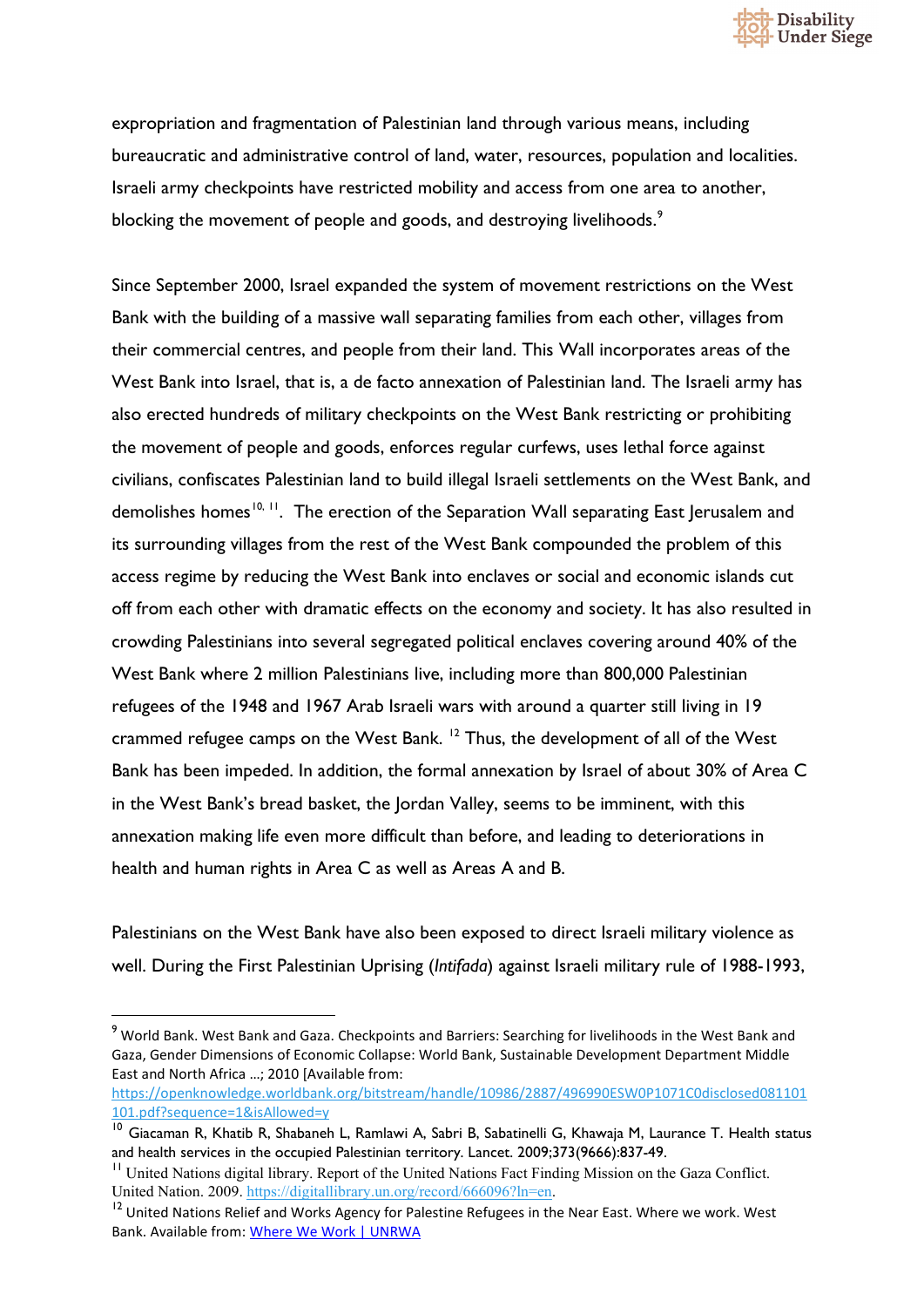expropriation and fragmentation of Palestinian land through various means, including bureaucratic and administrative control of land, water, resources, population and localities. Israeli army checkpoints have restricted mobility and access from one area to another, blocking the movement of people and goods, and destroying livelihoods.[9]

Since September 2000, Israel expanded the system of movement restrictions on the West Bank with the building of a massive wall separating families from each other, villages from their commercial centres, and people from their land. This Wall incorporates areas of the West Bank into Israel, that is, a de facto annexation of Palestinian land. The Israeli army has also erected hundreds of military checkpoints on the West Bank restricting or prohibiting the movement of people and goods, enforces regular curfews, uses lethal force against civilians, confiscates Palestinian land to build illegal Israeli settlements on the West Bank, and demolishes homes[10, 11]. The erection of the Separation Wall separating East Jerusalem and its surrounding villages from the rest of the West Bank compounded the problem of this access regime by reducing the West Bank into enclaves or social and economic islands cut off from each other with dramatic effects on the economy and society. It has also resulted in crowding Palestinians into several segregated political enclaves covering around 40% of the West Bank where 2 million Palestinians live, including more than 800,000 Palestinian refugees of the 1948 and 1967 Arab Israeli wars with around a quarter still living in 19 crammed refugee camps on the West Bank. [12] Thus, the development of all of the West Bank has been impeded. In addition, the formal annexation by Israel of about 30% of Area C in the West Bank's bread basket, the Jordan Valley, seems to be imminent, with this annexation making life even more difficult than before, and leading to deteriorations in health and human rights in Area C as well as Areas A and B.

Palestinians on the West Bank have also been exposed to direct Israeli military violence as well. During the First Palestinian Uprising (*Intifada*) against Israeli military rule of 1988-1993,

---

[9] World Bank. West Bank and Gaza. Checkpoints and Barriers: Searching for livelihoods in the West Bank and Gaza, Gender Dimensions of Economic Collapse: World Bank, Sustainable Development Department Middle East and North Africa ...; 2010 [Available from: https://openknowledge.worldbank.org/bitstream/handle/10986/2887/496990ESW0P1071C0disclosed081101101.pdf?sequence=1&isAllowed=y

[10] Giacaman R, Khatib R, Shabaneh L, Ramlawi A, Sabri B, Sabatinelli G, Khawaja M, Laurance T. Health status and health services in the occupied Palestinian territory. Lancet. 2009;373(9666):837-49.

[11] United Nations digital library. Report of the United Nations Fact Finding Mission on the Gaza Conflict. United Nation. 2009. https://digitallibrary.un.org/record/666096?ln=en.

[12] United Nations Relief and Works Agency for Palestine Refugees in the Near East. Where we work. West Bank. Available from: Where We Work | UNRWA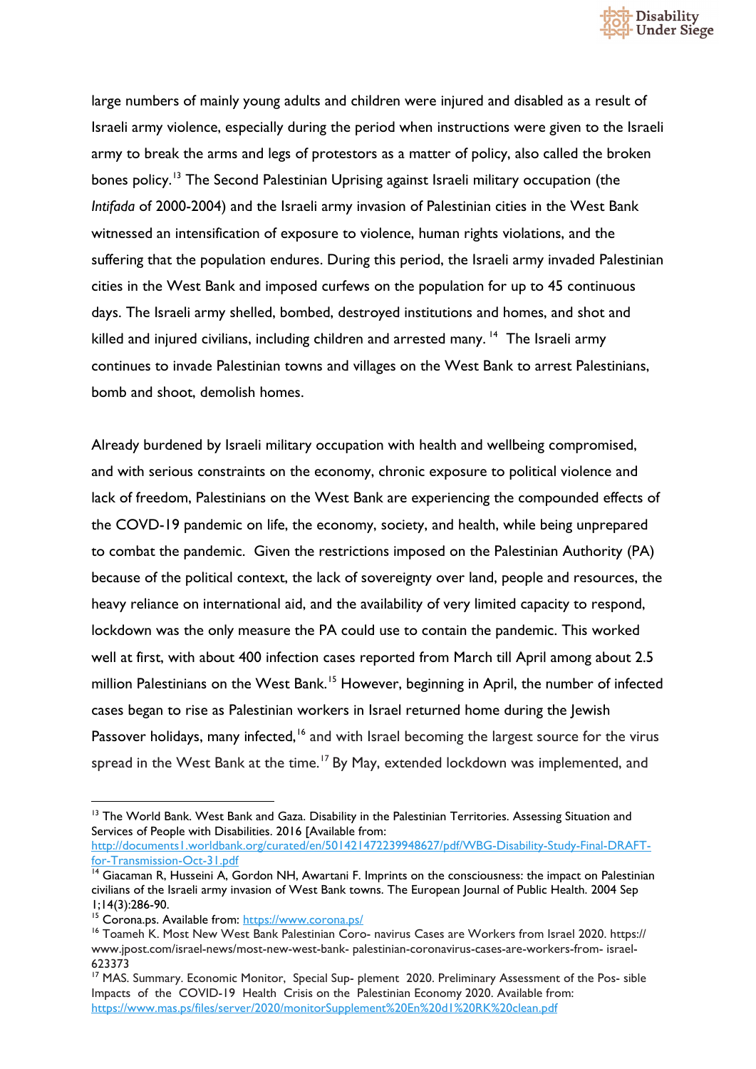large numbers of mainly young adults and children were injured and disabled as a result of Israeli army violence, especially during the period when instructions were given to the Israeli army to break the arms and legs of protestors as a matter of policy, also called the broken bones policy.[13] The Second Palestinian Uprising against Israeli military occupation (the *Intifada* of 2000-2004) and the Israeli army invasion of Palestinian cities in the West Bank witnessed an intensification of exposure to violence, human rights violations, and the suffering that the population endures. During this period, the Israeli army invaded Palestinian cities in the West Bank and imposed curfews on the population for up to 45 continuous days. The Israeli army shelled, bombed, destroyed institutions and homes, and shot and killed and injured civilians, including children and arrested many. [14] The Israeli army continues to invade Palestinian towns and villages on the West Bank to arrest Palestinians, bomb and shoot, demolish homes.

Already burdened by Israeli military occupation with health and wellbeing compromised, and with serious constraints on the economy, chronic exposure to political violence and lack of freedom, Palestinians on the West Bank are experiencing the compounded effects of the COVD-19 pandemic on life, the economy, society, and health, while being unprepared to combat the pandemic. Given the restrictions imposed on the Palestinian Authority (PA) because of the political context, the lack of sovereignty over land, people and resources, the heavy reliance on international aid, and the availability of very limited capacity to respond, lockdown was the only measure the PA could use to contain the pandemic. This worked well at first, with about 400 infection cases reported from March till April among about 2.5 million Palestinians on the West Bank.[15] However, beginning in April, the number of infected cases began to rise as Palestinian workers in Israel returned home during the Jewish Passover holidays, many infected,[16] and with Israel becoming the largest source for the virus spread in the West Bank at the time.[17] By May, extended lockdown was implemented, and

---

[13] The World Bank. West Bank and Gaza. Disability in the Palestinian Territories. Assessing Situation and Services of People with Disabilities. 2016 [Available from: http://documents1.worldbank.org/curated/en/501421472239948627/pdf/WBG-Disability-Study-Final-DRAFT-for-Transmission-Oct-31.pdf

[14] Giacaman R, Husseini A, Gordon NH, Awartani F. Imprints on the consciousness: the impact on Palestinian civilians of the Israeli army invasion of West Bank towns. The European Journal of Public Health. 2004 Sep 1;14(3):286-90.

[15] Corona.ps. Available from: https://www.corona.ps/

[16] Toameh K. Most New West Bank Palestinian Coro- navirus Cases are Workers from Israel 2020. https:// www.jpost.com/israel-news/most-new-west-bank- palestinian-coronavirus-cases-are-workers-from- israel-623373

[17] MAS. Summary. Economic Monitor, Special Sup- plement 2020. Preliminary Assessment of the Pos- sible Impacts of the COVID-19 Health Crisis on the Palestinian Economy 2020. Available from: https://www.mas.ps/files/server/2020/monitorSupplement%20En%20d1%20RK%20clean.pdf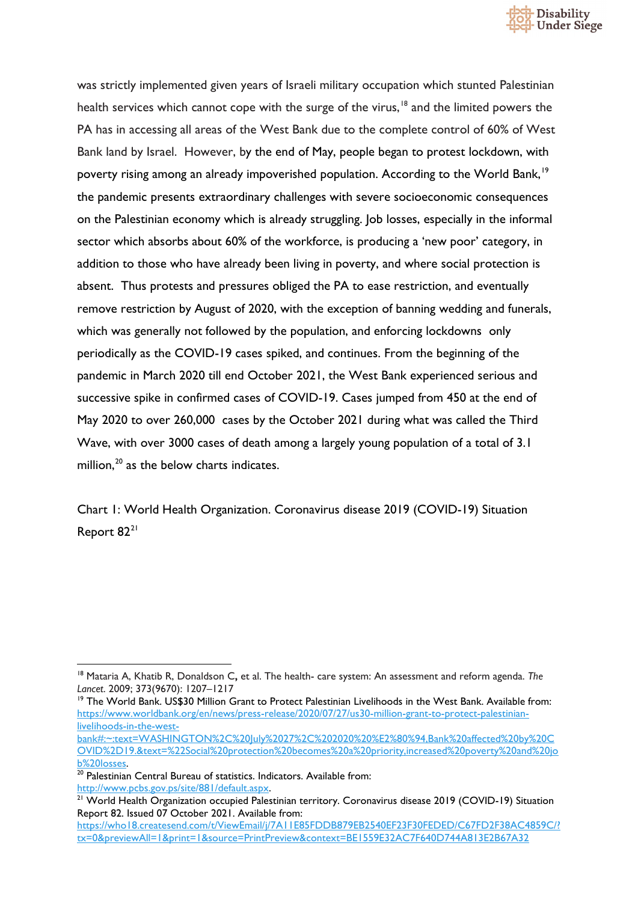was strictly implemented given years of Israeli military occupation which stunted Palestinian health services which cannot cope with the surge of the virus,[18] and the limited powers the PA has in accessing all areas of the West Bank due to the complete control of 60% of West Bank land by Israel. However, by the end of May, people began to protest lockdown, with poverty rising among an already impoverished population. According to the World Bank,[19] the pandemic presents extraordinary challenges with severe socioeconomic consequences on the Palestinian economy which is already struggling. Job losses, especially in the informal sector which absorbs about 60% of the workforce, is producing a 'new poor' category, in addition to those who have already been living in poverty, and where social protection is absent. Thus protests and pressures obliged the PA to ease restriction, and eventually remove restriction by August of 2020, with the exception of banning wedding and funerals, which was generally not followed by the population, and enforcing lockdowns only periodically as the COVID-19 cases spiked, and continues. From the beginning of the pandemic in March 2020 till end October 2021, the West Bank experienced serious and successive spike in confirmed cases of COVID-19. Cases jumped from 450 at the end of May 2020 to over 260,000 cases by the October 2021 during what was called the Third Wave, with over 3000 cases of death among a largely young population of a total of 3.1 million,[20] as the below charts indicates.

Chart 1: World Health Organization. Coronavirus disease 2019 (COVID-19) Situation Report 82[21]

---

[18] Mataria A, Khatib R, Donaldson C, et al. The health- care system: An assessment and reform agenda. *The Lancet*. 2009; 373(9670): 1207–1217

[19] The World Bank. US$30 Million Grant to Protect Palestinian Livelihoods in the West Bank. Available from: https://www.worldbank.org/en/news/press-release/2020/07/27/us30-million-grant-to-protect-palestinian-livelihoods-in-the-west-bank#:~:text=WASHINGTON%2C%20July%2027%2C%202020%20%E2%80%94,Bank%20affected%20by%20COVID%2D19.&text=%22Social%20protection%20becomes%20a%20priority,increased%20poverty%20and%20job%20losses.

[20] Palestinian Central Bureau of statistics. Indicators. Available from: http://www.pcbs.gov.ps/site/881/default.aspx.

[21] World Health Organization occupied Palestinian territory. Coronavirus disease 2019 (COVID-19) Situation Report 82. Issued 07 October 2021. Available from: https://who18.createsend.com/t/ViewEmail/j/7A11E85FDDB879EB2540EF23F30FEDED/C67FD2F38AC4859C/?tx=0&previewAll=1&print=1&source=PrintPreview&context=BE1559E32AC7F640D744A813E2B67A32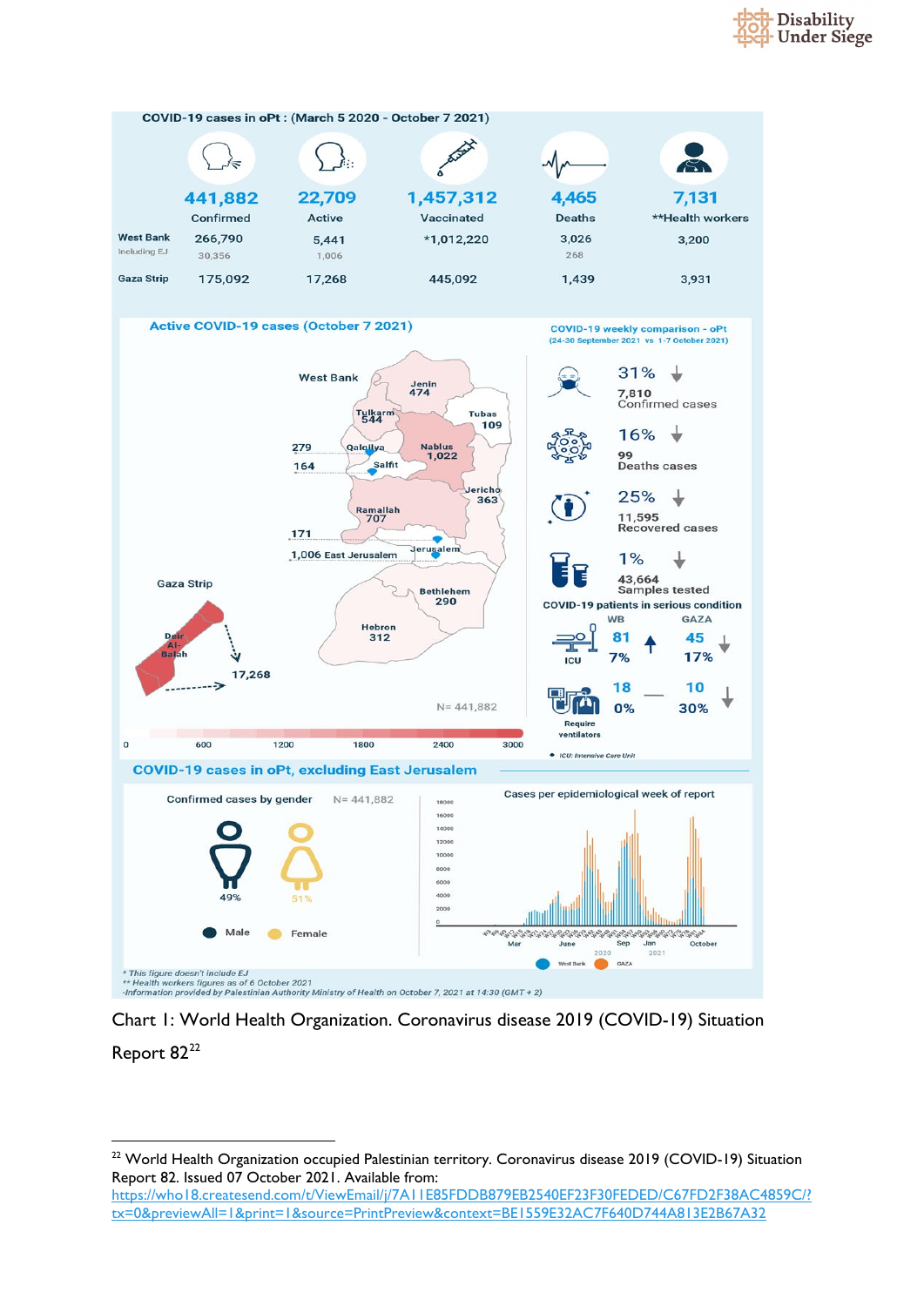**COVID-19 cases in oPt : (March 5 2020 - October 7 2021)**

| | Confirmed | Active | Vaccinated | Deaths | **Health workers |
|---|---|---|---|---|---|
| Total | 441,882 | 22,709 | 1,457,312 | 4,465 | 7,131 |
| West Bank | 266,790 | 5,441 | *1,012,220 | 3,026 | 3,200 |
| Including EJ | 30,356 | 1,006 | | 268 | |
| Gaza Strip | 175,092 | 17,268 | 445,092 | 1,439 | 3,931 |

**Active COVID-19 cases (October 7 2021)**

West Bank: Jenin 474; Tulkarm 544; Tubas 109; Qalqilya 279; Nablus 1,022; Salfit 164; Jericho 363; Ramallah 707; Jerusalem 171; 1,006 East Jerusalem; Bethlehem 290; Hebron 312

Gaza Strip: Deir Al-Balah 17,268

N= 441,882

0 600 1200 1800 2400 3000

**COVID-19 weekly comparison - oPt (24-30 September 2021 vs 1-7 October 2021)**

- 31% ↓ 7,810 Confirmed cases
- 16% ↓ 99 Deaths cases
- 25% ↓ 11,595 Recovered cases
- 1% ↓ 43,664 Samples tested

**COVID-19 patients in serious condition**

| | WB | | GAZA | |
|---|---|---|---|---|
| ICU | 81 (7%) | ↑ | 45 (17%) | ↓ |
| Require ventilators | 18 (0%) | — | 10 (30%) | ↓ |

• ICU: Intensive Care Unit

**COVID-19 cases in oPt, excluding East Jerusalem**

Confirmed cases by gender N= 441,882: Male 49%, Female 51%

Cases per epidemiological week of report (West Bank, GAZA; 2020–2021)

\* This figure doesn't include EJ
\*\* Health workers figures as of 6 October 2021
-Information provided by Palestinian Authority Ministry of Health on October 7, 2021 at 14:30 (GMT + 2)

Chart 1: World Health Organization. Coronavirus disease 2019 (COVID-19) Situation Report 82[22]

[22] World Health Organization occupied Palestinian territory. Coronavirus disease 2019 (COVID-19) Situation Report 82. Issued 07 October 2021. Available from: https://who18.createsend.com/t/ViewEmail/j/7A11E85FDDB879EB2540EF23F30FEDED/C67FD2F38AC4859C/?tx=0&previewAll=1&print=1&source=PrintPreview&context=BE1559E32AC7F640D744A813E2B67A32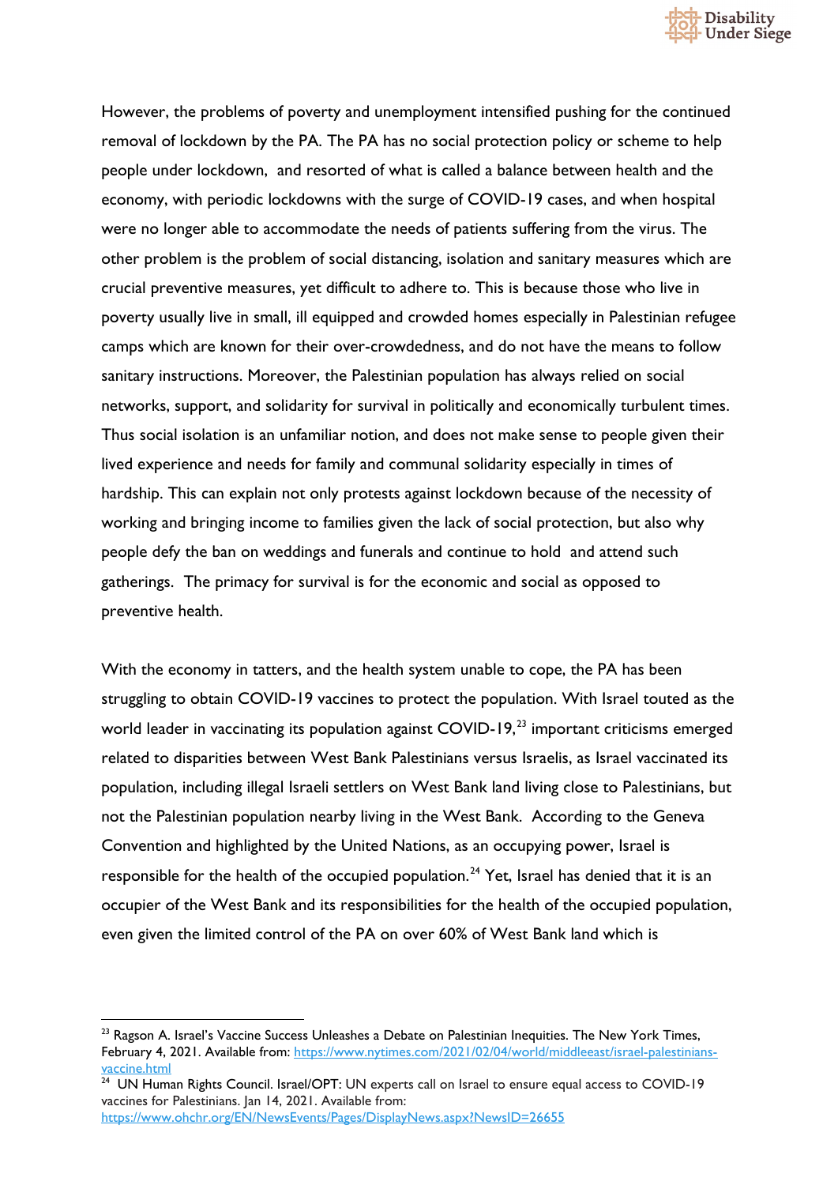However, the problems of poverty and unemployment intensified pushing for the continued removal of lockdown by the PA. The PA has no social protection policy or scheme to help people under lockdown, and resorted of what is called a balance between health and the economy, with periodic lockdowns with the surge of COVID-19 cases, and when hospital were no longer able to accommodate the needs of patients suffering from the virus. The other problem is the problem of social distancing, isolation and sanitary measures which are crucial preventive measures, yet difficult to adhere to. This is because those who live in poverty usually live in small, ill equipped and crowded homes especially in Palestinian refugee camps which are known for their over-crowdedness, and do not have the means to follow sanitary instructions. Moreover, the Palestinian population has always relied on social networks, support, and solidarity for survival in politically and economically turbulent times. Thus social isolation is an unfamiliar notion, and does not make sense to people given their lived experience and needs for family and communal solidarity especially in times of hardship. This can explain not only protests against lockdown because of the necessity of working and bringing income to families given the lack of social protection, but also why people defy the ban on weddings and funerals and continue to hold and attend such gatherings. The primacy for survival is for the economic and social as opposed to preventive health.

With the economy in tatters, and the health system unable to cope, the PA has been struggling to obtain COVID-19 vaccines to protect the population. With Israel touted as the world leader in vaccinating its population against COVID-19,[23] important criticisms emerged related to disparities between West Bank Palestinians versus Israelis, as Israel vaccinated its population, including illegal Israeli settlers on West Bank land living close to Palestinians, but not the Palestinian population nearby living in the West Bank. According to the Geneva Convention and highlighted by the United Nations, as an occupying power, Israel is responsible for the health of the occupied population.[24] Yet, Israel has denied that it is an occupier of the West Bank and its responsibilities for the health of the occupied population, even given the limited control of the PA on over 60% of West Bank land which is

---

[23] Ragson A. Israel's Vaccine Success Unleashes a Debate on Palestinian Inequities. The New York Times, February 4, 2021. Available from: https://www.nytimes.com/2021/02/04/world/middleeast/israel-palestinians-vaccine.html

[24] UN Human Rights Council. Israel/OPT: UN experts call on Israel to ensure equal access to COVID-19 vaccines for Palestinians. Jan 14, 2021. Available from: https://www.ohchr.org/EN/NewsEvents/Pages/DisplayNews.aspx?NewsID=26655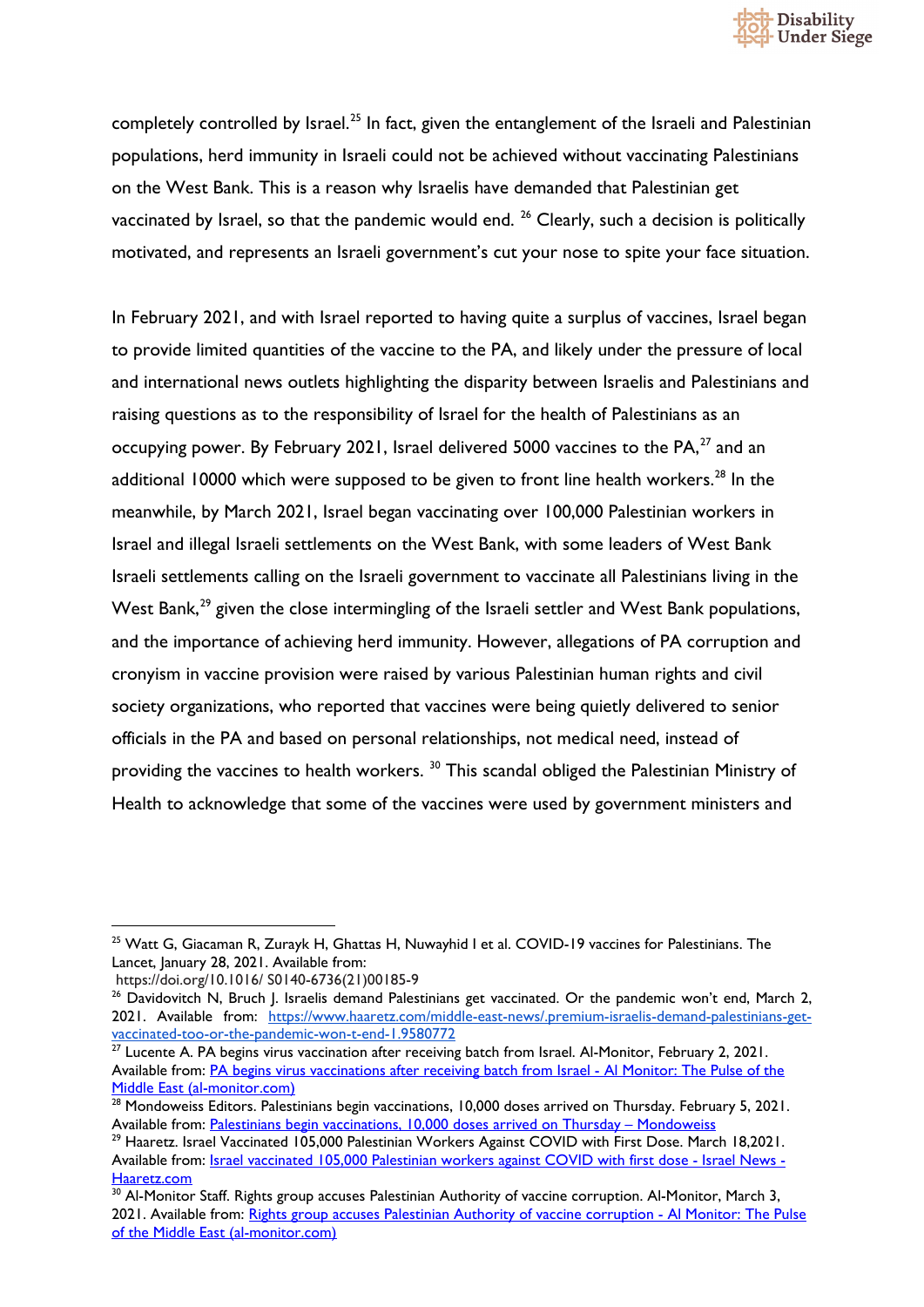completely controlled by Israel.[25] In fact, given the entanglement of the Israeli and Palestinian populations, herd immunity in Israeli could not be achieved without vaccinating Palestinians on the West Bank. This is a reason why Israelis have demanded that Palestinian get vaccinated by Israel, so that the pandemic would end. [26] Clearly, such a decision is politically motivated, and represents an Israeli government's cut your nose to spite your face situation.

In February 2021, and with Israel reported to having quite a surplus of vaccines, Israel began to provide limited quantities of the vaccine to the PA, and likely under the pressure of local and international news outlets highlighting the disparity between Israelis and Palestinians and raising questions as to the responsibility of Israel for the health of Palestinians as an occupying power. By February 2021, Israel delivered 5000 vaccines to the PA,[27] and an additional 10000 which were supposed to be given to front line health workers.[28] In the meanwhile, by March 2021, Israel began vaccinating over 100,000 Palestinian workers in Israel and illegal Israeli settlements on the West Bank, with some leaders of West Bank Israeli settlements calling on the Israeli government to vaccinate all Palestinians living in the West Bank,[29] given the close intermingling of the Israeli settler and West Bank populations, and the importance of achieving herd immunity. However, allegations of PA corruption and cronyism in vaccine provision were raised by various Palestinian human rights and civil society organizations, who reported that vaccines were being quietly delivered to senior officials in the PA and based on personal relationships, not medical need, instead of providing the vaccines to health workers. [30] This scandal obliged the Palestinian Ministry of Health to acknowledge that some of the vaccines were used by government ministers and

---

[25] Watt G, Giacaman R, Zurayk H, Ghattas H, Nuwayhid I et al. COVID-19 vaccines for Palestinians. The Lancet, January 28, 2021. Available from: https://doi.org/10.1016/ S0140-6736(21)00185-9

[26] Davidovitch N, Bruch J. Israelis demand Palestinians get vaccinated. Or the pandemic won't end, March 2, 2021. Available from: https://www.haaretz.com/middle-east-news/.premium-israelis-demand-palestinians-get-vaccinated-too-or-the-pandemic-won-t-end-1.9580772

[27] Lucente A. PA begins virus vaccination after receiving batch from Israel. Al-Monitor, February 2, 2021. Available from: PA begins virus vaccinations after receiving batch from Israel - Al Monitor: The Pulse of the Middle East (al-monitor.com)

[28] Mondoweiss Editors. Palestinians begin vaccinations, 10,000 doses arrived on Thursday. February 5, 2021. Available from: Palestinians begin vaccinations, 10,000 doses arrived on Thursday – Mondoweiss

[29] Haaretz. Israel Vaccinated 105,000 Palestinian Workers Against COVID with First Dose. March 18,2021. Available from: Israel vaccinated 105,000 Palestinian workers against COVID with first dose - Israel News - Haaretz.com

[30] Al-Monitor Staff. Rights group accuses Palestinian Authority of vaccine corruption. Al-Monitor, March 3, 2021. Available from: Rights group accuses Palestinian Authority of vaccine corruption - Al Monitor: The Pulse of the Middle East (al-monitor.com)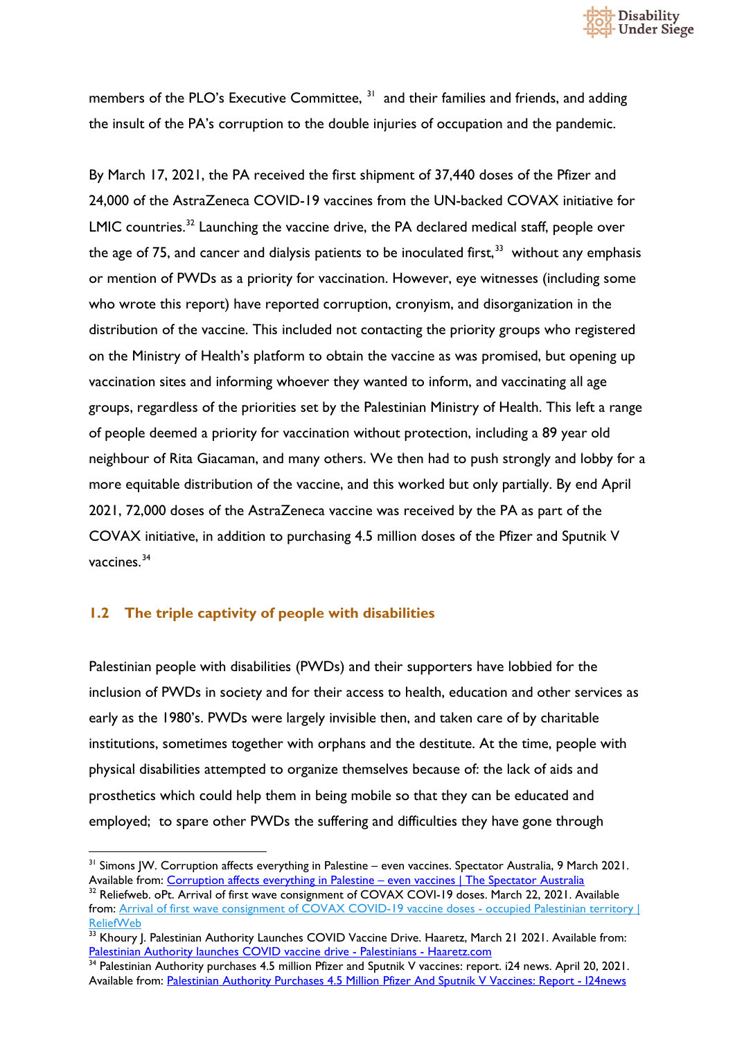members of the PLO's Executive Committee, [31] and their families and friends, and adding the insult of the PA's corruption to the double injuries of occupation and the pandemic.

By March 17, 2021, the PA received the first shipment of 37,440 doses of the Pfizer and 24,000 of the AstraZeneca COVID-19 vaccines from the UN-backed COVAX initiative for LMIC countries.[32] Launching the vaccine drive, the PA declared medical staff, people over the age of 75, and cancer and dialysis patients to be inoculated first,[33] without any emphasis or mention of PWDs as a priority for vaccination. However, eye witnesses (including some who wrote this report) have reported corruption, cronyism, and disorganization in the distribution of the vaccine. This included not contacting the priority groups who registered on the Ministry of Health's platform to obtain the vaccine as was promised, but opening up vaccination sites and informing whoever they wanted to inform, and vaccinating all age groups, regardless of the priorities set by the Palestinian Ministry of Health. This left a range of people deemed a priority for vaccination without protection, including a 89 year old neighbour of Rita Giacaman, and many others. We then had to push strongly and lobby for a more equitable distribution of the vaccine, and this worked but only partially. By end April 2021, 72,000 doses of the AstraZeneca vaccine was received by the PA as part of the COVAX initiative, in addition to purchasing 4.5 million doses of the Pfizer and Sputnik V vaccines.[34]

### 1.2 The triple captivity of people with disabilities

Palestinian people with disabilities (PWDs) and their supporters have lobbied for the inclusion of PWDs in society and for their access to health, education and other services as early as the 1980's. PWDs were largely invisible then, and taken care of by charitable institutions, sometimes together with orphans and the destitute. At the time, people with physical disabilities attempted to organize themselves because of: the lack of aids and prosthetics which could help them in being mobile so that they can be educated and employed; to spare other PWDs the suffering and difficulties they have gone through

---

[31] Simons JW. Corruption affects everything in Palestine – even vaccines. Spectator Australia, 9 March 2021. Available from: [Corruption affects everything in Palestine – even vaccines | The Spectator Australia]

[32] Reliefweb. oPt. Arrival of first wave consignment of COVAX COVI-19 doses. March 22, 2021. Available from: [Arrival of first wave consignment of COVAX COVID-19 vaccine doses - occupied Palestinian territory | ReliefWeb]

[33] Khoury J. Palestinian Authority Launches COVID Vaccine Drive. Haaretz, March 21 2021. Available from: [Palestinian Authority launches COVID vaccine drive - Palestinians - Haaretz.com]

[34] Palestinian Authority purchases 4.5 million Pfizer and Sputnik V vaccines: report. i24 news. April 20, 2021. Available from: [Palestinian Authority Purchases 4.5 Million Pfizer And Sputnik V Vaccines: Report - I24news]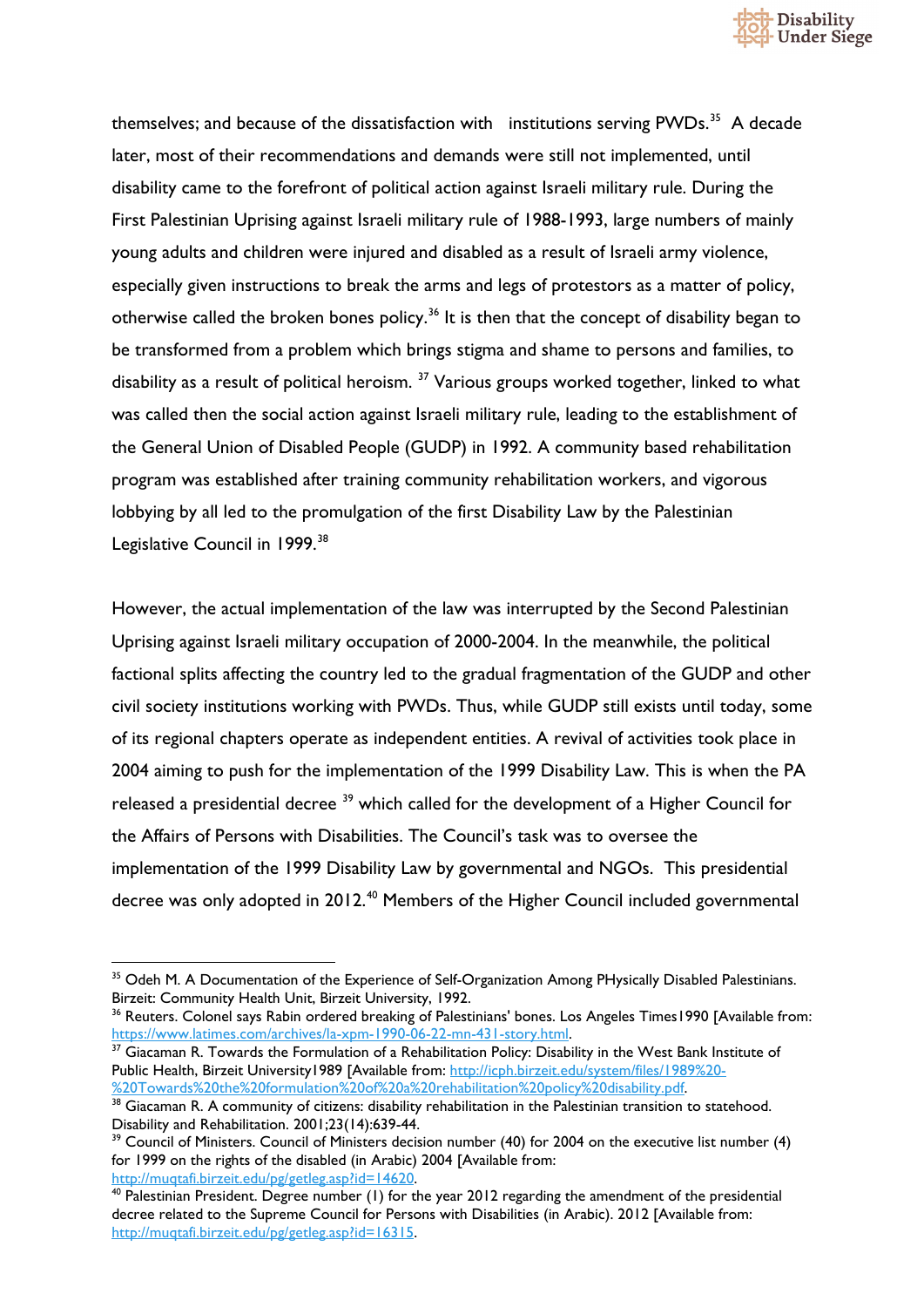themselves; and because of the dissatisfaction with institutions serving PWDs.[35] A decade later, most of their recommendations and demands were still not implemented, until disability came to the forefront of political action against Israeli military rule. During the First Palestinian Uprising against Israeli military rule of 1988-1993, large numbers of mainly young adults and children were injured and disabled as a result of Israeli army violence, especially given instructions to break the arms and legs of protestors as a matter of policy, otherwise called the broken bones policy.[36] It is then that the concept of disability began to be transformed from a problem which brings stigma and shame to persons and families, to disability as a result of political heroism.[37] Various groups worked together, linked to what was called then the social action against Israeli military rule, leading to the establishment of the General Union of Disabled People (GUDP) in 1992. A community based rehabilitation program was established after training community rehabilitation workers, and vigorous lobbying by all led to the promulgation of the first Disability Law by the Palestinian Legislative Council in 1999.[38]

However, the actual implementation of the law was interrupted by the Second Palestinian Uprising against Israeli military occupation of 2000-2004. In the meanwhile, the political factional splits affecting the country led to the gradual fragmentation of the GUDP and other civil society institutions working with PWDs. Thus, while GUDP still exists until today, some of its regional chapters operate as independent entities. A revival of activities took place in 2004 aiming to push for the implementation of the 1999 Disability Law. This is when the PA released a presidential decree[39] which called for the development of a Higher Council for the Affairs of Persons with Disabilities. The Council's task was to oversee the implementation of the 1999 Disability Law by governmental and NGOs. This presidential decree was only adopted in 2012.[40] Members of the Higher Council included governmental

---

[35] Odeh M. A Documentation of the Experience of Self-Organization Among PHysically Disabled Palestinians. Birzeit: Community Health Unit, Birzeit University, 1992.

[36] Reuters. Colonel says Rabin ordered breaking of Palestinians' bones. Los Angeles Times1990 [Available from: https://www.latimes.com/archives/la-xpm-1990-06-22-mn-431-story.html.

[37] Giacaman R. Towards the Formulation of a Rehabilitation Policy: Disability in the West Bank Institute of Public Health, Birzeit University1989 [Available from: http://icph.birzeit.edu/system/files/1989%20-%20Towards%20the%20formulation%20of%20a%20rehabilitation%20policy%20disability.pdf.

[38] Giacaman R. A community of citizens: disability rehabilitation in the Palestinian transition to statehood. Disability and Rehabilitation. 2001;23(14):639-44.

[39] Council of Ministers. Council of Ministers decision number (40) for 2004 on the executive list number (4) for 1999 on the rights of the disabled (in Arabic) 2004 [Available from: http://muqtafi.birzeit.edu/pg/getleg.asp?id=14620.

[40] Palestinian President. Degree number (1) for the year 2012 regarding the amendment of the presidential decree related to the Supreme Council for Persons with Disabilities (in Arabic). 2012 [Available from: http://muqtafi.birzeit.edu/pg/getleg.asp?id=16315.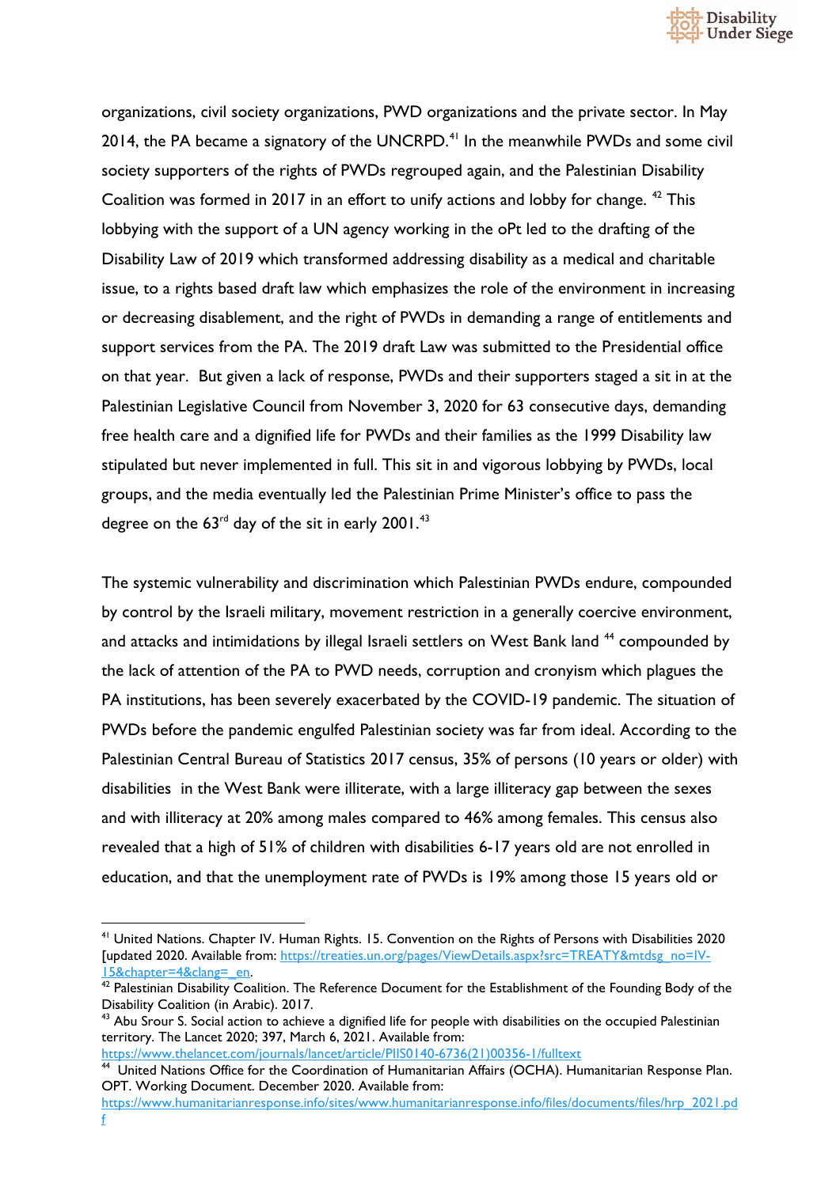organizations, civil society organizations, PWD organizations and the private sector. In May 2014, the PA became a signatory of the UNCRPD.[41] In the meanwhile PWDs and some civil society supporters of the rights of PWDs regrouped again, and the Palestinian Disability Coalition was formed in 2017 in an effort to unify actions and lobby for change. [42] This lobbying with the support of a UN agency working in the oPt led to the drafting of the Disability Law of 2019 which transformed addressing disability as a medical and charitable issue, to a rights based draft law which emphasizes the role of the environment in increasing or decreasing disablement, and the right of PWDs in demanding a range of entitlements and support services from the PA. The 2019 draft Law was submitted to the Presidential office on that year. But given a lack of response, PWDs and their supporters staged a sit in at the Palestinian Legislative Council from November 3, 2020 for 63 consecutive days, demanding free health care and a dignified life for PWDs and their families as the 1999 Disability law stipulated but never implemented in full. This sit in and vigorous lobbying by PWDs, local groups, and the media eventually led the Palestinian Prime Minister's office to pass the degree on the 63rd day of the sit in early 2001.[43]

The systemic vulnerability and discrimination which Palestinian PWDs endure, compounded by control by the Israeli military, movement restriction in a generally coercive environment, and attacks and intimidations by illegal Israeli settlers on West Bank land [44] compounded by the lack of attention of the PA to PWD needs, corruption and cronyism which plagues the PA institutions, has been severely exacerbated by the COVID-19 pandemic. The situation of PWDs before the pandemic engulfed Palestinian society was far from ideal. According to the Palestinian Central Bureau of Statistics 2017 census, 35% of persons (10 years or older) with disabilities in the West Bank were illiterate, with a large illiteracy gap between the sexes and with illiteracy at 20% among males compared to 46% among females. This census also revealed that a high of 51% of children with disabilities 6-17 years old are not enrolled in education, and that the unemployment rate of PWDs is 19% among those 15 years old or

---

[41] United Nations. Chapter IV. Human Rights. 15. Convention on the Rights of Persons with Disabilities 2020 [updated 2020. Available from: https://treaties.un.org/pages/ViewDetails.aspx?src=TREATY&mtdsg_no=IV-15&chapter=4&clang=_en.

[42] Palestinian Disability Coalition. The Reference Document for the Establishment of the Founding Body of the Disability Coalition (in Arabic). 2017.

[43] Abu Srour S. Social action to achieve a dignified life for people with disabilities on the occupied Palestinian territory. The Lancet 2020; 397, March 6, 2021. Available from: https://www.thelancet.com/journals/lancet/article/PIIS0140-6736(21)00356-1/fulltext

[44] United Nations Office for the Coordination of Humanitarian Affairs (OCHA). Humanitarian Response Plan. OPT. Working Document. December 2020. Available from: https://www.humanitarianresponse.info/sites/www.humanitarianresponse.info/files/documents/files/hrp_2021.pdf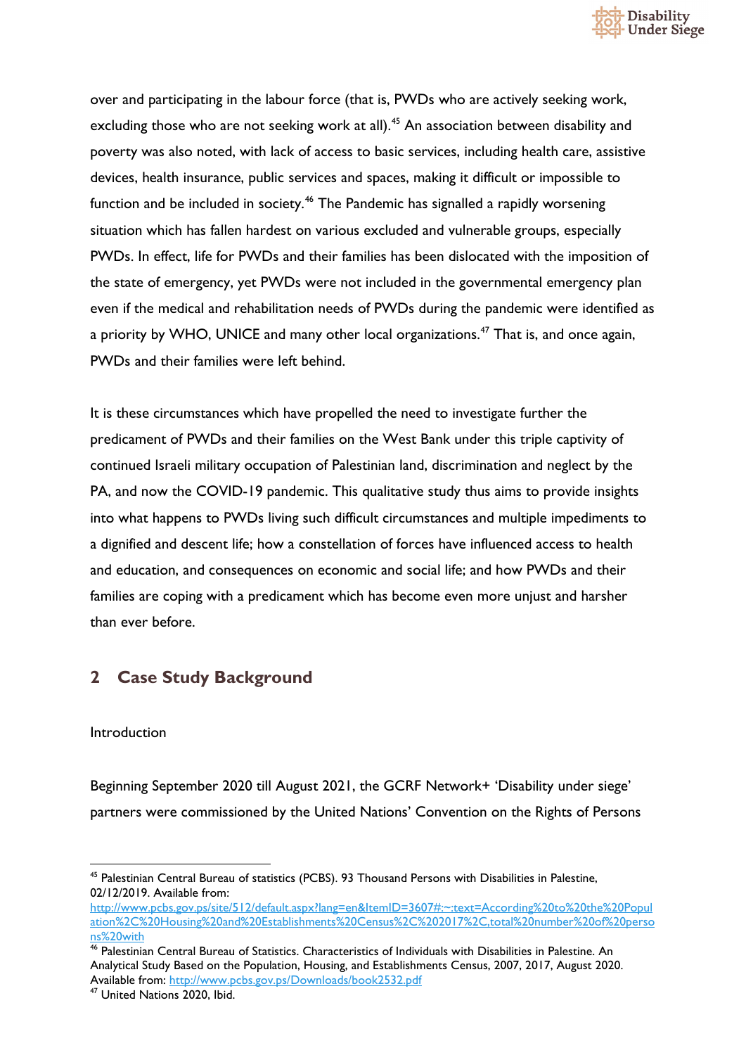over and participating in the labour force (that is, PWDs who are actively seeking work, excluding those who are not seeking work at all).[45] An association between disability and poverty was also noted, with lack of access to basic services, including health care, assistive devices, health insurance, public services and spaces, making it difficult or impossible to function and be included in society.[46] The Pandemic has signalled a rapidly worsening situation which has fallen hardest on various excluded and vulnerable groups, especially PWDs. In effect, life for PWDs and their families has been dislocated with the imposition of the state of emergency, yet PWDs were not included in the governmental emergency plan even if the medical and rehabilitation needs of PWDs during the pandemic were identified as a priority by WHO, UNICE and many other local organizations.[47] That is, and once again, PWDs and their families were left behind.

It is these circumstances which have propelled the need to investigate further the predicament of PWDs and their families on the West Bank under this triple captivity of continued Israeli military occupation of Palestinian land, discrimination and neglect by the PA, and now the COVID-19 pandemic. This qualitative study thus aims to provide insights into what happens to PWDs living such difficult circumstances and multiple impediments to a dignified and descent life; how a constellation of forces have influenced access to health and education, and consequences on economic and social life; and how PWDs and their families are coping with a predicament which has become even more unjust and harsher than ever before.

## 2 Case Study Background

Introduction

Beginning September 2020 till August 2021, the GCRF Network+ 'Disability under siege' partners were commissioned by the United Nations' Convention on the Rights of Persons

---

[45] Palestinian Central Bureau of statistics (PCBS). 93 Thousand Persons with Disabilities in Palestine, 02/12/2019. Available from: http://www.pcbs.gov.ps/site/512/default.aspx?lang=en&ItemID=3607#:~:text=According%20to%20the%20Population%2C%20Housing%20and%20Establishments%20Census%2C%202017%2C,total%20number%20of%20persons%20with

[46] Palestinian Central Bureau of Statistics. Characteristics of Individuals with Disabilities in Palestine. An Analytical Study Based on the Population, Housing, and Establishments Census, 2007, 2017, August 2020. Available from: http://www.pcbs.gov.ps/Downloads/book2532.pdf

[47] United Nations 2020, Ibid.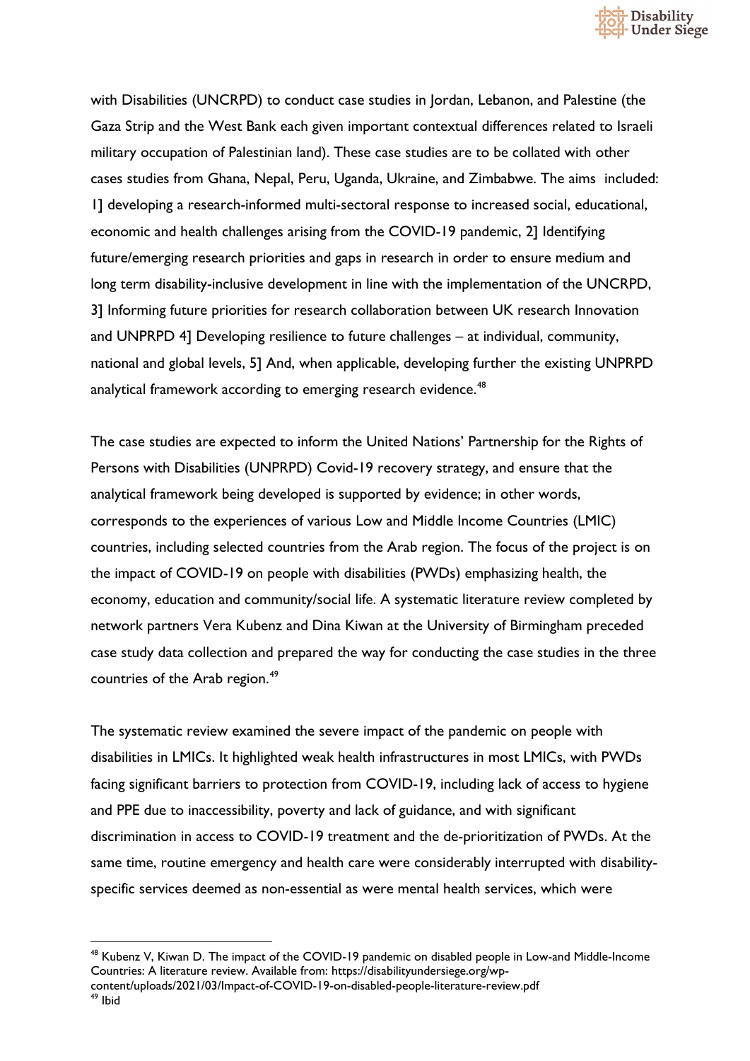with Disabilities (UNCRPD) to conduct case studies in Jordan, Lebanon, and Palestine (the Gaza Strip and the West Bank each given important contextual differences related to Israeli military occupation of Palestinian land). These case studies are to be collated with other cases studies from Ghana, Nepal, Peru, Uganda, Ukraine, and Zimbabwe. The aims included: 1] developing a research-informed multi-sectoral response to increased social, educational, economic and health challenges arising from the COVID-19 pandemic, 2] Identifying future/emerging research priorities and gaps in research in order to ensure medium and long term disability-inclusive development in line with the implementation of the UNCRPD, 3] Informing future priorities for research collaboration between UK research Innovation and UNPRPD 4] Developing resilience to future challenges – at individual, community, national and global levels, 5] And, when applicable, developing further the existing UNPRPD analytical framework according to emerging research evidence.[48]

The case studies are expected to inform the United Nations' Partnership for the Rights of Persons with Disabilities (UNPRPD) Covid-19 recovery strategy, and ensure that the analytical framework being developed is supported by evidence; in other words, corresponds to the experiences of various Low and Middle Income Countries (LMIC) countries, including selected countries from the Arab region. The focus of the project is on the impact of COVID-19 on people with disabilities (PWDs) emphasizing health, the economy, education and community/social life. A systematic literature review completed by network partners Vera Kubenz and Dina Kiwan at the University of Birmingham preceded case study data collection and prepared the way for conducting the case studies in the three countries of the Arab region.[49]

The systematic review examined the severe impact of the pandemic on people with disabilities in LMICs. It highlighted weak health infrastructures in most LMICs, with PWDs facing significant barriers to protection from COVID-19, including lack of access to hygiene and PPE due to inaccessibility, poverty and lack of guidance, and with significant discrimination in access to COVID-19 treatment and the de-prioritization of PWDs. At the same time, routine emergency and health care were considerably interrupted with disability-specific services deemed as non-essential as were mental health services, which were

---

[48] Kubenz V, Kiwan D. The impact of the COVID-19 pandemic on disabled people in Low-and Middle-Income Countries: A literature review. Available from: https://disabilityundersiege.org/wp-content/uploads/2021/03/Impact-of-COVID-19-on-disabled-people-literature-review.pdf

[49] Ibid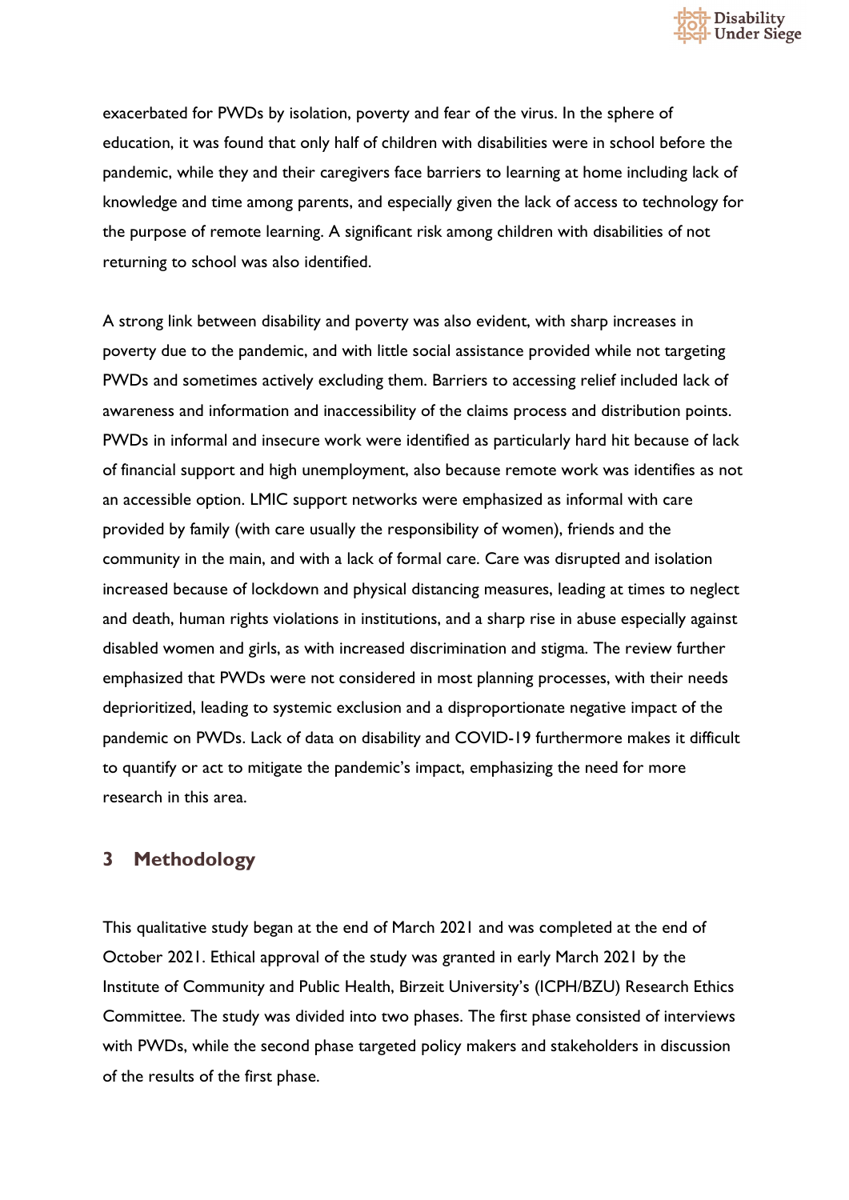exacerbated for PWDs by isolation, poverty and fear of the virus. In the sphere of education, it was found that only half of children with disabilities were in school before the pandemic, while they and their caregivers face barriers to learning at home including lack of knowledge and time among parents, and especially given the lack of access to technology for the purpose of remote learning. A significant risk among children with disabilities of not returning to school was also identified.

A strong link between disability and poverty was also evident, with sharp increases in poverty due to the pandemic, and with little social assistance provided while not targeting PWDs and sometimes actively excluding them. Barriers to accessing relief included lack of awareness and information and inaccessibility of the claims process and distribution points. PWDs in informal and insecure work were identified as particularly hard hit because of lack of financial support and high unemployment, also because remote work was identifies as not an accessible option. LMIC support networks were emphasized as informal with care provided by family (with care usually the responsibility of women), friends and the community in the main, and with a lack of formal care. Care was disrupted and isolation increased because of lockdown and physical distancing measures, leading at times to neglect and death, human rights violations in institutions, and a sharp rise in abuse especially against disabled women and girls, as with increased discrimination and stigma. The review further emphasized that PWDs were not considered in most planning processes, with their needs deprioritized, leading to systemic exclusion and a disproportionate negative impact of the pandemic on PWDs. Lack of data on disability and COVID-19 furthermore makes it difficult to quantify or act to mitigate the pandemic's impact, emphasizing the need for more research in this area.

## 3 Methodology

This qualitative study began at the end of March 2021 and was completed at the end of October 2021. Ethical approval of the study was granted in early March 2021 by the Institute of Community and Public Health, Birzeit University's (ICPH/BZU) Research Ethics Committee. The study was divided into two phases. The first phase consisted of interviews with PWDs, while the second phase targeted policy makers and stakeholders in discussion of the results of the first phase.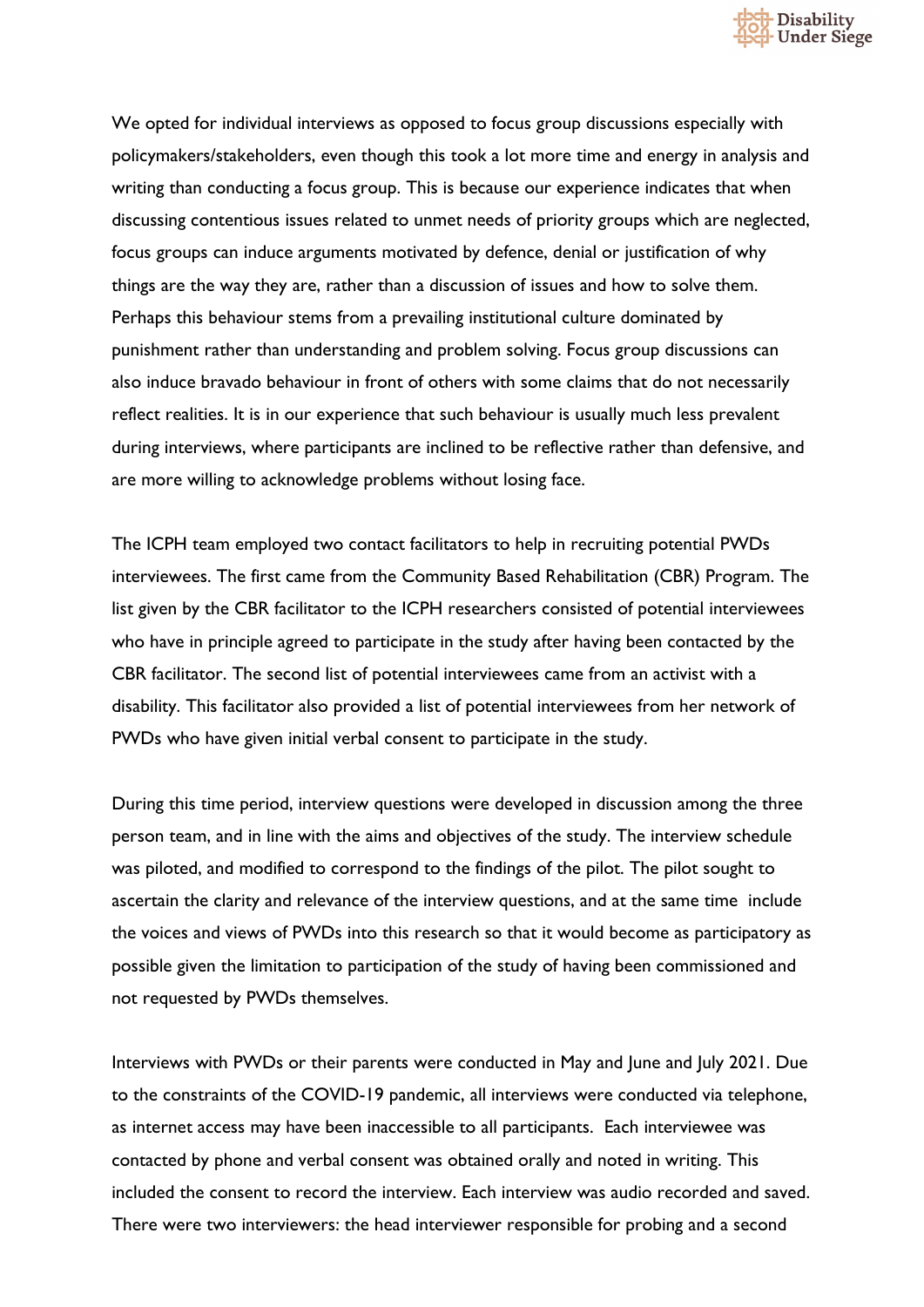We opted for individual interviews as opposed to focus group discussions especially with policymakers/stakeholders, even though this took a lot more time and energy in analysis and writing than conducting a focus group. This is because our experience indicates that when discussing contentious issues related to unmet needs of priority groups which are neglected, focus groups can induce arguments motivated by defence, denial or justification of why things are the way they are, rather than a discussion of issues and how to solve them. Perhaps this behaviour stems from a prevailing institutional culture dominated by punishment rather than understanding and problem solving. Focus group discussions can also induce bravado behaviour in front of others with some claims that do not necessarily reflect realities. It is in our experience that such behaviour is usually much less prevalent during interviews, where participants are inclined to be reflective rather than defensive, and are more willing to acknowledge problems without losing face.

The ICPH team employed two contact facilitators to help in recruiting potential PWDs interviewees. The first came from the Community Based Rehabilitation (CBR) Program. The list given by the CBR facilitator to the ICPH researchers consisted of potential interviewees who have in principle agreed to participate in the study after having been contacted by the CBR facilitator. The second list of potential interviewees came from an activist with a disability. This facilitator also provided a list of potential interviewees from her network of PWDs who have given initial verbal consent to participate in the study.

During this time period, interview questions were developed in discussion among the three person team, and in line with the aims and objectives of the study. The interview schedule was piloted, and modified to correspond to the findings of the pilot. The pilot sought to ascertain the clarity and relevance of the interview questions, and at the same time include the voices and views of PWDs into this research so that it would become as participatory as possible given the limitation to participation of the study of having been commissioned and not requested by PWDs themselves.

Interviews with PWDs or their parents were conducted in May and June and July 2021. Due to the constraints of the COVID-19 pandemic, all interviews were conducted via telephone, as internet access may have been inaccessible to all participants. Each interviewee was contacted by phone and verbal consent was obtained orally and noted in writing. This included the consent to record the interview. Each interview was audio recorded and saved. There were two interviewers: the head interviewer responsible for probing and a second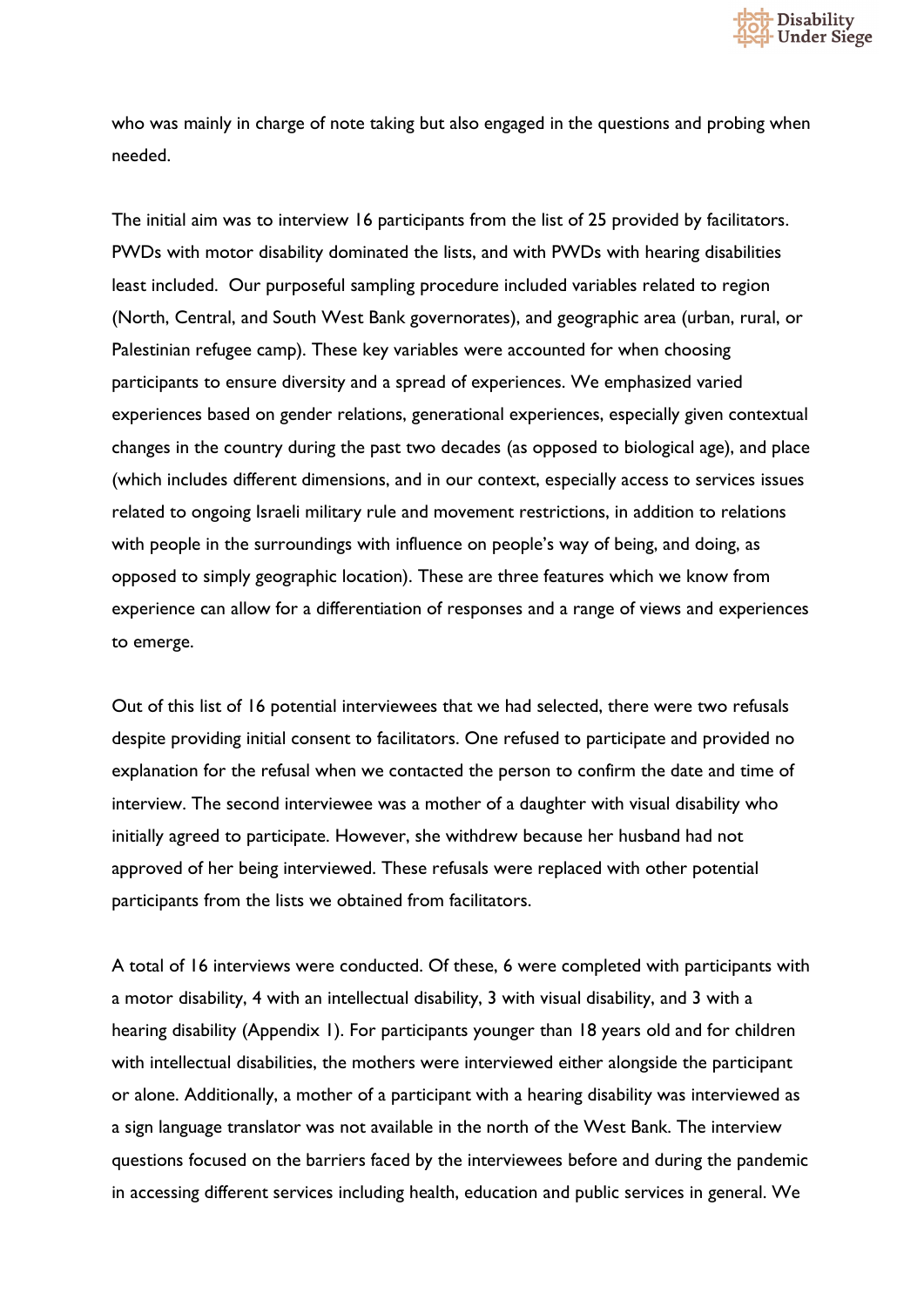who was mainly in charge of note taking but also engaged in the questions and probing when needed.

The initial aim was to interview 16 participants from the list of 25 provided by facilitators. PWDs with motor disability dominated the lists, and with PWDs with hearing disabilities least included. Our purposeful sampling procedure included variables related to region (North, Central, and South West Bank governorates), and geographic area (urban, rural, or Palestinian refugee camp). These key variables were accounted for when choosing participants to ensure diversity and a spread of experiences. We emphasized varied experiences based on gender relations, generational experiences, especially given contextual changes in the country during the past two decades (as opposed to biological age), and place (which includes different dimensions, and in our context, especially access to services issues related to ongoing Israeli military rule and movement restrictions, in addition to relations with people in the surroundings with influence on people's way of being, and doing, as opposed to simply geographic location). These are three features which we know from experience can allow for a differentiation of responses and a range of views and experiences to emerge.

Out of this list of 16 potential interviewees that we had selected, there were two refusals despite providing initial consent to facilitators. One refused to participate and provided no explanation for the refusal when we contacted the person to confirm the date and time of interview. The second interviewee was a mother of a daughter with visual disability who initially agreed to participate. However, she withdrew because her husband had not approved of her being interviewed. These refusals were replaced with other potential participants from the lists we obtained from facilitators.

A total of 16 interviews were conducted. Of these, 6 were completed with participants with a motor disability, 4 with an intellectual disability, 3 with visual disability, and 3 with a hearing disability (Appendix 1). For participants younger than 18 years old and for children with intellectual disabilities, the mothers were interviewed either alongside the participant or alone. Additionally, a mother of a participant with a hearing disability was interviewed as a sign language translator was not available in the north of the West Bank. The interview questions focused on the barriers faced by the interviewees before and during the pandemic in accessing different services including health, education and public services in general. We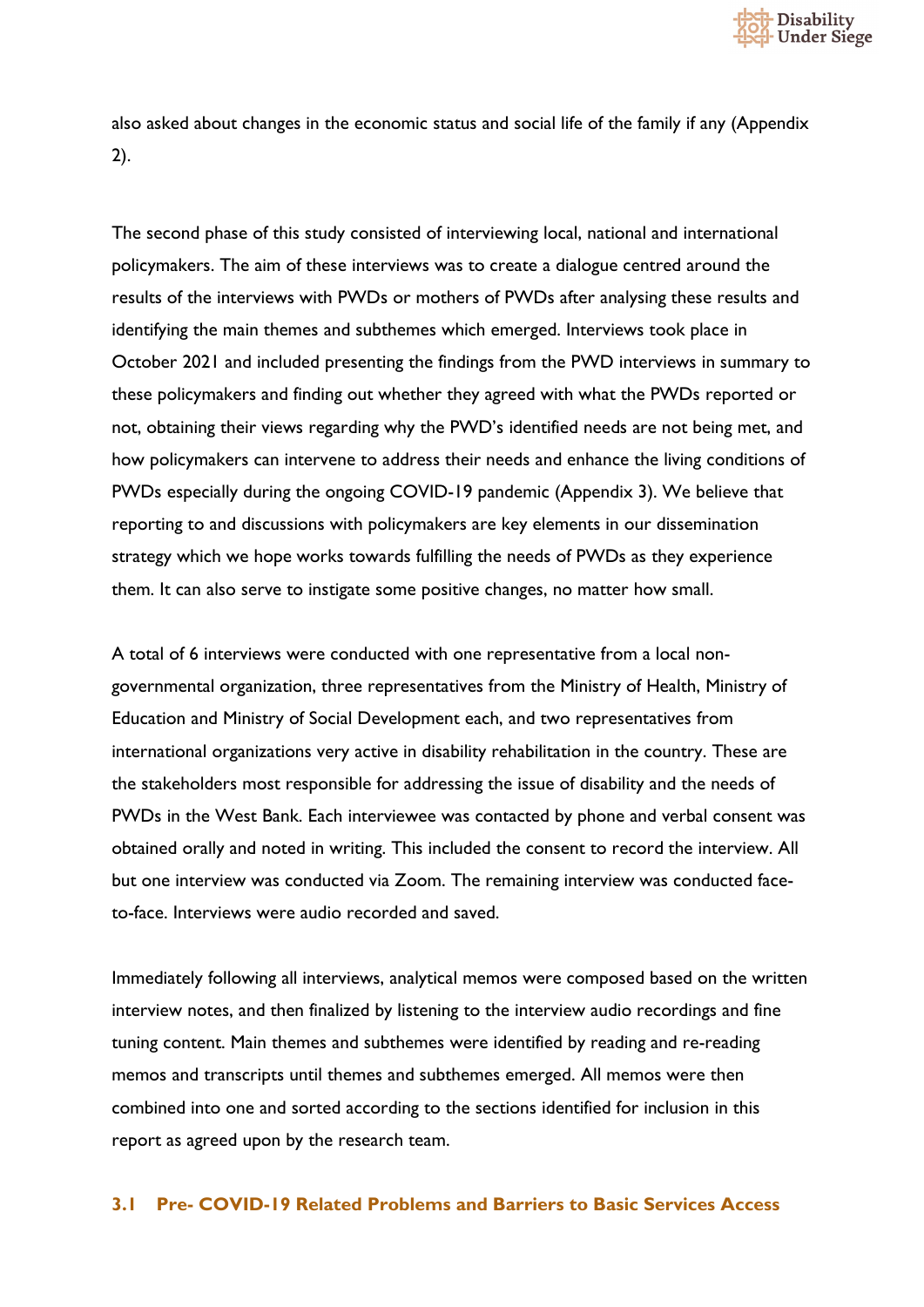also asked about changes in the economic status and social life of the family if any (Appendix 2).

The second phase of this study consisted of interviewing local, national and international policymakers. The aim of these interviews was to create a dialogue centred around the results of the interviews with PWDs or mothers of PWDs after analysing these results and identifying the main themes and subthemes which emerged. Interviews took place in October 2021 and included presenting the findings from the PWD interviews in summary to these policymakers and finding out whether they agreed with what the PWDs reported or not, obtaining their views regarding why the PWD's identified needs are not being met, and how policymakers can intervene to address their needs and enhance the living conditions of PWDs especially during the ongoing COVID-19 pandemic (Appendix 3). We believe that reporting to and discussions with policymakers are key elements in our dissemination strategy which we hope works towards fulfilling the needs of PWDs as they experience them. It can also serve to instigate some positive changes, no matter how small.

A total of 6 interviews were conducted with one representative from a local non-governmental organization, three representatives from the Ministry of Health, Ministry of Education and Ministry of Social Development each, and two representatives from international organizations very active in disability rehabilitation in the country. These are the stakeholders most responsible for addressing the issue of disability and the needs of PWDs in the West Bank. Each interviewee was contacted by phone and verbal consent was obtained orally and noted in writing. This included the consent to record the interview. All but one interview was conducted via Zoom. The remaining interview was conducted face-to-face. Interviews were audio recorded and saved.

Immediately following all interviews, analytical memos were composed based on the written interview notes, and then finalized by listening to the interview audio recordings and fine tuning content. Main themes and subthemes were identified by reading and re-reading memos and transcripts until themes and subthemes emerged. All memos were then combined into one and sorted according to the sections identified for inclusion in this report as agreed upon by the research team.

### 3.1 Pre- COVID-19 Related Problems and Barriers to Basic Services Access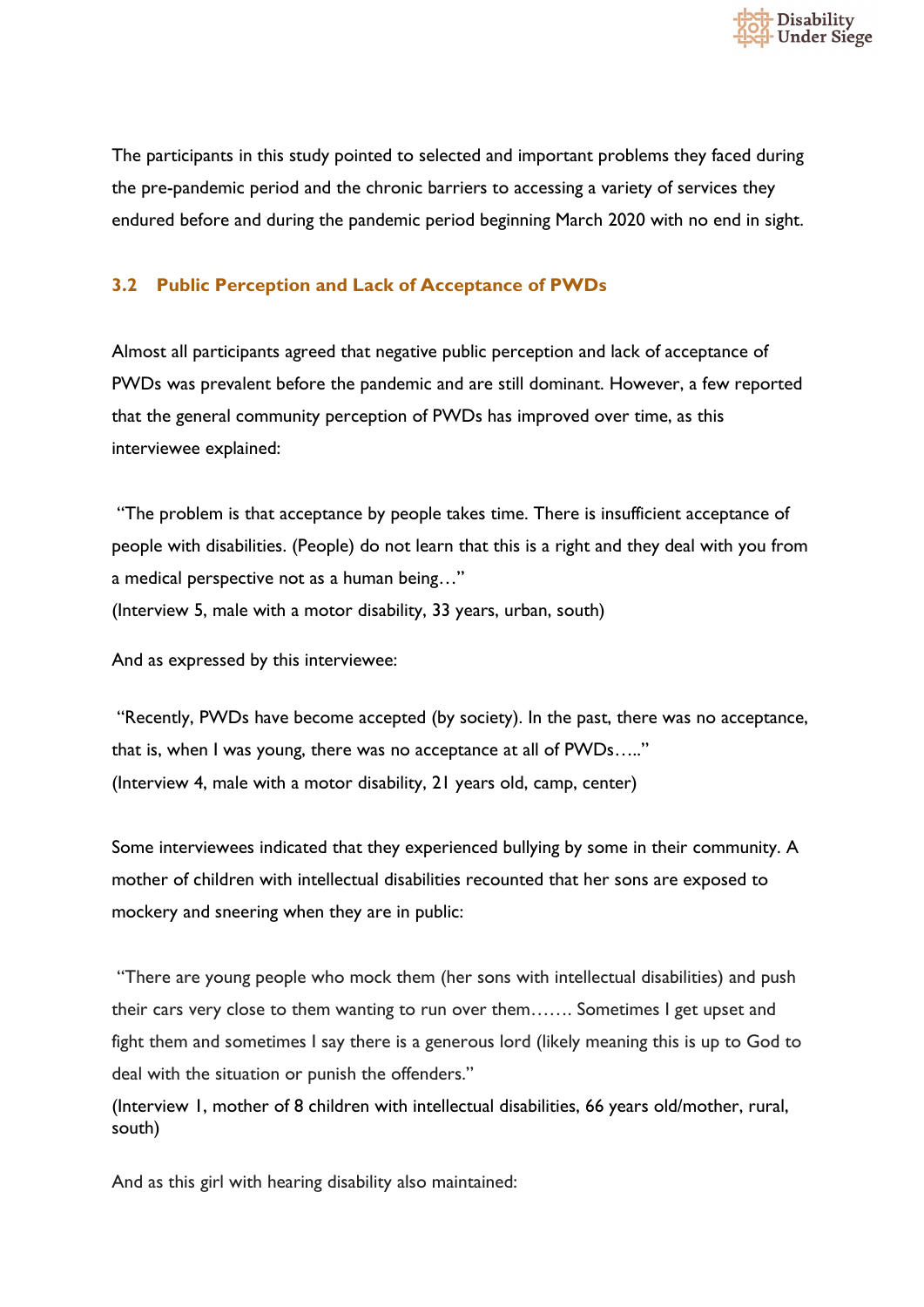The participants in this study pointed to selected and important problems they faced during the pre-pandemic period and the chronic barriers to accessing a variety of services they endured before and during the pandemic period beginning March 2020 with no end in sight.

### 3.2 Public Perception and Lack of Acceptance of PWDs

Almost all participants agreed that negative public perception and lack of acceptance of PWDs was prevalent before the pandemic and are still dominant. However, a few reported that the general community perception of PWDs has improved over time, as this interviewee explained:

"The problem is that acceptance by people takes time. There is insufficient acceptance of people with disabilities. (People) do not learn that this is a right and they deal with you from a medical perspective not as a human being…"
(Interview 5, male with a motor disability, 33 years, urban, south)

And as expressed by this interviewee:

"Recently, PWDs have become accepted (by society). In the past, there was no acceptance, that is, when I was young, there was no acceptance at all of PWDs….."
(Interview 4, male with a motor disability, 21 years old, camp, center)

Some interviewees indicated that they experienced bullying by some in their community. A mother of children with intellectual disabilities recounted that her sons are exposed to mockery and sneering when they are in public:

"There are young people who mock them (her sons with intellectual disabilities) and push their cars very close to them wanting to run over them……. Sometimes I get upset and fight them and sometimes I say there is a generous lord (likely meaning this is up to God to deal with the situation or punish the offenders."
(Interview 1, mother of 8 children with intellectual disabilities, 66 years old/mother, rural, south)

And as this girl with hearing disability also maintained: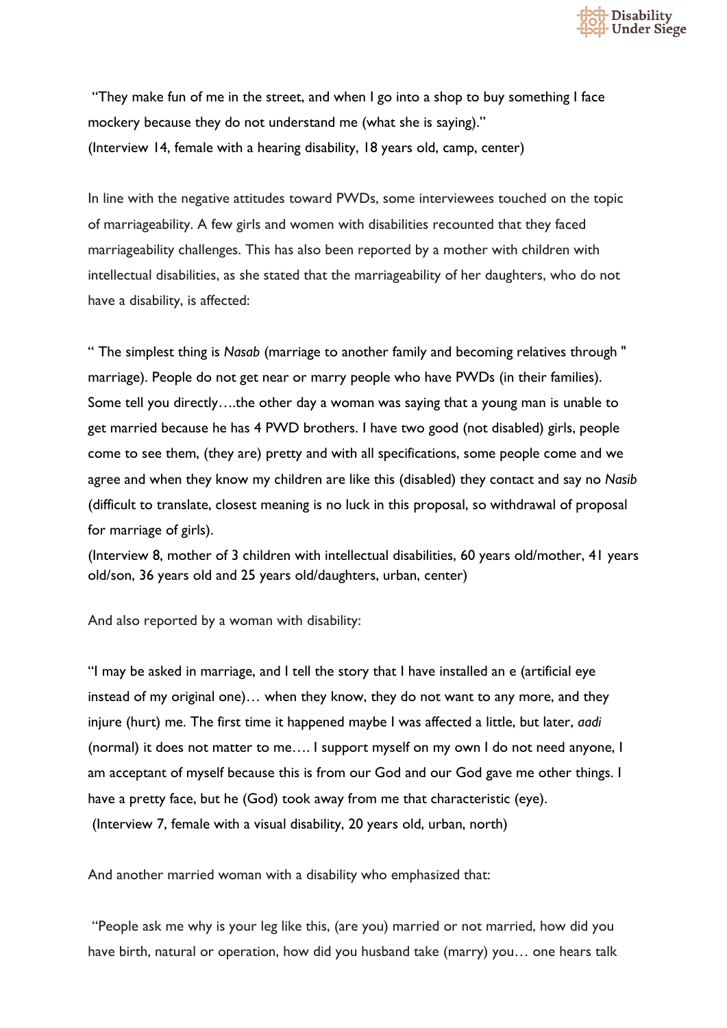"They make fun of me in the street, and when I go into a shop to buy something I face mockery because they do not understand me (what she is saying)."
(Interview 14, female with a hearing disability, 18 years old, camp, center)

In line with the negative attitudes toward PWDs, some interviewees touched on the topic of marriageability. A few girls and women with disabilities recounted that they faced marriageability challenges. This has also been reported by a mother with children with intellectual disabilities, as she stated that the marriageability of her daughters, who do not have a disability, is affected:

" The simplest thing is *Nasab* (marriage to another family and becoming relatives through " marriage). People do not get near or marry people who have PWDs (in their families). Some tell you directly….the other day a woman was saying that a young man is unable to get married because he has 4 PWD brothers. I have two good (not disabled) girls, people come to see them, (they are) pretty and with all specifications, some people come and we agree and when they know my children are like this (disabled) they contact and say no *Nasib* (difficult to translate, closest meaning is no luck in this proposal, so withdrawal of proposal for marriage of girls).
(Interview 8, mother of 3 children with intellectual disabilities, 60 years old/mother, 41 years old/son, 36 years old and 25 years old/daughters, urban, center)

And also reported by a woman with disability:

"I may be asked in marriage, and I tell the story that I have installed an e (artificial eye instead of my original one)… when they know, they do not want to any more, and they injure (hurt) me. The first time it happened maybe I was affected a little, but later, *aadi* (normal) it does not matter to me…. I support myself on my own I do not need anyone, I am acceptant of myself because this is from our God and our God gave me other things. I have a pretty face, but he (God) took away from me that characteristic (eye).
(Interview 7, female with a visual disability, 20 years old, urban, north)

And another married woman with a disability who emphasized that:

"People ask me why is your leg like this, (are you) married or not married, how did you have birth, natural or operation, how did you husband take (marry) you… one hears talk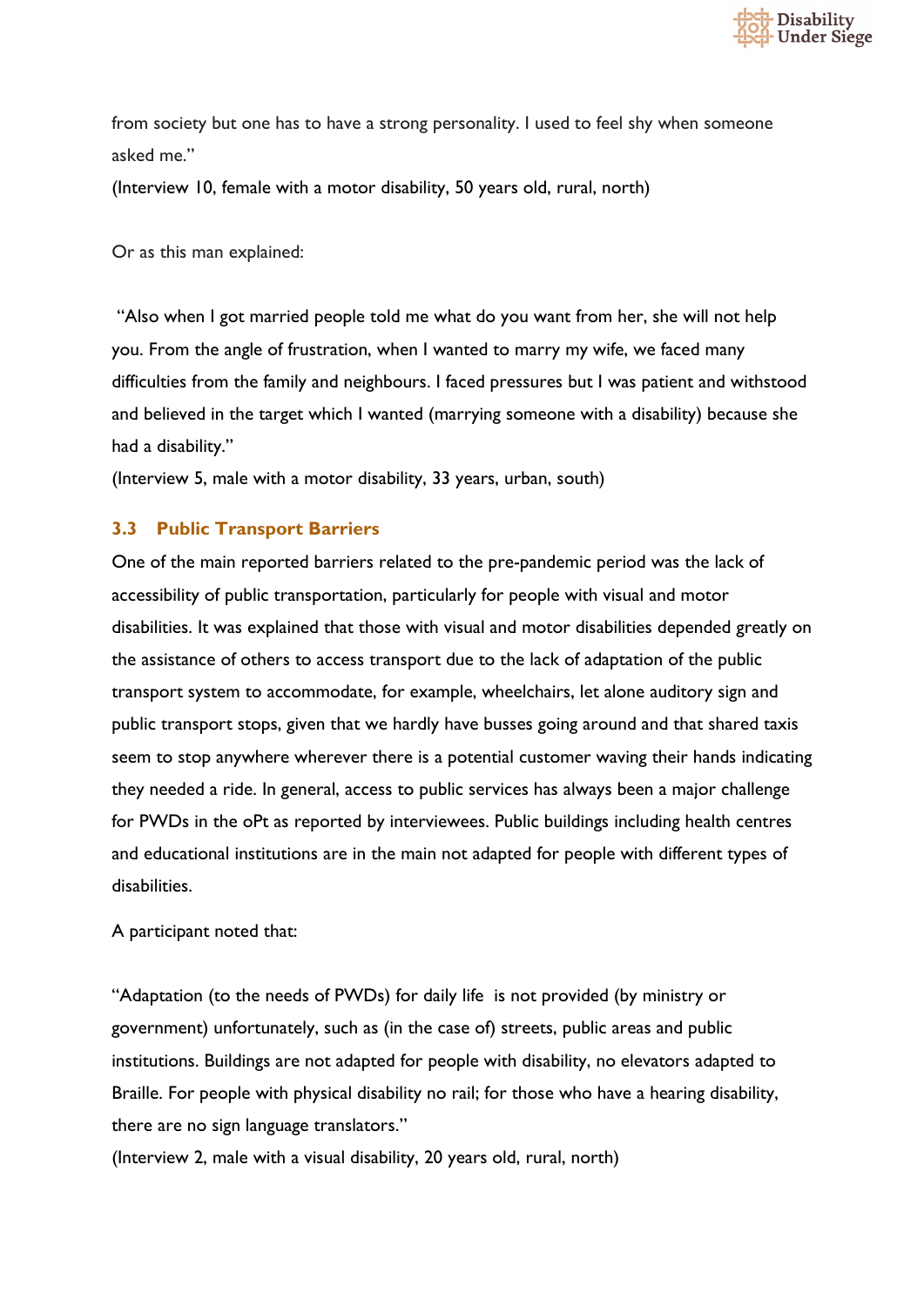from society but one has to have a strong personality. I used to feel shy when someone asked me."

(Interview 10, female with a motor disability, 50 years old, rural, north)

Or as this man explained:

"Also when I got married people told me what do you want from her, she will not help you. From the angle of frustration, when I wanted to marry my wife, we faced many difficulties from the family and neighbours. I faced pressures but I was patient and withstood and believed in the target which I wanted (marrying someone with a disability) because she had a disability."

(Interview 5, male with a motor disability, 33 years, urban, south)

### 3.3 Public Transport Barriers

One of the main reported barriers related to the pre-pandemic period was the lack of accessibility of public transportation, particularly for people with visual and motor disabilities. It was explained that those with visual and motor disabilities depended greatly on the assistance of others to access transport due to the lack of adaptation of the public transport system to accommodate, for example, wheelchairs, let alone auditory sign and public transport stops, given that we hardly have busses going around and that shared taxis seem to stop anywhere wherever there is a potential customer waving their hands indicating they needed a ride. In general, access to public services has always been a major challenge for PWDs in the oPt as reported by interviewees. Public buildings including health centres and educational institutions are in the main not adapted for people with different types of disabilities.

A participant noted that:

"Adaptation (to the needs of PWDs) for daily life is not provided (by ministry or government) unfortunately, such as (in the case of) streets, public areas and public institutions. Buildings are not adapted for people with disability, no elevators adapted to Braille. For people with physical disability no rail; for those who have a hearing disability, there are no sign language translators."

(Interview 2, male with a visual disability, 20 years old, rural, north)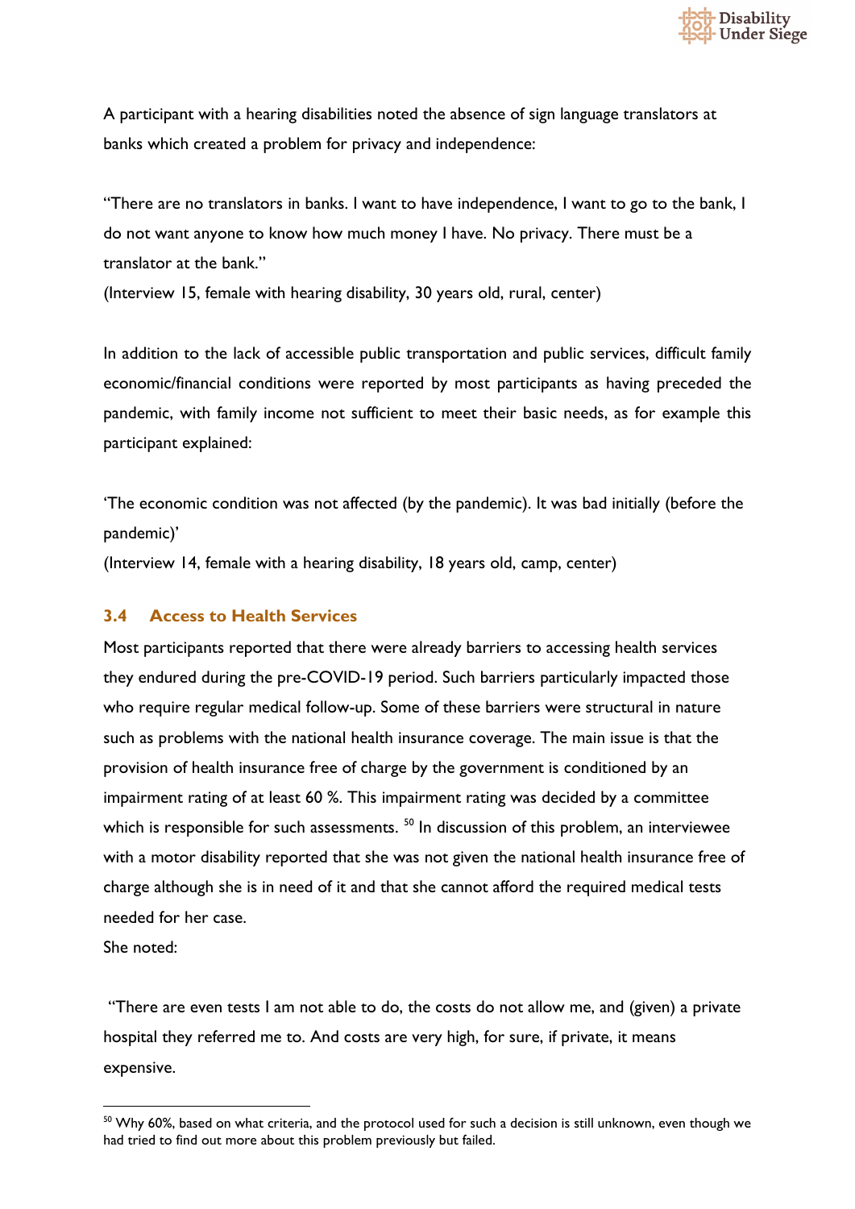A participant with a hearing disabilities noted the absence of sign language translators at banks which created a problem for privacy and independence:

"There are no translators in banks. I want to have independence, I want to go to the bank, I do not want anyone to know how much money I have. No privacy. There must be a translator at the bank."

(Interview 15, female with hearing disability, 30 years old, rural, center)

In addition to the lack of accessible public transportation and public services, difficult family economic/financial conditions were reported by most participants as having preceded the pandemic, with family income not sufficient to meet their basic needs, as for example this participant explained:

'The economic condition was not affected (by the pandemic). It was bad initially (before the pandemic)'

(Interview 14, female with a hearing disability, 18 years old, camp, center)

### 3.4 Access to Health Services

Most participants reported that there were already barriers to accessing health services they endured during the pre-COVID-19 period. Such barriers particularly impacted those who require regular medical follow-up. Some of these barriers were structural in nature such as problems with the national health insurance coverage. The main issue is that the provision of health insurance free of charge by the government is conditioned by an impairment rating of at least 60 %. This impairment rating was decided by a committee which is responsible for such assessments. [50] In discussion of this problem, an interviewee with a motor disability reported that she was not given the national health insurance free of charge although she is in need of it and that she cannot afford the required medical tests needed for her case.

She noted:

"There are even tests I am not able to do, the costs do not allow me, and (given) a private hospital they referred me to. And costs are very high, for sure, if private, it means expensive.

[50] Why 60%, based on what criteria, and the protocol used for such a decision is still unknown, even though we had tried to find out more about this problem previously but failed.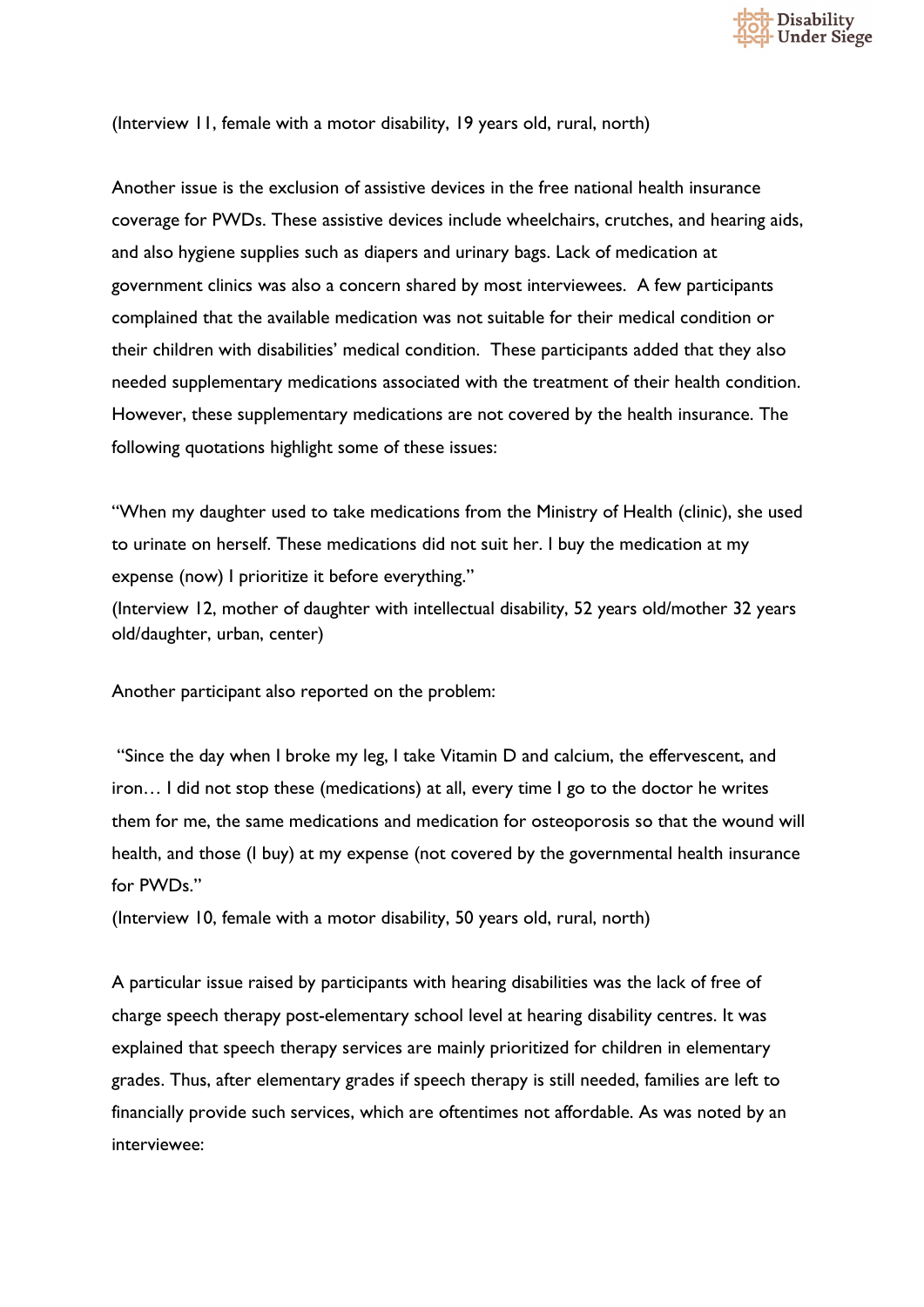(Interview 11, female with a motor disability, 19 years old, rural, north)

Another issue is the exclusion of assistive devices in the free national health insurance coverage for PWDs. These assistive devices include wheelchairs, crutches, and hearing aids, and also hygiene supplies such as diapers and urinary bags. Lack of medication at government clinics was also a concern shared by most interviewees. A few participants complained that the available medication was not suitable for their medical condition or their children with disabilities' medical condition. These participants added that they also needed supplementary medications associated with the treatment of their health condition. However, these supplementary medications are not covered by the health insurance. The following quotations highlight some of these issues:

"When my daughter used to take medications from the Ministry of Health (clinic), she used to urinate on herself. These medications did not suit her. I buy the medication at my expense (now) I prioritize it before everything."
(Interview 12, mother of daughter with intellectual disability, 52 years old/mother 32 years old/daughter, urban, center)

Another participant also reported on the problem:

"Since the day when I broke my leg, I take Vitamin D and calcium, the effervescent, and iron… I did not stop these (medications) at all, every time I go to the doctor he writes them for me, the same medications and medication for osteoporosis so that the wound will health, and those (I buy) at my expense (not covered by the governmental health insurance for PWDs."
(Interview 10, female with a motor disability, 50 years old, rural, north)

A particular issue raised by participants with hearing disabilities was the lack of free of charge speech therapy post-elementary school level at hearing disability centres. It was explained that speech therapy services are mainly prioritized for children in elementary grades. Thus, after elementary grades if speech therapy is still needed, families are left to financially provide such services, which are oftentimes not affordable. As was noted by an interviewee: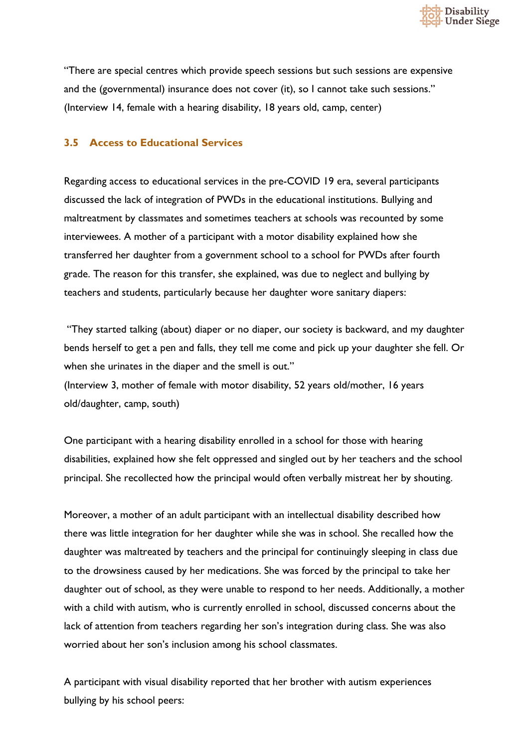"There are special centres which provide speech sessions but such sessions are expensive and the (governmental) insurance does not cover (it), so I cannot take such sessions."
(Interview 14, female with a hearing disability, 18 years old, camp, center)

### 3.5 Access to Educational Services

Regarding access to educational services in the pre-COVID 19 era, several participants discussed the lack of integration of PWDs in the educational institutions. Bullying and maltreatment by classmates and sometimes teachers at schools was recounted by some interviewees. A mother of a participant with a motor disability explained how she transferred her daughter from a government school to a school for PWDs after fourth grade. The reason for this transfer, she explained, was due to neglect and bullying by teachers and students, particularly because her daughter wore sanitary diapers:

"They started talking (about) diaper or no diaper, our society is backward, and my daughter bends herself to get a pen and falls, they tell me come and pick up your daughter she fell. Or when she urinates in the diaper and the smell is out."
(Interview 3, mother of female with motor disability, 52 years old/mother, 16 years old/daughter, camp, south)

One participant with a hearing disability enrolled in a school for those with hearing disabilities, explained how she felt oppressed and singled out by her teachers and the school principal. She recollected how the principal would often verbally mistreat her by shouting.

Moreover, a mother of an adult participant with an intellectual disability described how there was little integration for her daughter while she was in school. She recalled how the daughter was maltreated by teachers and the principal for continuingly sleeping in class due to the drowsiness caused by her medications. She was forced by the principal to take her daughter out of school, as they were unable to respond to her needs. Additionally, a mother with a child with autism, who is currently enrolled in school, discussed concerns about the lack of attention from teachers regarding her son's integration during class. She was also worried about her son's inclusion among his school classmates.

A participant with visual disability reported that her brother with autism experiences bullying by his school peers: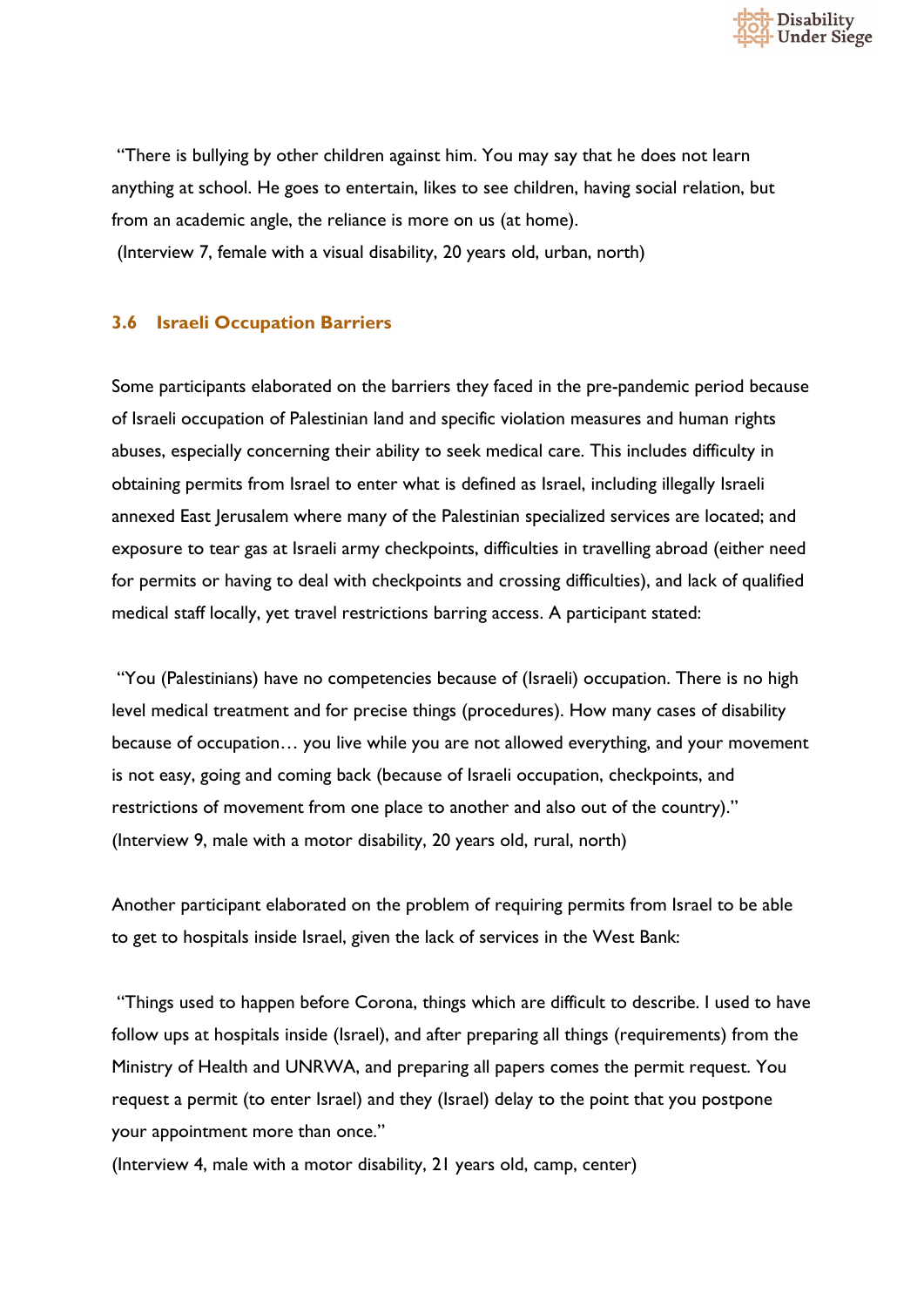"There is bullying by other children against him. You may say that he does not learn anything at school. He goes to entertain, likes to see children, having social relation, but from an academic angle, the reliance is more on us (at home).
(Interview 7, female with a visual disability, 20 years old, urban, north)

### 3.6 Israeli Occupation Barriers

Some participants elaborated on the barriers they faced in the pre-pandemic period because of Israeli occupation of Palestinian land and specific violation measures and human rights abuses, especially concerning their ability to seek medical care. This includes difficulty in obtaining permits from Israel to enter what is defined as Israel, including illegally Israeli annexed East Jerusalem where many of the Palestinian specialized services are located; and exposure to tear gas at Israeli army checkpoints, difficulties in travelling abroad (either need for permits or having to deal with checkpoints and crossing difficulties), and lack of qualified medical staff locally, yet travel restrictions barring access. A participant stated:

"You (Palestinians) have no competencies because of (Israeli) occupation. There is no high level medical treatment and for precise things (procedures). How many cases of disability because of occupation… you live while you are not allowed everything, and your movement is not easy, going and coming back (because of Israeli occupation, checkpoints, and restrictions of movement from one place to another and also out of the country)."
(Interview 9, male with a motor disability, 20 years old, rural, north)

Another participant elaborated on the problem of requiring permits from Israel to be able to get to hospitals inside Israel, given the lack of services in the West Bank:

"Things used to happen before Corona, things which are difficult to describe. I used to have follow ups at hospitals inside (Israel), and after preparing all things (requirements) from the Ministry of Health and UNRWA, and preparing all papers comes the permit request. You request a permit (to enter Israel) and they (Israel) delay to the point that you postpone your appointment more than once."
(Interview 4, male with a motor disability, 21 years old, camp, center)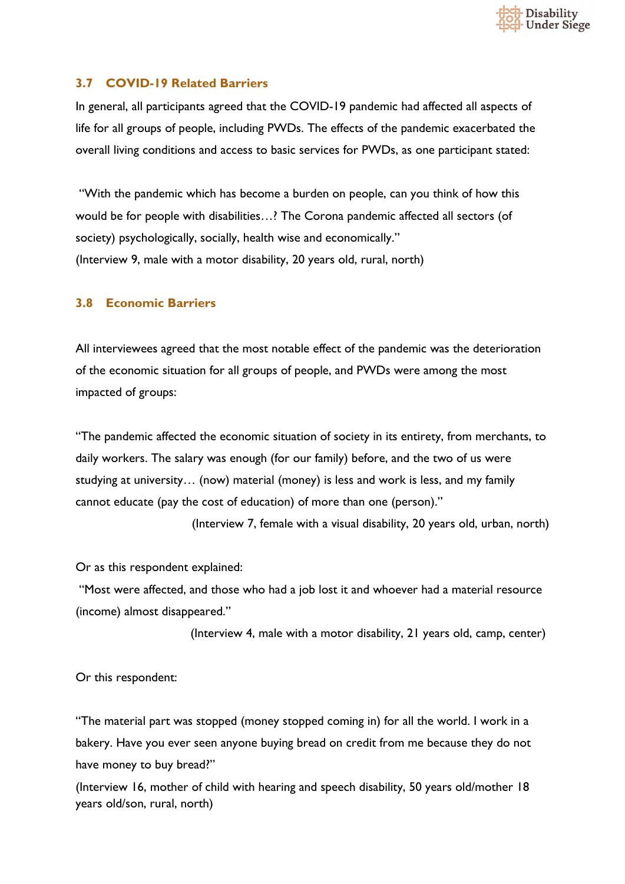### 3.7 COVID-19 Related Barriers

In general, all participants agreed that the COVID-19 pandemic had affected all aspects of life for all groups of people, including PWDs. The effects of the pandemic exacerbated the overall living conditions and access to basic services for PWDs, as one participant stated:

"With the pandemic which has become a burden on people, can you think of how this would be for people with disabilities…? The Corona pandemic affected all sectors (of society) psychologically, socially, health wise and economically."
(Interview 9, male with a motor disability, 20 years old, rural, north)

### 3.8 Economic Barriers

All interviewees agreed that the most notable effect of the pandemic was the deterioration of the economic situation for all groups of people, and PWDs were among the most impacted of groups:

"The pandemic affected the economic situation of society in its entirety, from merchants, to daily workers. The salary was enough (for our family) before, and the two of us were studying at university… (now) material (money) is less and work is less, and my family cannot educate (pay the cost of education) of more than one (person)."
(Interview 7, female with a visual disability, 20 years old, urban, north)

Or as this respondent explained:

"Most were affected, and those who had a job lost it and whoever had a material resource (income) almost disappeared."
(Interview 4, male with a motor disability, 21 years old, camp, center)

Or this respondent:

"The material part was stopped (money stopped coming in) for all the world. I work in a bakery. Have you ever seen anyone buying bread on credit from me because they do not have money to buy bread?"
(Interview 16, mother of child with hearing and speech disability, 50 years old/mother 18 years old/son, rural, north)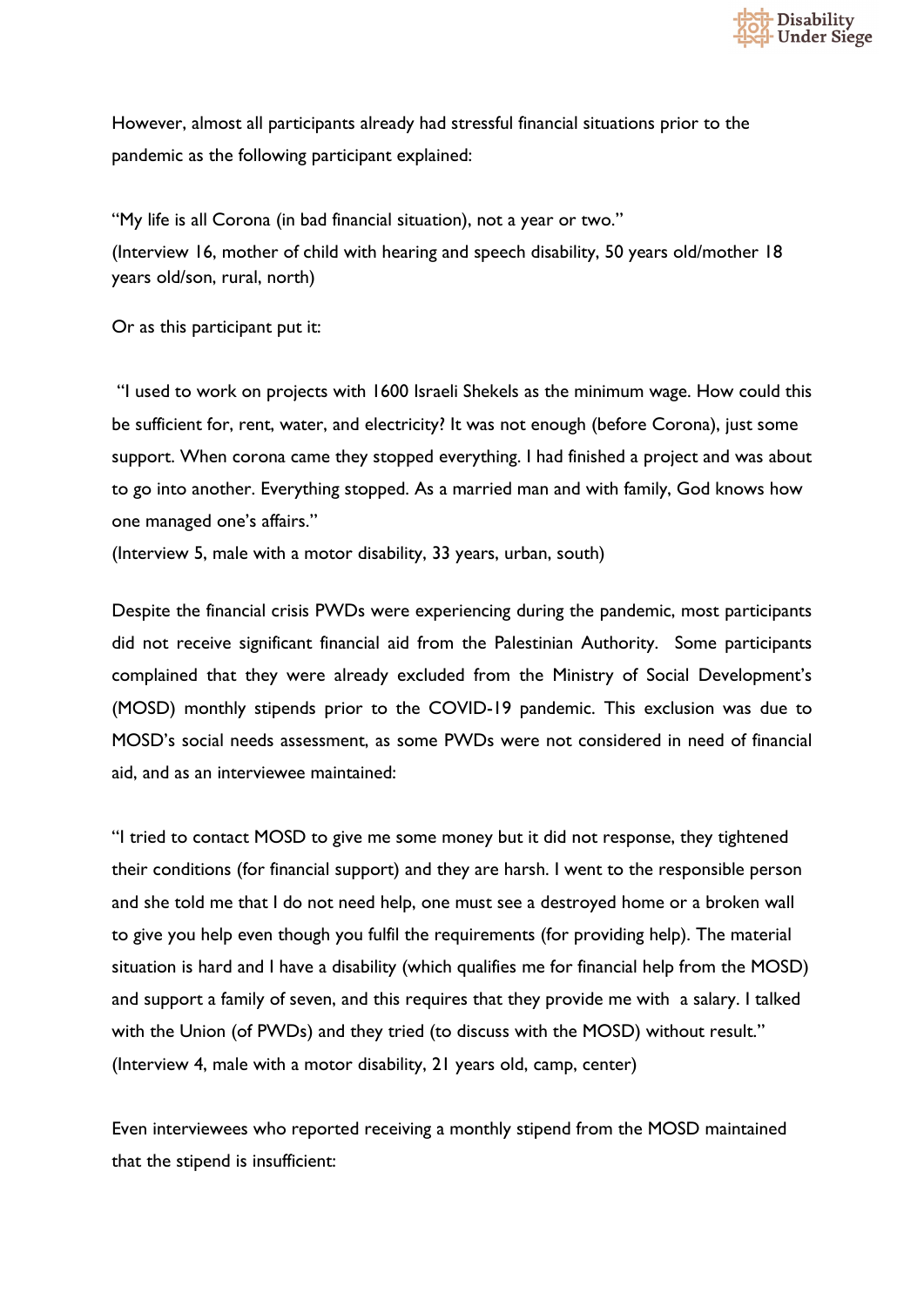However, almost all participants already had stressful financial situations prior to the pandemic as the following participant explained:

"My life is all Corona (in bad financial situation), not a year or two."
(Interview 16, mother of child with hearing and speech disability, 50 years old/mother 18 years old/son, rural, north)

Or as this participant put it:

"I used to work on projects with 1600 Israeli Shekels as the minimum wage. How could this be sufficient for, rent, water, and electricity? It was not enough (before Corona), just some support. When corona came they stopped everything. I had finished a project and was about to go into another. Everything stopped. As a married man and with family, God knows how one managed one's affairs."
(Interview 5, male with a motor disability, 33 years, urban, south)

Despite the financial crisis PWDs were experiencing during the pandemic, most participants did not receive significant financial aid from the Palestinian Authority. Some participants complained that they were already excluded from the Ministry of Social Development's (MOSD) monthly stipends prior to the COVID-19 pandemic. This exclusion was due to MOSD's social needs assessment, as some PWDs were not considered in need of financial aid, and as an interviewee maintained:

"I tried to contact MOSD to give me some money but it did not response, they tightened their conditions (for financial support) and they are harsh. I went to the responsible person and she told me that I do not need help, one must see a destroyed home or a broken wall to give you help even though you fulfil the requirements (for providing help). The material situation is hard and I have a disability (which qualifies me for financial help from the MOSD) and support a family of seven, and this requires that they provide me with a salary. I talked with the Union (of PWDs) and they tried (to discuss with the MOSD) without result."
(Interview 4, male with a motor disability, 21 years old, camp, center)

Even interviewees who reported receiving a monthly stipend from the MOSD maintained that the stipend is insufficient: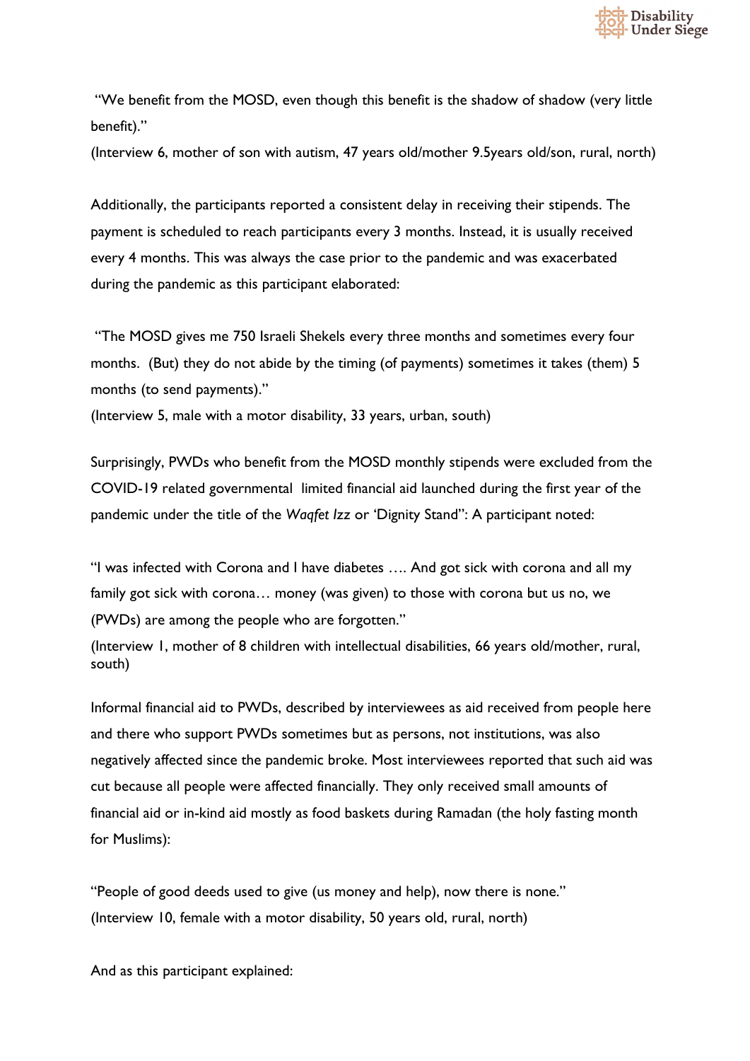"We benefit from the MOSD, even though this benefit is the shadow of shadow (very little benefit)."
(Interview 6, mother of son with autism, 47 years old/mother 9.5years old/son, rural, north)

Additionally, the participants reported a consistent delay in receiving their stipends. The payment is scheduled to reach participants every 3 months. Instead, it is usually received every 4 months. This was always the case prior to the pandemic and was exacerbated during the pandemic as this participant elaborated:

"The MOSD gives me 750 Israeli Shekels every three months and sometimes every four months. (But) they do not abide by the timing (of payments) sometimes it takes (them) 5 months (to send payments)."
(Interview 5, male with a motor disability, 33 years, urban, south)

Surprisingly, PWDs who benefit from the MOSD monthly stipends were excluded from the COVID-19 related governmental limited financial aid launched during the first year of the pandemic under the title of the *Waqfet Izz* or 'Dignity Stand": A participant noted:

"I was infected with Corona and I have diabetes …. And got sick with corona and all my family got sick with corona… money (was given) to those with corona but us no, we (PWDs) are among the people who are forgotten."
(Interview 1, mother of 8 children with intellectual disabilities, 66 years old/mother, rural, south)

Informal financial aid to PWDs, described by interviewees as aid received from people here and there who support PWDs sometimes but as persons, not institutions, was also negatively affected since the pandemic broke. Most interviewees reported that such aid was cut because all people were affected financially. They only received small amounts of financial aid or in-kind aid mostly as food baskets during Ramadan (the holy fasting month for Muslims):

"People of good deeds used to give (us money and help), now there is none."
(Interview 10, female with a motor disability, 50 years old, rural, north)

And as this participant explained: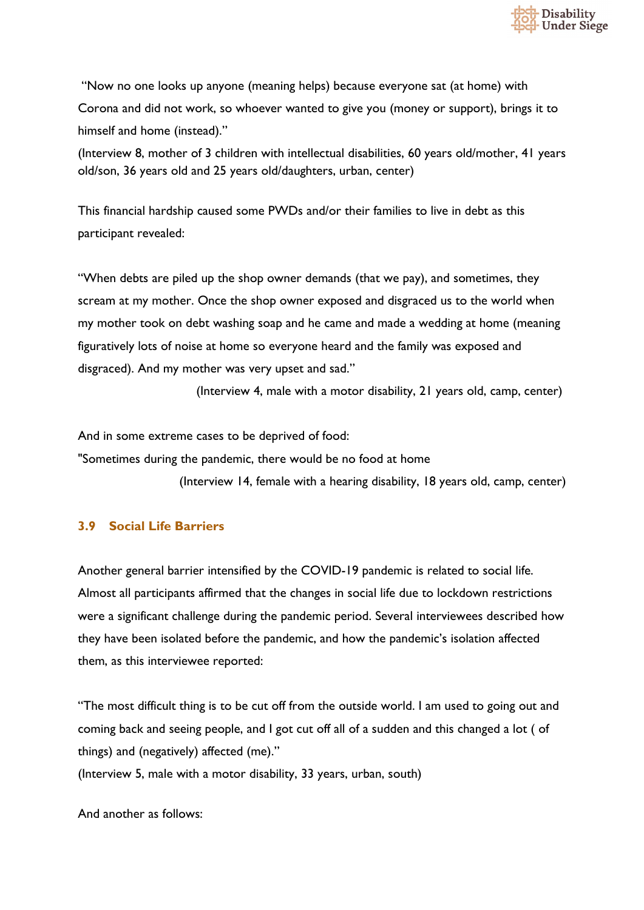"Now no one looks up anyone (meaning helps) because everyone sat (at home) with Corona and did not work, so whoever wanted to give you (money or support), brings it to himself and home (instead)."

(Interview 8, mother of 3 children with intellectual disabilities, 60 years old/mother, 41 years old/son, 36 years old and 25 years old/daughters, urban, center)

This financial hardship caused some PWDs and/or their families to live in debt as this participant revealed:

"When debts are piled up the shop owner demands (that we pay), and sometimes, they scream at my mother. Once the shop owner exposed and disgraced us to the world when my mother took on debt washing soap and he came and made a wedding at home (meaning figuratively lots of noise at home so everyone heard and the family was exposed and disgraced). And my mother was very upset and sad."

(Interview 4, male with a motor disability, 21 years old, camp, center)

And in some extreme cases to be deprived of food:

"Sometimes during the pandemic, there would be no food at home

(Interview 14, female with a hearing disability, 18 years old, camp, center)

### 3.9 Social Life Barriers

Another general barrier intensified by the COVID-19 pandemic is related to social life. Almost all participants affirmed that the changes in social life due to lockdown restrictions were a significant challenge during the pandemic period. Several interviewees described how they have been isolated before the pandemic, and how the pandemic's isolation affected them, as this interviewee reported:

"The most difficult thing is to be cut off from the outside world. I am used to going out and coming back and seeing people, and I got cut off all of a sudden and this changed a lot ( of things) and (negatively) affected (me)."

(Interview 5, male with a motor disability, 33 years, urban, south)

And another as follows: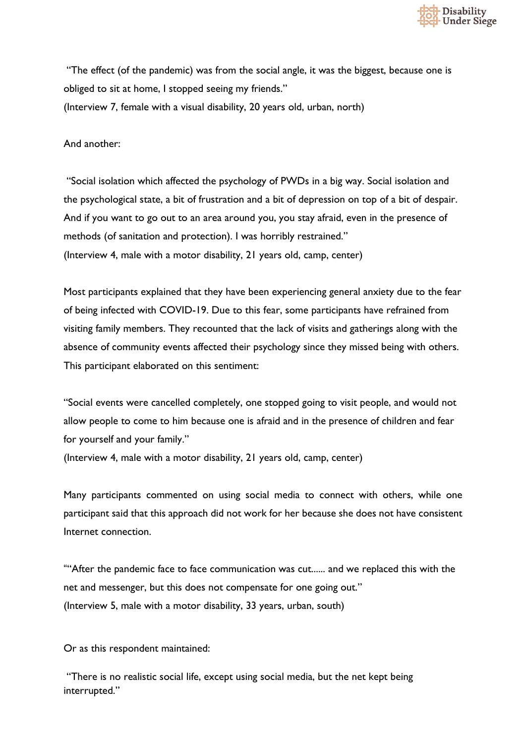"The effect (of the pandemic) was from the social angle, it was the biggest, because one is obliged to sit at home, I stopped seeing my friends."
(Interview 7, female with a visual disability, 20 years old, urban, north)

And another:

"Social isolation which affected the psychology of PWDs in a big way. Social isolation and the psychological state, a bit of frustration and a bit of depression on top of a bit of despair. And if you want to go out to an area around you, you stay afraid, even in the presence of methods (of sanitation and protection). I was horribly restrained."
(Interview 4, male with a motor disability, 21 years old, camp, center)

Most participants explained that they have been experiencing general anxiety due to the fear of being infected with COVID-19. Due to this fear, some participants have refrained from visiting family members. They recounted that the lack of visits and gatherings along with the absence of community events affected their psychology since they missed being with others. This participant elaborated on this sentiment:

"Social events were cancelled completely, one stopped going to visit people, and would not allow people to come to him because one is afraid and in the presence of children and fear for yourself and your family."
(Interview 4, male with a motor disability, 21 years old, camp, center)

Many participants commented on using social media to connect with others, while one participant said that this approach did not work for her because she does not have consistent Internet connection.

""After the pandemic face to face communication was cut...... and we replaced this with the net and messenger, but this does not compensate for one going out."
(Interview 5, male with a motor disability, 33 years, urban, south)

Or as this respondent maintained:

"There is no realistic social life, except using social media, but the net kept being interrupted."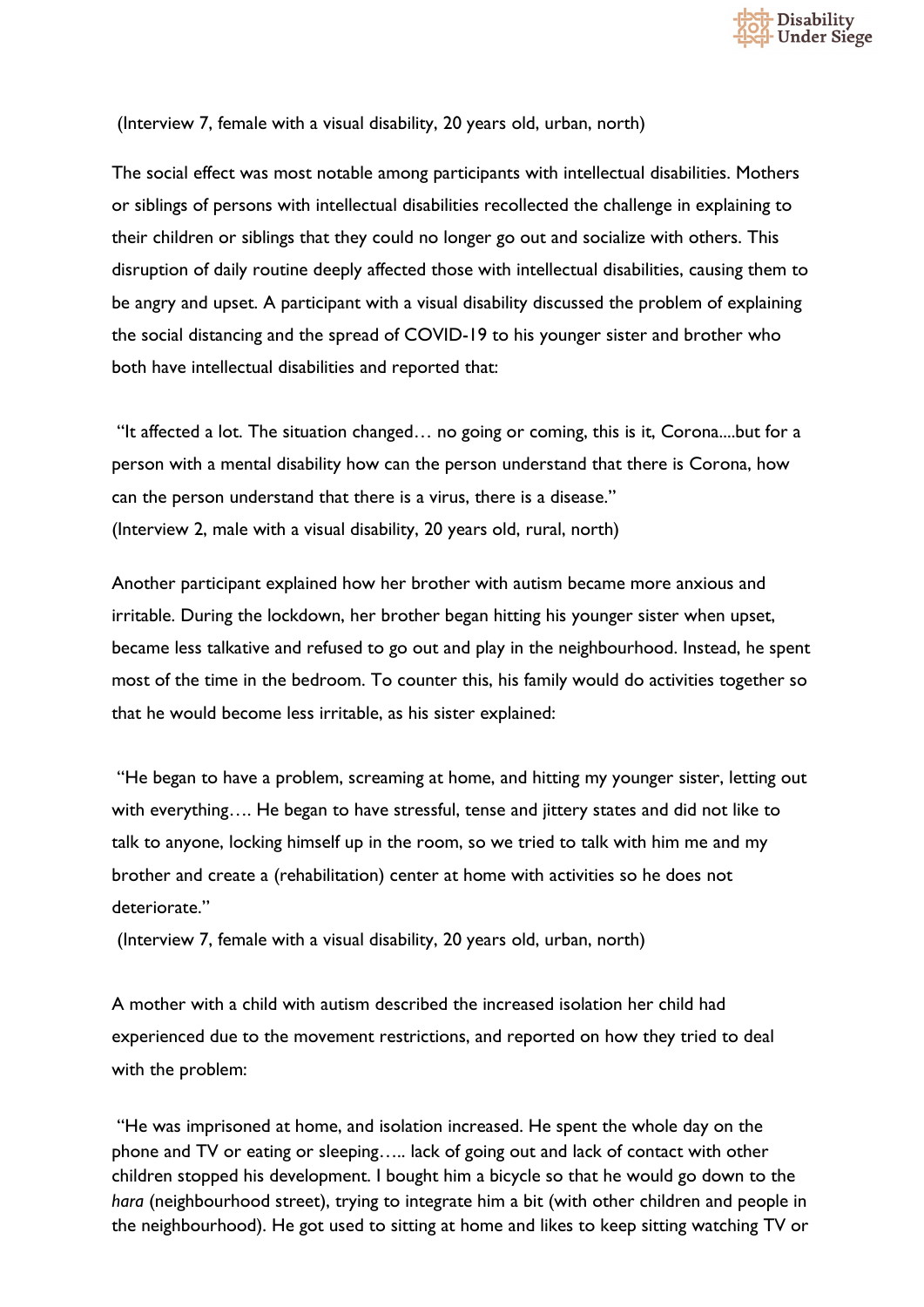(Interview 7, female with a visual disability, 20 years old, urban, north)

The social effect was most notable among participants with intellectual disabilities. Mothers or siblings of persons with intellectual disabilities recollected the challenge in explaining to their children or siblings that they could no longer go out and socialize with others. This disruption of daily routine deeply affected those with intellectual disabilities, causing them to be angry and upset. A participant with a visual disability discussed the problem of explaining the social distancing and the spread of COVID-19 to his younger sister and brother who both have intellectual disabilities and reported that:

"It affected a lot. The situation changed… no going or coming, this is it, Corona....but for a person with a mental disability how can the person understand that there is Corona, how can the person understand that there is a virus, there is a disease."
(Interview 2, male with a visual disability, 20 years old, rural, north)

Another participant explained how her brother with autism became more anxious and irritable. During the lockdown, her brother began hitting his younger sister when upset, became less talkative and refused to go out and play in the neighbourhood. Instead, he spent most of the time in the bedroom. To counter this, his family would do activities together so that he would become less irritable, as his sister explained:

"He began to have a problem, screaming at home, and hitting my younger sister, letting out with everything…. He began to have stressful, tense and jittery states and did not like to talk to anyone, locking himself up in the room, so we tried to talk with him me and my brother and create a (rehabilitation) center at home with activities so he does not deteriorate."
(Interview 7, female with a visual disability, 20 years old, urban, north)

A mother with a child with autism described the increased isolation her child had experienced due to the movement restrictions, and reported on how they tried to deal with the problem:

"He was imprisoned at home, and isolation increased. He spent the whole day on the phone and TV or eating or sleeping….. lack of going out and lack of contact with other children stopped his development. I bought him a bicycle so that he would go down to the *hara* (neighbourhood street), trying to integrate him a bit (with other children and people in the neighbourhood). He got used to sitting at home and likes to keep sitting watching TV or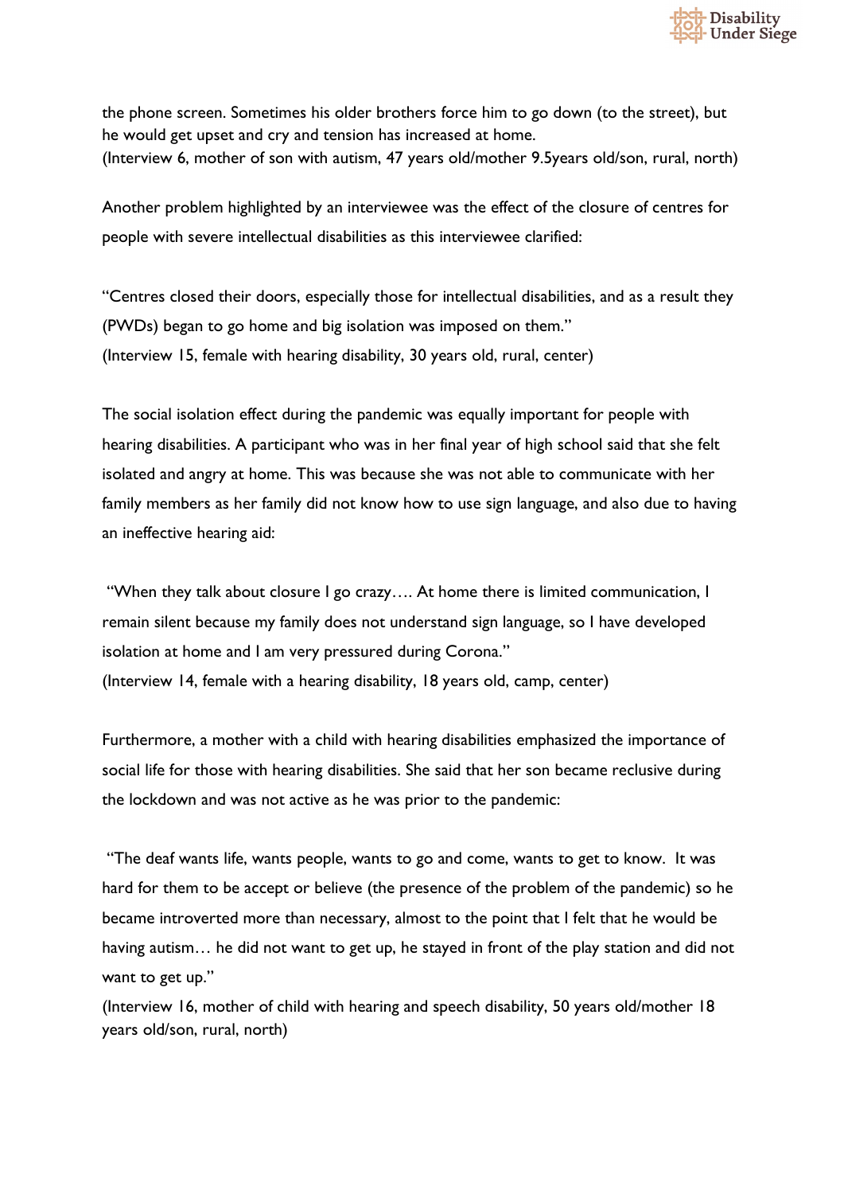the phone screen. Sometimes his older brothers force him to go down (to the street), but he would get upset and cry and tension has increased at home.
(Interview 6, mother of son with autism, 47 years old/mother 9.5years old/son, rural, north)

Another problem highlighted by an interviewee was the effect of the closure of centres for people with severe intellectual disabilities as this interviewee clarified:

"Centres closed their doors, especially those for intellectual disabilities, and as a result they (PWDs) began to go home and big isolation was imposed on them."
(Interview 15, female with hearing disability, 30 years old, rural, center)

The social isolation effect during the pandemic was equally important for people with hearing disabilities. A participant who was in her final year of high school said that she felt isolated and angry at home. This was because she was not able to communicate with her family members as her family did not know how to use sign language, and also due to having an ineffective hearing aid:

"When they talk about closure I go crazy…. At home there is limited communication, I remain silent because my family does not understand sign language, so I have developed isolation at home and I am very pressured during Corona."
(Interview 14, female with a hearing disability, 18 years old, camp, center)

Furthermore, a mother with a child with hearing disabilities emphasized the importance of social life for those with hearing disabilities. She said that her son became reclusive during the lockdown and was not active as he was prior to the pandemic:

"The deaf wants life, wants people, wants to go and come, wants to get to know. It was hard for them to be accept or believe (the presence of the problem of the pandemic) so he became introverted more than necessary, almost to the point that I felt that he would be having autism… he did not want to get up, he stayed in front of the play station and did not want to get up."
(Interview 16, mother of child with hearing and speech disability, 50 years old/mother 18 years old/son, rural, north)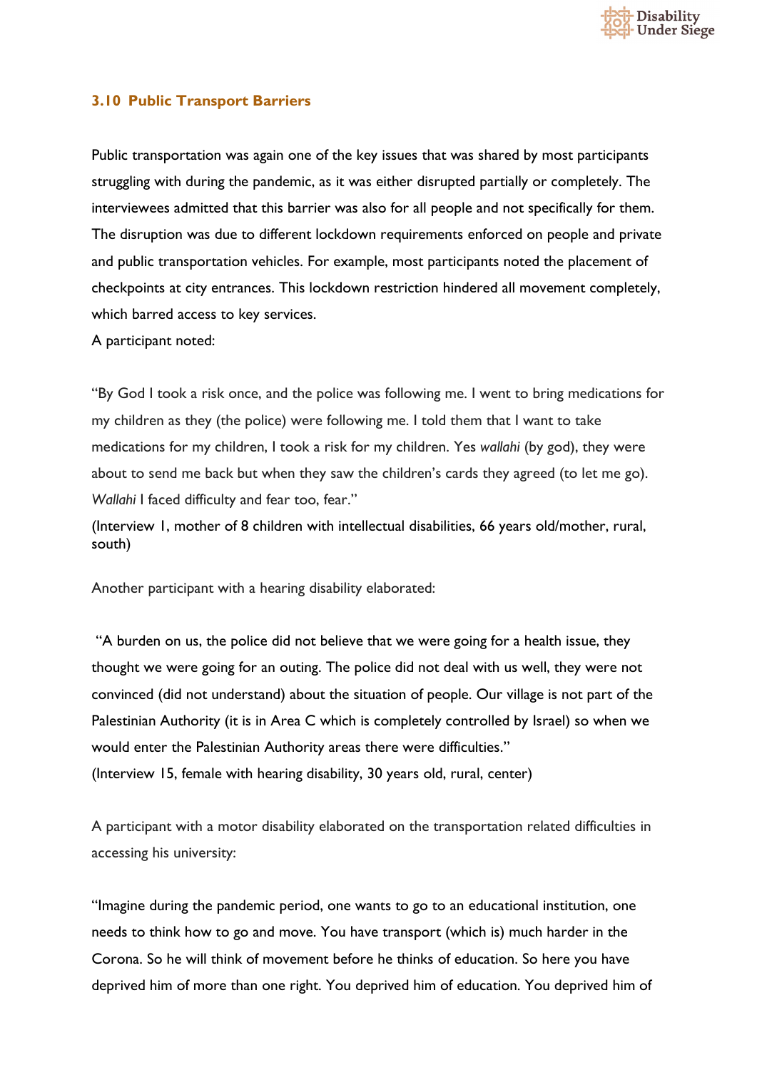### 3.10 Public Transport Barriers

Public transportation was again one of the key issues that was shared by most participants struggling with during the pandemic, as it was either disrupted partially or completely. The interviewees admitted that this barrier was also for all people and not specifically for them. The disruption was due to different lockdown requirements enforced on people and private and public transportation vehicles. For example, most participants noted the placement of checkpoints at city entrances. This lockdown restriction hindered all movement completely, which barred access to key services.

A participant noted:

"By God I took a risk once, and the police was following me. I went to bring medications for my children as they (the police) were following me. I told them that I want to take medications for my children, I took a risk for my children. Yes *wallahi* (by god), they were about to send me back but when they saw the children's cards they agreed (to let me go). *Wallahi* I faced difficulty and fear too, fear."

(Interview 1, mother of 8 children with intellectual disabilities, 66 years old/mother, rural, south)

Another participant with a hearing disability elaborated:

"A burden on us, the police did not believe that we were going for a health issue, they thought we were going for an outing. The police did not deal with us well, they were not convinced (did not understand) about the situation of people. Our village is not part of the Palestinian Authority (it is in Area C which is completely controlled by Israel) so when we would enter the Palestinian Authority areas there were difficulties."

(Interview 15, female with hearing disability, 30 years old, rural, center)

A participant with a motor disability elaborated on the transportation related difficulties in accessing his university:

"Imagine during the pandemic period, one wants to go to an educational institution, one needs to think how to go and move. You have transport (which is) much harder in the Corona. So he will think of movement before he thinks of education. So here you have deprived him of more than one right. You deprived him of education. You deprived him of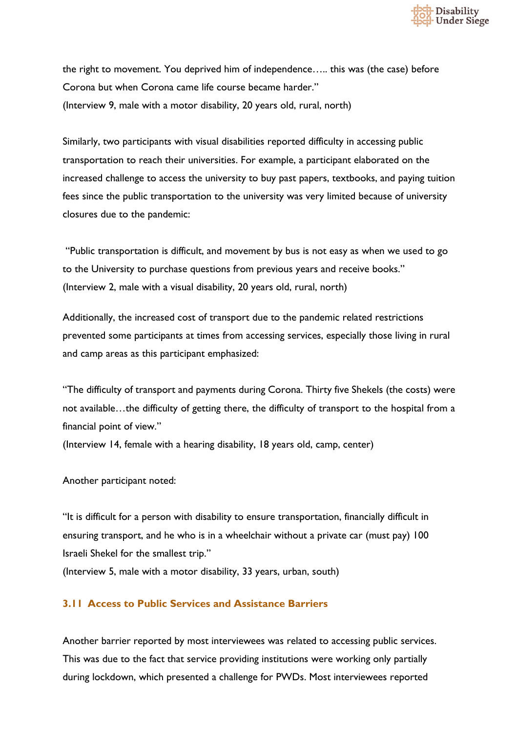the right to movement. You deprived him of independence….. this was (the case) before Corona but when Corona came life course became harder."
(Interview 9, male with a motor disability, 20 years old, rural, north)

Similarly, two participants with visual disabilities reported difficulty in accessing public transportation to reach their universities. For example, a participant elaborated on the increased challenge to access the university to buy past papers, textbooks, and paying tuition fees since the public transportation to the university was very limited because of university closures due to the pandemic:

"Public transportation is difficult, and movement by bus is not easy as when we used to go to the University to purchase questions from previous years and receive books."
(Interview 2, male with a visual disability, 20 years old, rural, north)

Additionally, the increased cost of transport due to the pandemic related restrictions prevented some participants at times from accessing services, especially those living in rural and camp areas as this participant emphasized:

"The difficulty of transport and payments during Corona. Thirty five Shekels (the costs) were not available…the difficulty of getting there, the difficulty of transport to the hospital from a financial point of view."
(Interview 14, female with a hearing disability, 18 years old, camp, center)

Another participant noted:

"It is difficult for a person with disability to ensure transportation, financially difficult in ensuring transport, and he who is in a wheelchair without a private car (must pay) 100 Israeli Shekel for the smallest trip."
(Interview 5, male with a motor disability, 33 years, urban, south)

### 3.11 Access to Public Services and Assistance Barriers

Another barrier reported by most interviewees was related to accessing public services. This was due to the fact that service providing institutions were working only partially during lockdown, which presented a challenge for PWDs. Most interviewees reported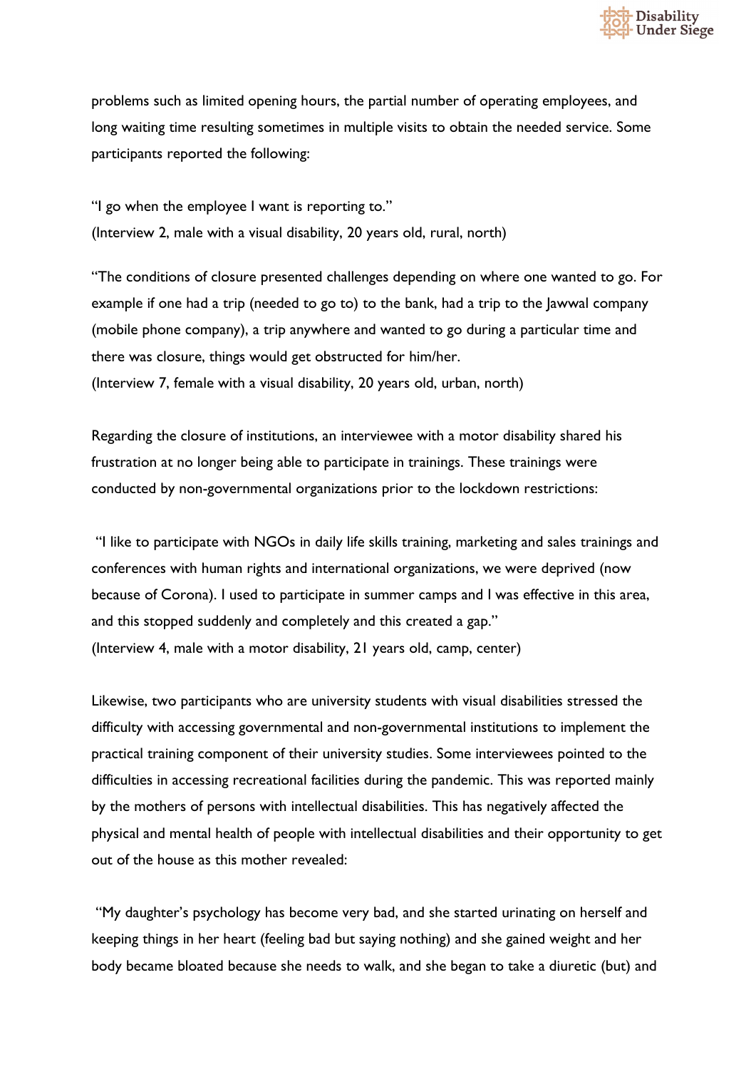problems such as limited opening hours, the partial number of operating employees, and long waiting time resulting sometimes in multiple visits to obtain the needed service. Some participants reported the following:

"I go when the employee I want is reporting to."
(Interview 2, male with a visual disability, 20 years old, rural, north)

"The conditions of closure presented challenges depending on where one wanted to go. For example if one had a trip (needed to go to) to the bank, had a trip to the Jawwal company (mobile phone company), a trip anywhere and wanted to go during a particular time and there was closure, things would get obstructed for him/her.
(Interview 7, female with a visual disability, 20 years old, urban, north)

Regarding the closure of institutions, an interviewee with a motor disability shared his frustration at no longer being able to participate in trainings. These trainings were conducted by non-governmental organizations prior to the lockdown restrictions:

"I like to participate with NGOs in daily life skills training, marketing and sales trainings and conferences with human rights and international organizations, we were deprived (now because of Corona). I used to participate in summer camps and I was effective in this area, and this stopped suddenly and completely and this created a gap."
(Interview 4, male with a motor disability, 21 years old, camp, center)

Likewise, two participants who are university students with visual disabilities stressed the difficulty with accessing governmental and non-governmental institutions to implement the practical training component of their university studies. Some interviewees pointed to the difficulties in accessing recreational facilities during the pandemic. This was reported mainly by the mothers of persons with intellectual disabilities. This has negatively affected the physical and mental health of people with intellectual disabilities and their opportunity to get out of the house as this mother revealed:

"My daughter's psychology has become very bad, and she started urinating on herself and keeping things in her heart (feeling bad but saying nothing) and she gained weight and her body became bloated because she needs to walk, and she began to take a diuretic (but) and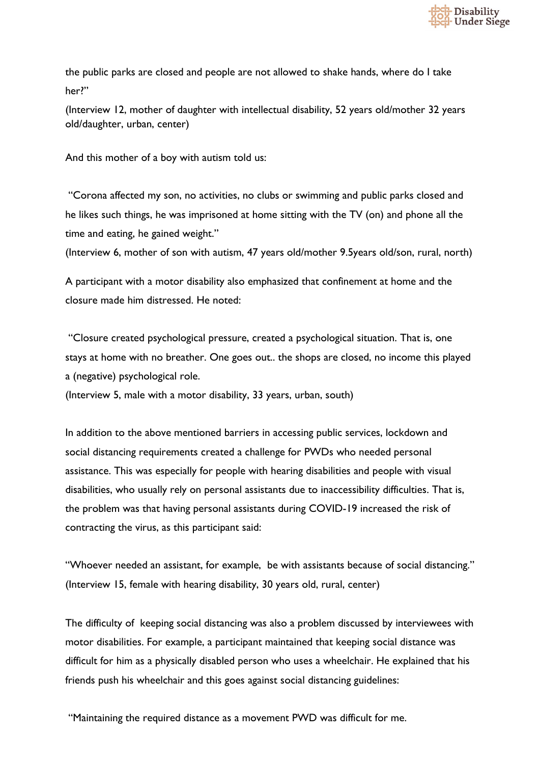the public parks are closed and people are not allowed to shake hands, where do I take her?"

(Interview 12, mother of daughter with intellectual disability, 52 years old/mother 32 years old/daughter, urban, center)

And this mother of a boy with autism told us:

"Corona affected my son, no activities, no clubs or swimming and public parks closed and he likes such things, he was imprisoned at home sitting with the TV (on) and phone all the time and eating, he gained weight."

(Interview 6, mother of son with autism, 47 years old/mother 9.5years old/son, rural, north)

A participant with a motor disability also emphasized that confinement at home and the closure made him distressed. He noted:

"Closure created psychological pressure, created a psychological situation. That is, one stays at home with no breather. One goes out.. the shops are closed, no income this played a (negative) psychological role.

(Interview 5, male with a motor disability, 33 years, urban, south)

In addition to the above mentioned barriers in accessing public services, lockdown and social distancing requirements created a challenge for PWDs who needed personal assistance. This was especially for people with hearing disabilities and people with visual disabilities, who usually rely on personal assistants due to inaccessibility difficulties. That is, the problem was that having personal assistants during COVID-19 increased the risk of contracting the virus, as this participant said:

"Whoever needed an assistant, for example, be with assistants because of social distancing."

(Interview 15, female with hearing disability, 30 years old, rural, center)

The difficulty of keeping social distancing was also a problem discussed by interviewees with motor disabilities. For example, a participant maintained that keeping social distance was difficult for him as a physically disabled person who uses a wheelchair. He explained that his friends push his wheelchair and this goes against social distancing guidelines:

"Maintaining the required distance as a movement PWD was difficult for me.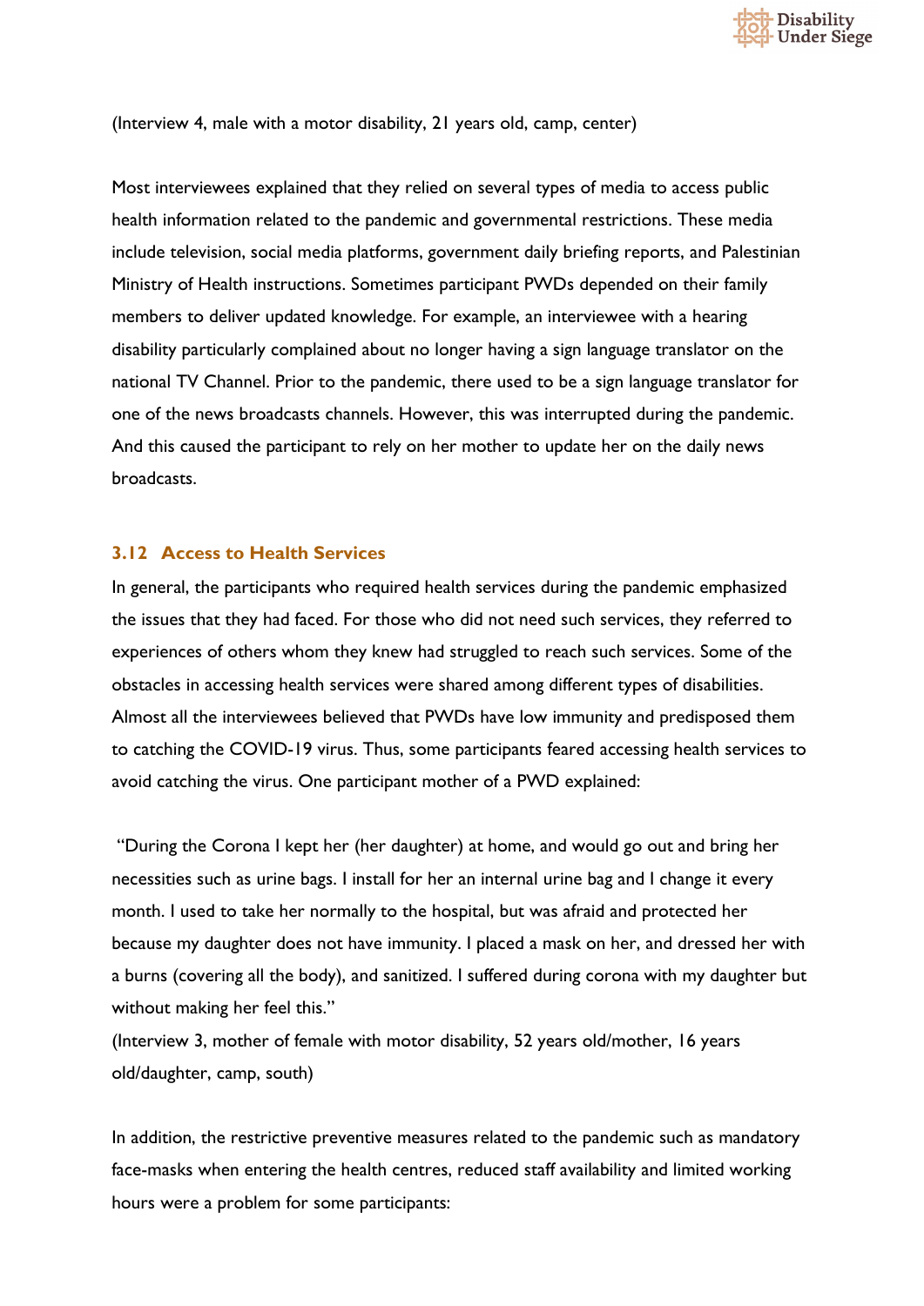(Interview 4, male with a motor disability, 21 years old, camp, center)

Most interviewees explained that they relied on several types of media to access public health information related to the pandemic and governmental restrictions. These media include television, social media platforms, government daily briefing reports, and Palestinian Ministry of Health instructions. Sometimes participant PWDs depended on their family members to deliver updated knowledge. For example, an interviewee with a hearing disability particularly complained about no longer having a sign language translator on the national TV Channel. Prior to the pandemic, there used to be a sign language translator for one of the news broadcasts channels. However, this was interrupted during the pandemic. And this caused the participant to rely on her mother to update her on the daily news broadcasts.

### 3.12 Access to Health Services

In general, the participants who required health services during the pandemic emphasized the issues that they had faced. For those who did not need such services, they referred to experiences of others whom they knew had struggled to reach such services. Some of the obstacles in accessing health services were shared among different types of disabilities. Almost all the interviewees believed that PWDs have low immunity and predisposed them to catching the COVID-19 virus. Thus, some participants feared accessing health services to avoid catching the virus. One participant mother of a PWD explained:

"During the Corona I kept her (her daughter) at home, and would go out and bring her necessities such as urine bags. I install for her an internal urine bag and I change it every month. I used to take her normally to the hospital, but was afraid and protected her because my daughter does not have immunity. I placed a mask on her, and dressed her with a burns (covering all the body), and sanitized. I suffered during corona with my daughter but without making her feel this."
(Interview 3, mother of female with motor disability, 52 years old/mother, 16 years old/daughter, camp, south)

In addition, the restrictive preventive measures related to the pandemic such as mandatory face-masks when entering the health centres, reduced staff availability and limited working hours were a problem for some participants: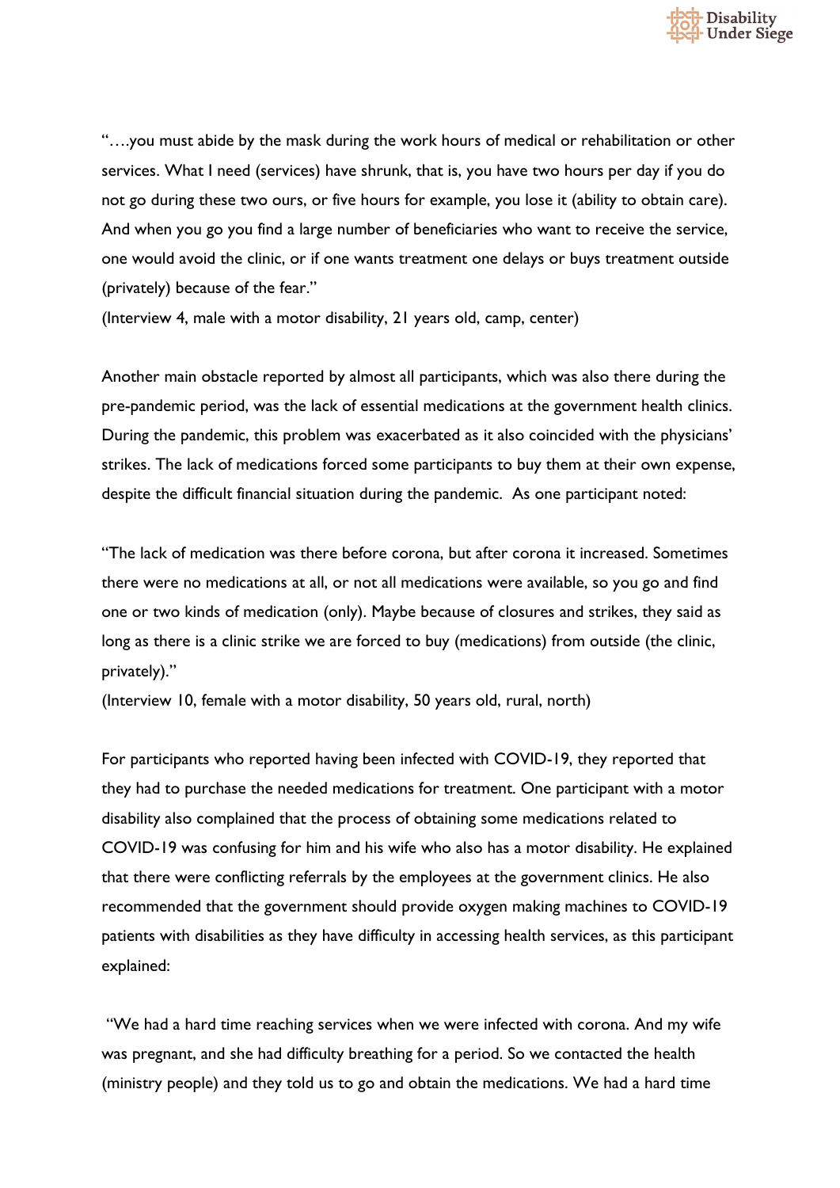"….you must abide by the mask during the work hours of medical or rehabilitation or other services. What I need (services) have shrunk, that is, you have two hours per day if you do not go during these two ours, or five hours for example, you lose it (ability to obtain care). And when you go you find a large number of beneficiaries who want to receive the service, one would avoid the clinic, or if one wants treatment one delays or buys treatment outside (privately) because of the fear."

(Interview 4, male with a motor disability, 21 years old, camp, center)

Another main obstacle reported by almost all participants, which was also there during the pre-pandemic period, was the lack of essential medications at the government health clinics. During the pandemic, this problem was exacerbated as it also coincided with the physicians' strikes. The lack of medications forced some participants to buy them at their own expense, despite the difficult financial situation during the pandemic. As one participant noted:

"The lack of medication was there before corona, but after corona it increased. Sometimes there were no medications at all, or not all medications were available, so you go and find one or two kinds of medication (only). Maybe because of closures and strikes, they said as long as there is a clinic strike we are forced to buy (medications) from outside (the clinic, privately)."

(Interview 10, female with a motor disability, 50 years old, rural, north)

For participants who reported having been infected with COVID-19, they reported that they had to purchase the needed medications for treatment. One participant with a motor disability also complained that the process of obtaining some medications related to COVID-19 was confusing for him and his wife who also has a motor disability. He explained that there were conflicting referrals by the employees at the government clinics. He also recommended that the government should provide oxygen making machines to COVID-19 patients with disabilities as they have difficulty in accessing health services, as this participant explained:

"We had a hard time reaching services when we were infected with corona. And my wife was pregnant, and she had difficulty breathing for a period. So we contacted the health (ministry people) and they told us to go and obtain the medications. We had a hard time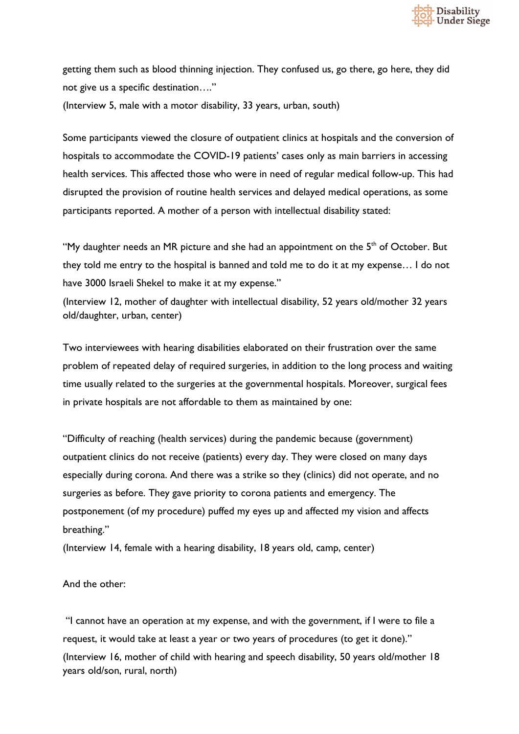getting them such as blood thinning injection. They confused us, go there, go here, they did not give us a specific destination…."

(Interview 5, male with a motor disability, 33 years, urban, south)

Some participants viewed the closure of outpatient clinics at hospitals and the conversion of hospitals to accommodate the COVID-19 patients' cases only as main barriers in accessing health services. This affected those who were in need of regular medical follow-up. This had disrupted the provision of routine health services and delayed medical operations, as some participants reported. A mother of a person with intellectual disability stated:

"My daughter needs an MR picture and she had an appointment on the 5th of October. But they told me entry to the hospital is banned and told me to do it at my expense… I do not have 3000 Israeli Shekel to make it at my expense."

(Interview 12, mother of daughter with intellectual disability, 52 years old/mother 32 years old/daughter, urban, center)

Two interviewees with hearing disabilities elaborated on their frustration over the same problem of repeated delay of required surgeries, in addition to the long process and waiting time usually related to the surgeries at the governmental hospitals. Moreover, surgical fees in private hospitals are not affordable to them as maintained by one:

"Difficulty of reaching (health services) during the pandemic because (government) outpatient clinics do not receive (patients) every day. They were closed on many days especially during corona. And there was a strike so they (clinics) did not operate, and no surgeries as before. They gave priority to corona patients and emergency. The postponement (of my procedure) puffed my eyes up and affected my vision and affects breathing."

(Interview 14, female with a hearing disability, 18 years old, camp, center)

And the other:

"I cannot have an operation at my expense, and with the government, if I were to file a request, it would take at least a year or two years of procedures (to get it done)."

(Interview 16, mother of child with hearing and speech disability, 50 years old/mother 18 years old/son, rural, north)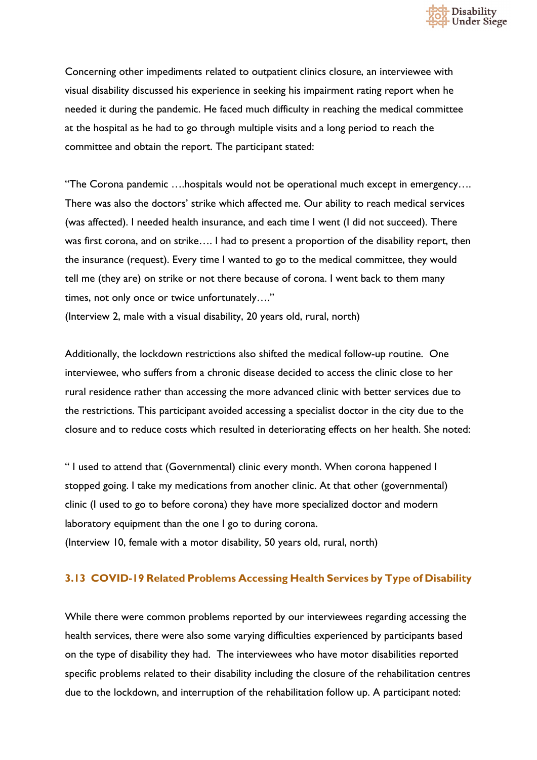Concerning other impediments related to outpatient clinics closure, an interviewee with visual disability discussed his experience in seeking his impairment rating report when he needed it during the pandemic. He faced much difficulty in reaching the medical committee at the hospital as he had to go through multiple visits and a long period to reach the committee and obtain the report. The participant stated:

"The Corona pandemic ….hospitals would not be operational much except in emergency…. There was also the doctors' strike which affected me. Our ability to reach medical services (was affected). I needed health insurance, and each time I went (I did not succeed). There was first corona, and on strike…. I had to present a proportion of the disability report, then the insurance (request). Every time I wanted to go to the medical committee, they would tell me (they are) on strike or not there because of corona. I went back to them many times, not only once or twice unfortunately…."
(Interview 2, male with a visual disability, 20 years old, rural, north)

Additionally, the lockdown restrictions also shifted the medical follow-up routine. One interviewee, who suffers from a chronic disease decided to access the clinic close to her rural residence rather than accessing the more advanced clinic with better services due to the restrictions. This participant avoided accessing a specialist doctor in the city due to the closure and to reduce costs which resulted in deteriorating effects on her health. She noted:

" I used to attend that (Governmental) clinic every month. When corona happened I stopped going. I take my medications from another clinic. At that other (governmental) clinic (I used to go to before corona) they have more specialized doctor and modern laboratory equipment than the one I go to during corona.
(Interview 10, female with a motor disability, 50 years old, rural, north)

### 3.13 COVID-19 Related Problems Accessing Health Services by Type of Disability

While there were common problems reported by our interviewees regarding accessing the health services, there were also some varying difficulties experienced by participants based on the type of disability they had. The interviewees who have motor disabilities reported specific problems related to their disability including the closure of the rehabilitation centres due to the lockdown, and interruption of the rehabilitation follow up. A participant noted: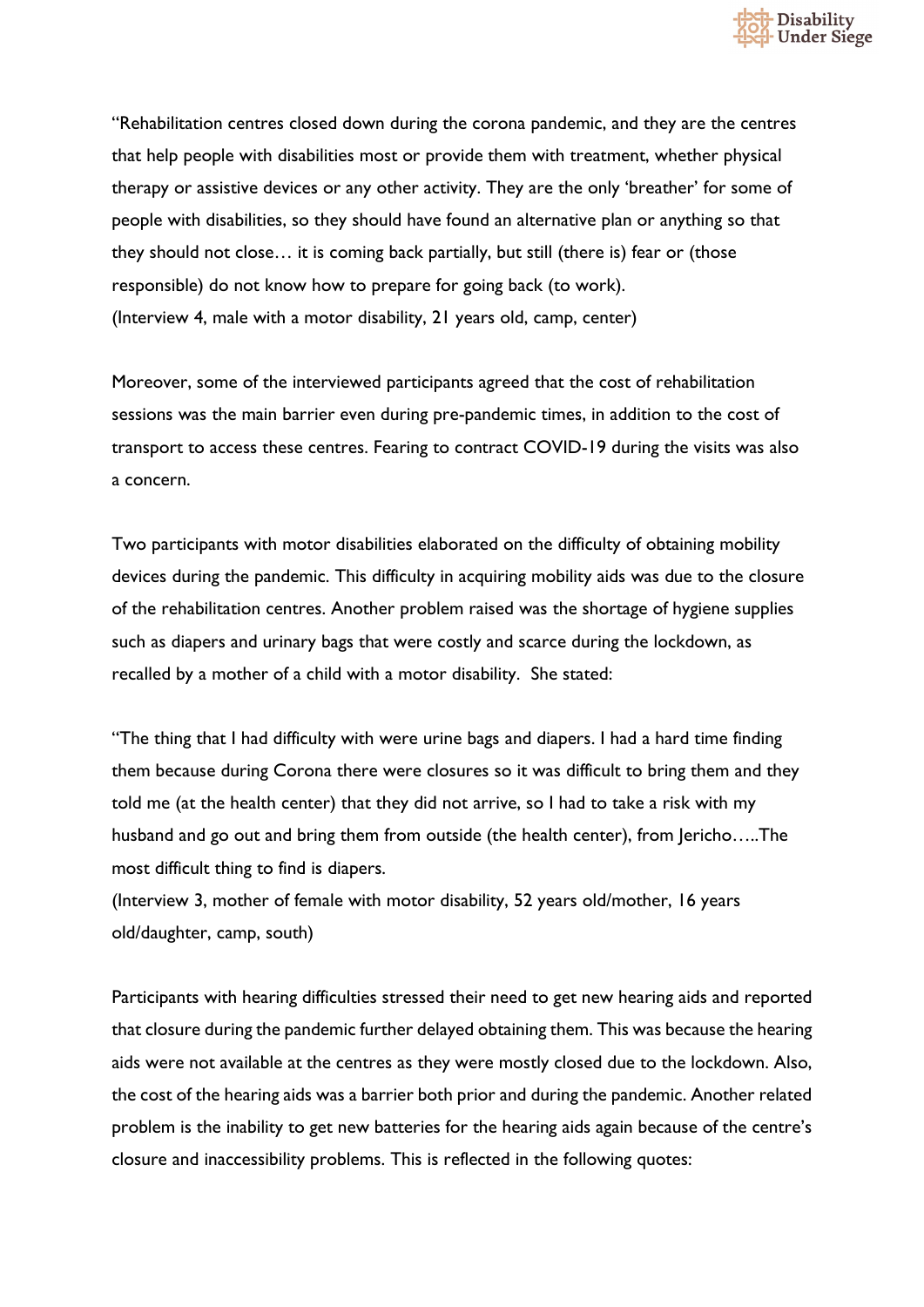"Rehabilitation centres closed down during the corona pandemic, and they are the centres that help people with disabilities most or provide them with treatment, whether physical therapy or assistive devices or any other activity. They are the only 'breather' for some of people with disabilities, so they should have found an alternative plan or anything so that they should not close… it is coming back partially, but still (there is) fear or (those responsible) do not know how to prepare for going back (to work).
(Interview 4, male with a motor disability, 21 years old, camp, center)

Moreover, some of the interviewed participants agreed that the cost of rehabilitation sessions was the main barrier even during pre-pandemic times, in addition to the cost of transport to access these centres. Fearing to contract COVID-19 during the visits was also a concern.

Two participants with motor disabilities elaborated on the difficulty of obtaining mobility devices during the pandemic. This difficulty in acquiring mobility aids was due to the closure of the rehabilitation centres. Another problem raised was the shortage of hygiene supplies such as diapers and urinary bags that were costly and scarce during the lockdown, as recalled by a mother of a child with a motor disability. She stated:

"The thing that I had difficulty with were urine bags and diapers. I had a hard time finding them because during Corona there were closures so it was difficult to bring them and they told me (at the health center) that they did not arrive, so I had to take a risk with my husband and go out and bring them from outside (the health center), from Jericho…..The most difficult thing to find is diapers.
(Interview 3, mother of female with motor disability, 52 years old/mother, 16 years old/daughter, camp, south)

Participants with hearing difficulties stressed their need to get new hearing aids and reported that closure during the pandemic further delayed obtaining them. This was because the hearing aids were not available at the centres as they were mostly closed due to the lockdown. Also, the cost of the hearing aids was a barrier both prior and during the pandemic. Another related problem is the inability to get new batteries for the hearing aids again because of the centre's closure and inaccessibility problems. This is reflected in the following quotes: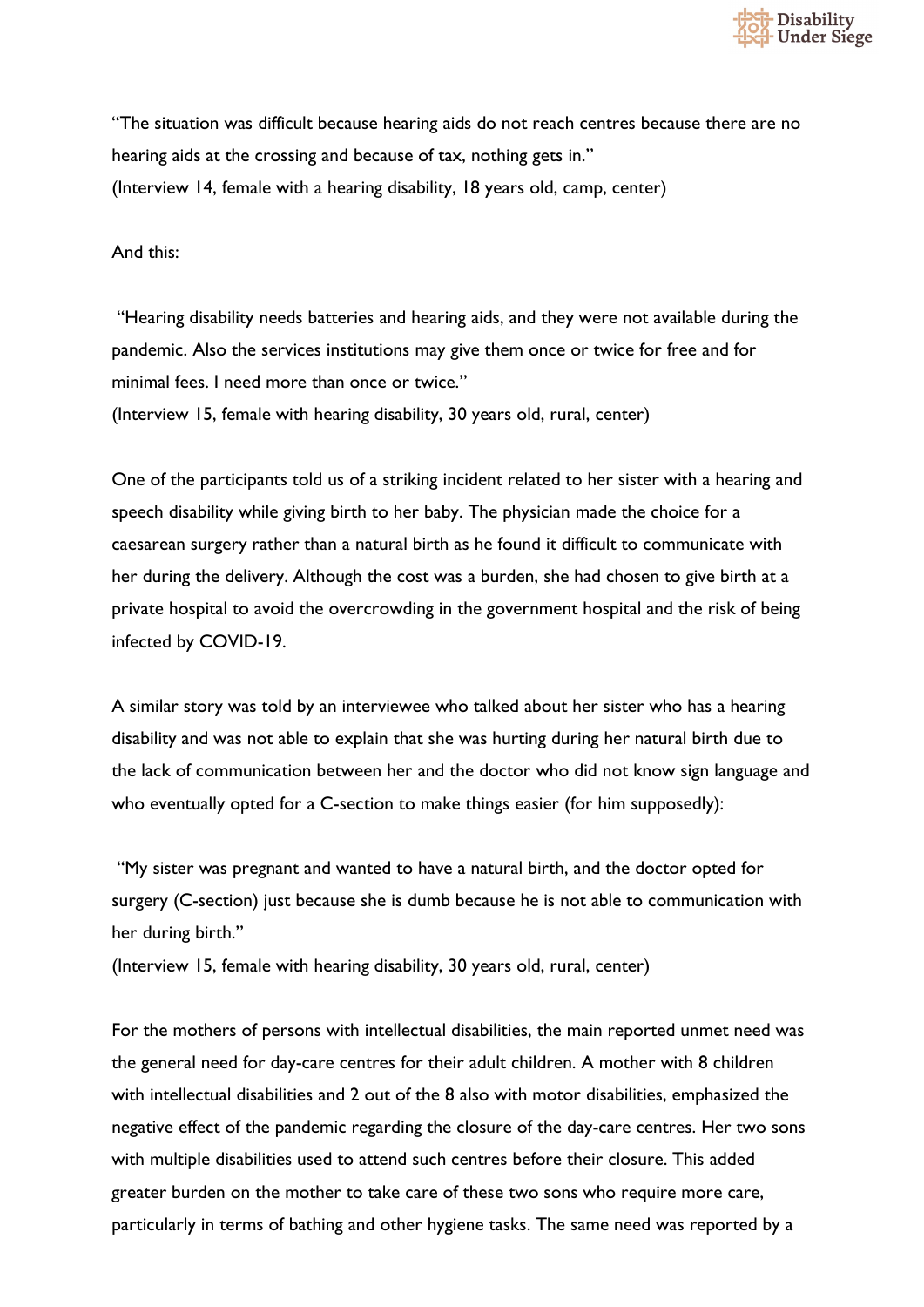"The situation was difficult because hearing aids do not reach centres because there are no hearing aids at the crossing and because of tax, nothing gets in."
(Interview 14, female with a hearing disability, 18 years old, camp, center)

And this:

"Hearing disability needs batteries and hearing aids, and they were not available during the pandemic. Also the services institutions may give them once or twice for free and for minimal fees. I need more than once or twice."
(Interview 15, female with hearing disability, 30 years old, rural, center)

One of the participants told us of a striking incident related to her sister with a hearing and speech disability while giving birth to her baby. The physician made the choice for a caesarean surgery rather than a natural birth as he found it difficult to communicate with her during the delivery. Although the cost was a burden, she had chosen to give birth at a private hospital to avoid the overcrowding in the government hospital and the risk of being infected by COVID-19.

A similar story was told by an interviewee who talked about her sister who has a hearing disability and was not able to explain that she was hurting during her natural birth due to the lack of communication between her and the doctor who did not know sign language and who eventually opted for a C-section to make things easier (for him supposedly):

"My sister was pregnant and wanted to have a natural birth, and the doctor opted for surgery (C-section) just because she is dumb because he is not able to communication with her during birth."
(Interview 15, female with hearing disability, 30 years old, rural, center)

For the mothers of persons with intellectual disabilities, the main reported unmet need was the general need for day-care centres for their adult children. A mother with 8 children with intellectual disabilities and 2 out of the 8 also with motor disabilities, emphasized the negative effect of the pandemic regarding the closure of the day-care centres. Her two sons with multiple disabilities used to attend such centres before their closure. This added greater burden on the mother to take care of these two sons who require more care, particularly in terms of bathing and other hygiene tasks. The same need was reported by a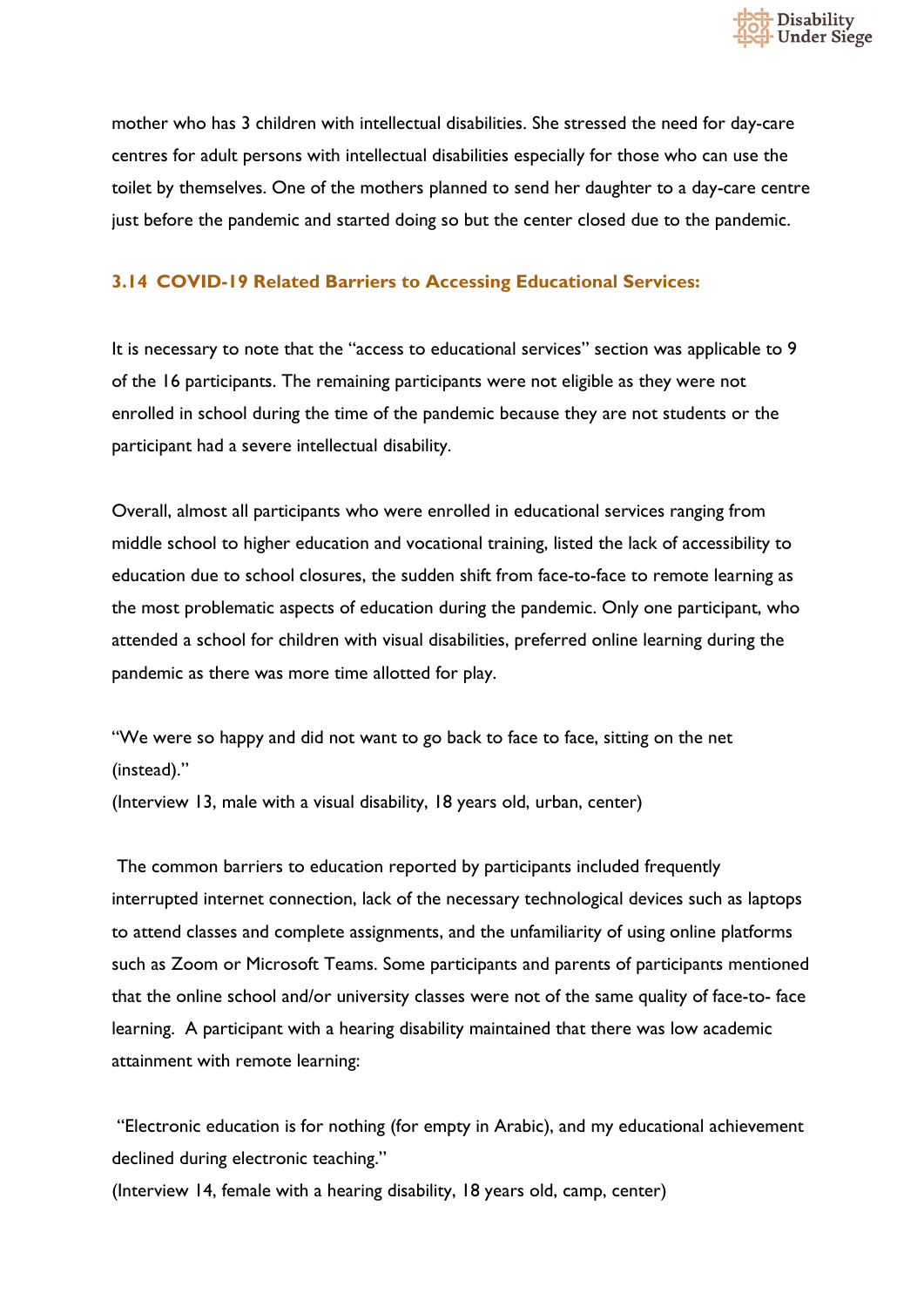mother who has 3 children with intellectual disabilities. She stressed the need for day-care centres for adult persons with intellectual disabilities especially for those who can use the toilet by themselves. One of the mothers planned to send her daughter to a day-care centre just before the pandemic and started doing so but the center closed due to the pandemic.

### 3.14 COVID-19 Related Barriers to Accessing Educational Services:

It is necessary to note that the "access to educational services" section was applicable to 9 of the 16 participants. The remaining participants were not eligible as they were not enrolled in school during the time of the pandemic because they are not students or the participant had a severe intellectual disability.

Overall, almost all participants who were enrolled in educational services ranging from middle school to higher education and vocational training, listed the lack of accessibility to education due to school closures, the sudden shift from face-to-face to remote learning as the most problematic aspects of education during the pandemic. Only one participant, who attended a school for children with visual disabilities, preferred online learning during the pandemic as there was more time allotted for play.

"We were so happy and did not want to go back to face to face, sitting on the net (instead)."
(Interview 13, male with a visual disability, 18 years old, urban, center)

The common barriers to education reported by participants included frequently interrupted internet connection, lack of the necessary technological devices such as laptops to attend classes and complete assignments, and the unfamiliarity of using online platforms such as Zoom or Microsoft Teams. Some participants and parents of participants mentioned that the online school and/or university classes were not of the same quality of face-to- face learning. A participant with a hearing disability maintained that there was low academic attainment with remote learning:

"Electronic education is for nothing (for empty in Arabic), and my educational achievement declined during electronic teaching."
(Interview 14, female with a hearing disability, 18 years old, camp, center)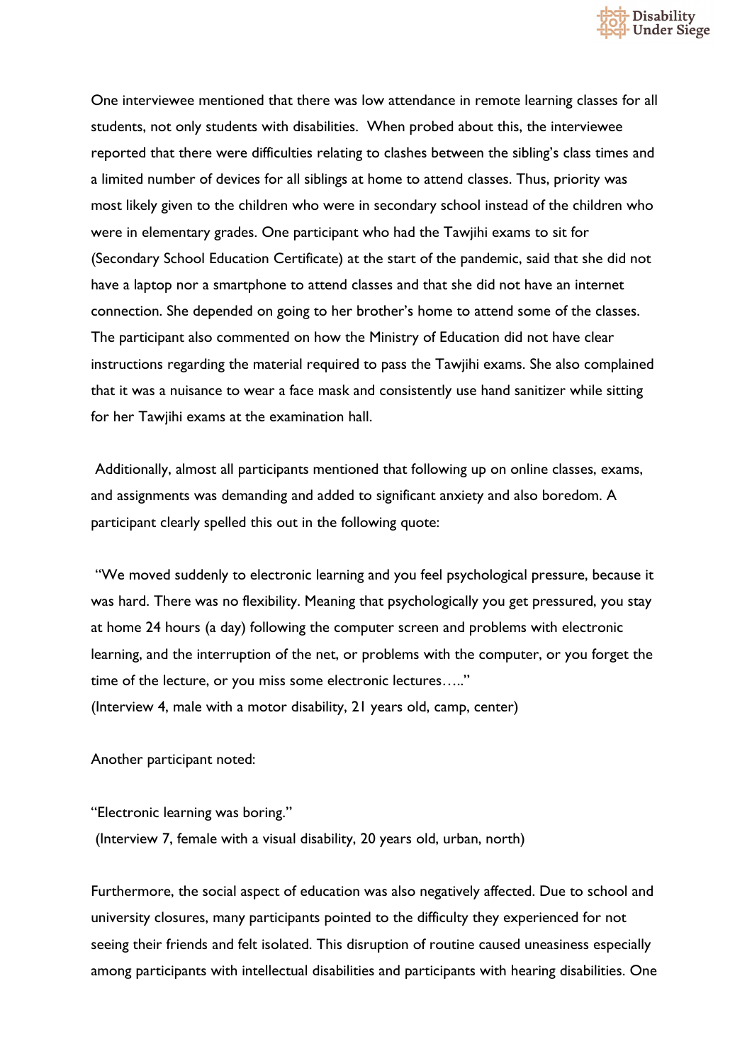One interviewee mentioned that there was low attendance in remote learning classes for all students, not only students with disabilities. When probed about this, the interviewee reported that there were difficulties relating to clashes between the sibling's class times and a limited number of devices for all siblings at home to attend classes. Thus, priority was most likely given to the children who were in secondary school instead of the children who were in elementary grades. One participant who had the Tawjihi exams to sit for (Secondary School Education Certificate) at the start of the pandemic, said that she did not have a laptop nor a smartphone to attend classes and that she did not have an internet connection. She depended on going to her brother's home to attend some of the classes. The participant also commented on how the Ministry of Education did not have clear instructions regarding the material required to pass the Tawjihi exams. She also complained that it was a nuisance to wear a face mask and consistently use hand sanitizer while sitting for her Tawjihi exams at the examination hall.

Additionally, almost all participants mentioned that following up on online classes, exams, and assignments was demanding and added to significant anxiety and also boredom. A participant clearly spelled this out in the following quote:

"We moved suddenly to electronic learning and you feel psychological pressure, because it was hard. There was no flexibility. Meaning that psychologically you get pressured, you stay at home 24 hours (a day) following the computer screen and problems with electronic learning, and the interruption of the net, or problems with the computer, or you forget the time of the lecture, or you miss some electronic lectures….."
(Interview 4, male with a motor disability, 21 years old, camp, center)

Another participant noted:

"Electronic learning was boring."
(Interview 7, female with a visual disability, 20 years old, urban, north)

Furthermore, the social aspect of education was also negatively affected. Due to school and university closures, many participants pointed to the difficulty they experienced for not seeing their friends and felt isolated. This disruption of routine caused uneasiness especially among participants with intellectual disabilities and participants with hearing disabilities. One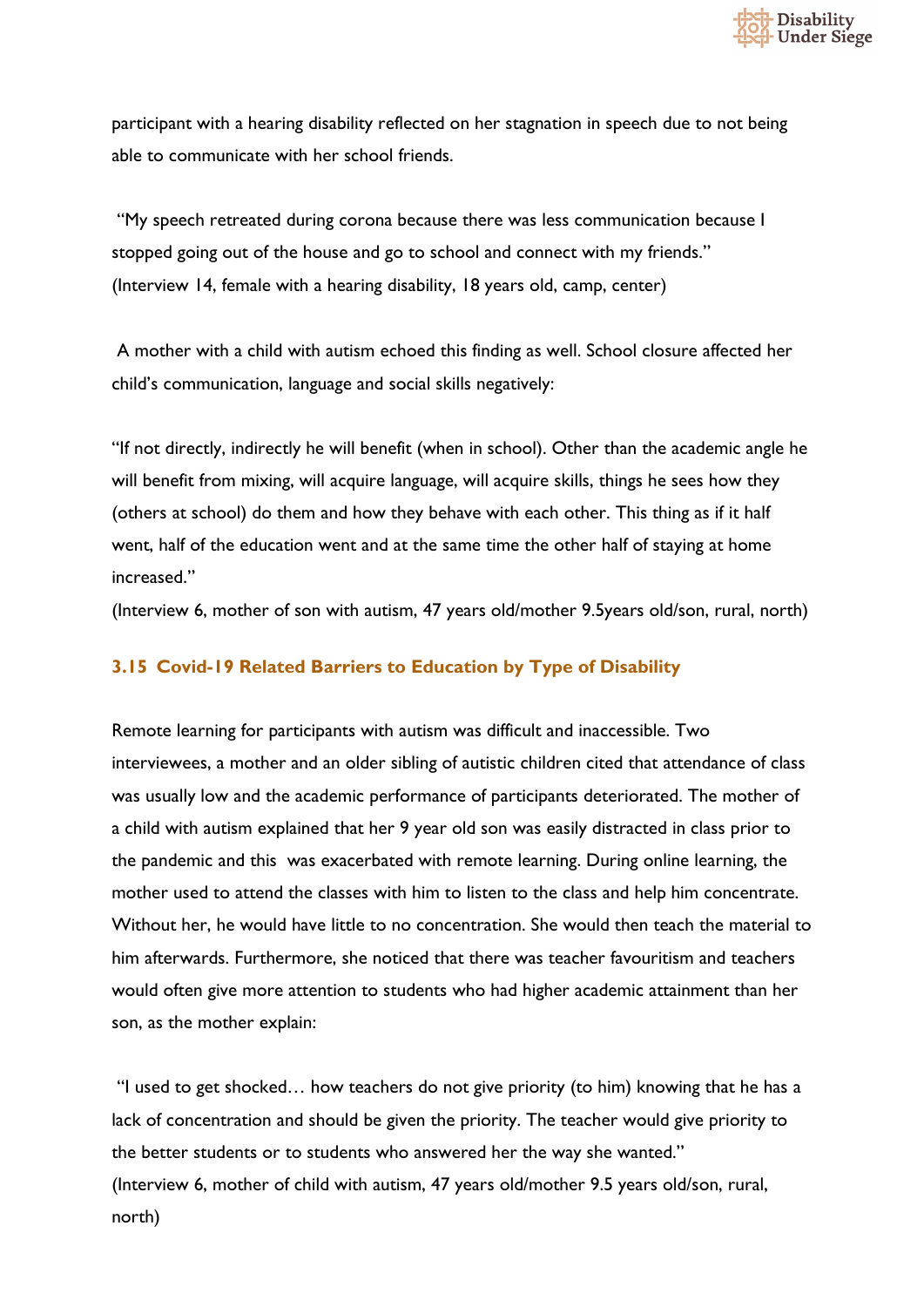participant with a hearing disability reflected on her stagnation in speech due to not being able to communicate with her school friends.

"My speech retreated during corona because there was less communication because I stopped going out of the house and go to school and connect with my friends."
(Interview 14, female with a hearing disability, 18 years old, camp, center)

A mother with a child with autism echoed this finding as well. School closure affected her child's communication, language and social skills negatively:

"If not directly, indirectly he will benefit (when in school). Other than the academic angle he will benefit from mixing, will acquire language, will acquire skills, things he sees how they (others at school) do them and how they behave with each other. This thing as if it half went, half of the education went and at the same time the other half of staying at home increased."
(Interview 6, mother of son with autism, 47 years old/mother 9.5years old/son, rural, north)

### 3.15 Covid-19 Related Barriers to Education by Type of Disability

Remote learning for participants with autism was difficult and inaccessible. Two interviewees, a mother and an older sibling of autistic children cited that attendance of class was usually low and the academic performance of participants deteriorated. The mother of a child with autism explained that her 9 year old son was easily distracted in class prior to the pandemic and this was exacerbated with remote learning. During online learning, the mother used to attend the classes with him to listen to the class and help him concentrate. Without her, he would have little to no concentration. She would then teach the material to him afterwards. Furthermore, she noticed that there was teacher favouritism and teachers would often give more attention to students who had higher academic attainment than her son, as the mother explain:

"I used to get shocked… how teachers do not give priority (to him) knowing that he has a lack of concentration and should be given the priority. The teacher would give priority to the better students or to students who answered her the way she wanted."
(Interview 6, mother of child with autism, 47 years old/mother 9.5 years old/son, rural, north)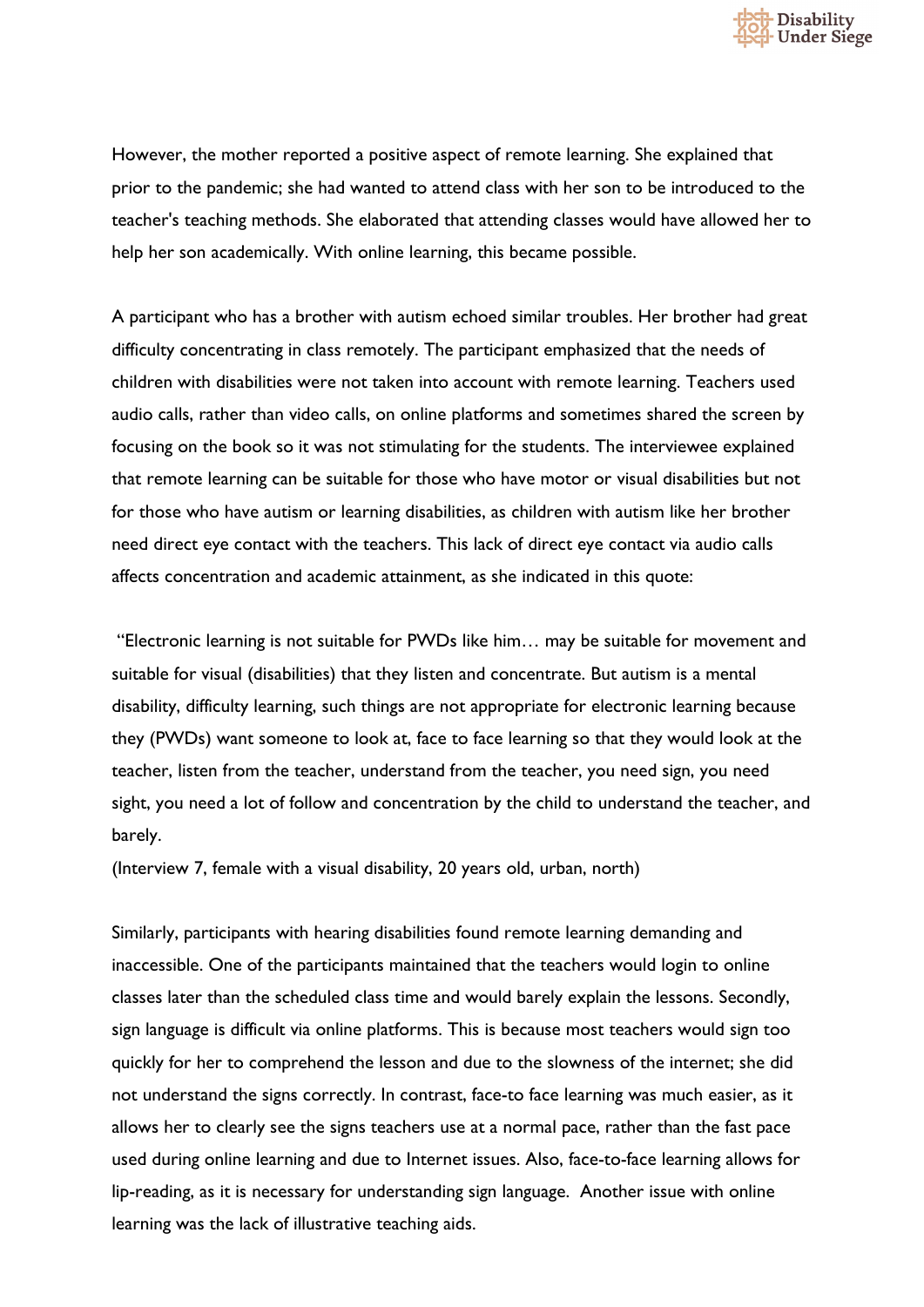However, the mother reported a positive aspect of remote learning. She explained that prior to the pandemic; she had wanted to attend class with her son to be introduced to the teacher's teaching methods. She elaborated that attending classes would have allowed her to help her son academically. With online learning, this became possible.

A participant who has a brother with autism echoed similar troubles. Her brother had great difficulty concentrating in class remotely. The participant emphasized that the needs of children with disabilities were not taken into account with remote learning. Teachers used audio calls, rather than video calls, on online platforms and sometimes shared the screen by focusing on the book so it was not stimulating for the students. The interviewee explained that remote learning can be suitable for those who have motor or visual disabilities but not for those who have autism or learning disabilities, as children with autism like her brother need direct eye contact with the teachers. This lack of direct eye contact via audio calls affects concentration and academic attainment, as she indicated in this quote:

"Electronic learning is not suitable for PWDs like him… may be suitable for movement and suitable for visual (disabilities) that they listen and concentrate. But autism is a mental disability, difficulty learning, such things are not appropriate for electronic learning because they (PWDs) want someone to look at, face to face learning so that they would look at the teacher, listen from the teacher, understand from the teacher, you need sign, you need sight, you need a lot of follow and concentration by the child to understand the teacher, and barely.

(Interview 7, female with a visual disability, 20 years old, urban, north)

Similarly, participants with hearing disabilities found remote learning demanding and inaccessible. One of the participants maintained that the teachers would login to online classes later than the scheduled class time and would barely explain the lessons. Secondly, sign language is difficult via online platforms. This is because most teachers would sign too quickly for her to comprehend the lesson and due to the slowness of the internet; she did not understand the signs correctly. In contrast, face-to face learning was much easier, as it allows her to clearly see the signs teachers use at a normal pace, rather than the fast pace used during online learning and due to Internet issues. Also, face-to-face learning allows for lip-reading, as it is necessary for understanding sign language. Another issue with online learning was the lack of illustrative teaching aids.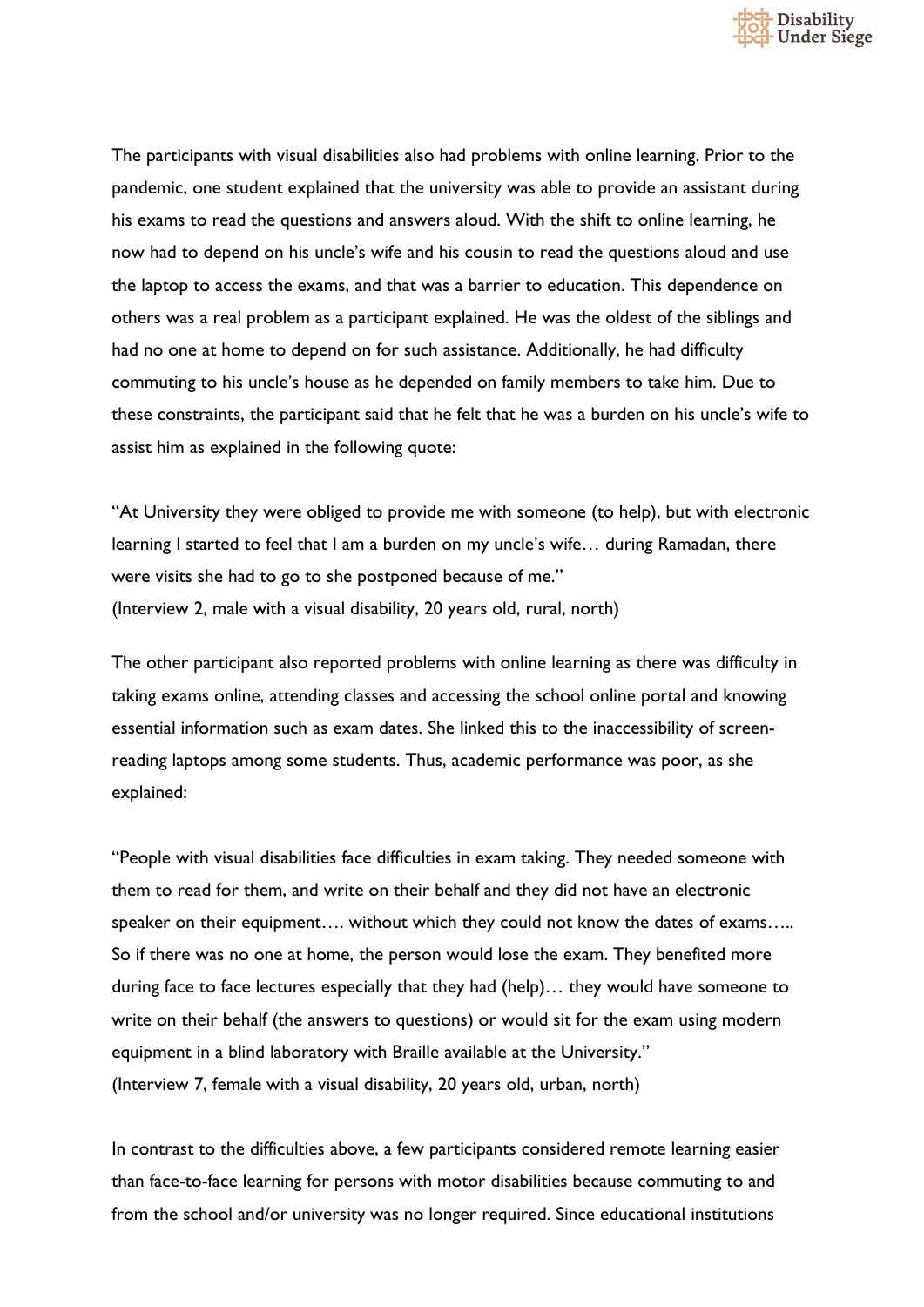The participants with visual disabilities also had problems with online learning. Prior to the pandemic, one student explained that the university was able to provide an assistant during his exams to read the questions and answers aloud. With the shift to online learning, he now had to depend on his uncle's wife and his cousin to read the questions aloud and use the laptop to access the exams, and that was a barrier to education. This dependence on others was a real problem as a participant explained. He was the oldest of the siblings and had no one at home to depend on for such assistance. Additionally, he had difficulty commuting to his uncle's house as he depended on family members to take him. Due to these constraints, the participant said that he felt that he was a burden on his uncle's wife to assist him as explained in the following quote:

"At University they were obliged to provide me with someone (to help), but with electronic learning I started to feel that I am a burden on my uncle's wife… during Ramadan, there were visits she had to go to she postponed because of me."
(Interview 2, male with a visual disability, 20 years old, rural, north)

The other participant also reported problems with online learning as there was difficulty in taking exams online, attending classes and accessing the school online portal and knowing essential information such as exam dates. She linked this to the inaccessibility of screen-reading laptops among some students. Thus, academic performance was poor, as she explained:

"People with visual disabilities face difficulties in exam taking. They needed someone with them to read for them, and write on their behalf and they did not have an electronic speaker on their equipment…. without which they could not know the dates of exams….. So if there was no one at home, the person would lose the exam. They benefited more during face to face lectures especially that they had (help)… they would have someone to write on their behalf (the answers to questions) or would sit for the exam using modern equipment in a blind laboratory with Braille available at the University."
(Interview 7, female with a visual disability, 20 years old, urban, north)

In contrast to the difficulties above, a few participants considered remote learning easier than face-to-face learning for persons with motor disabilities because commuting to and from the school and/or university was no longer required. Since educational institutions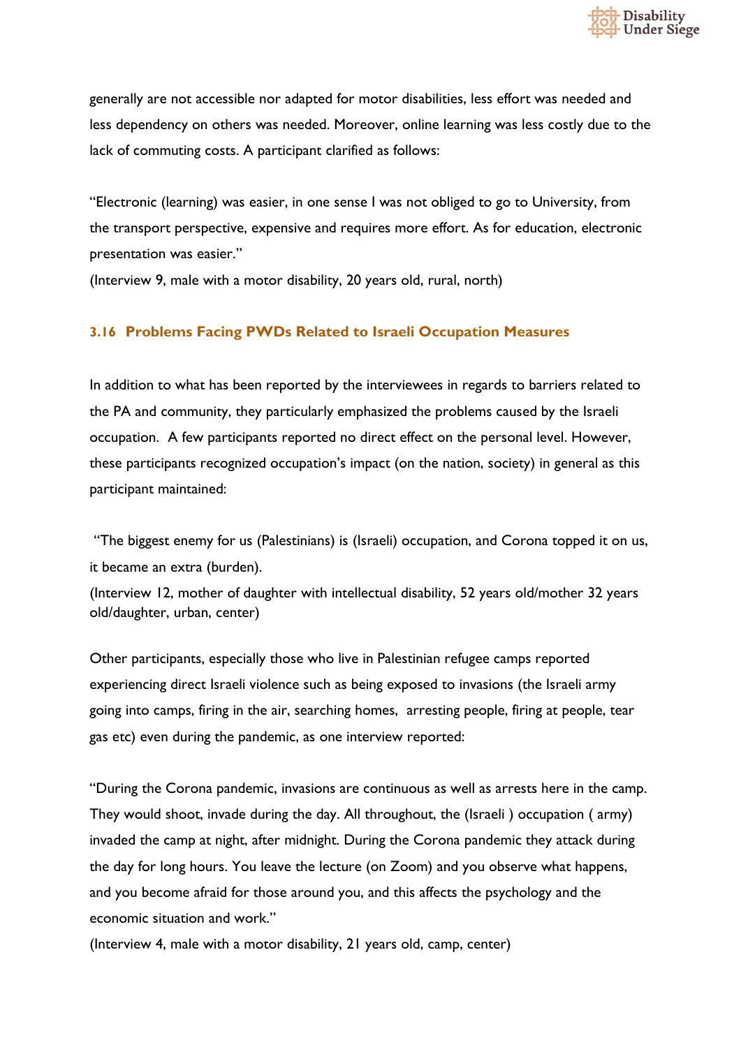generally are not accessible nor adapted for motor disabilities, less effort was needed and less dependency on others was needed. Moreover, online learning was less costly due to the lack of commuting costs. A participant clarified as follows:

"Electronic (learning) was easier, in one sense I was not obliged to go to University, from the transport perspective, expensive and requires more effort. As for education, electronic presentation was easier."
(Interview 9, male with a motor disability, 20 years old, rural, north)

### 3.16 Problems Facing PWDs Related to Israeli Occupation Measures

In addition to what has been reported by the interviewees in regards to barriers related to the PA and community, they particularly emphasized the problems caused by the Israeli occupation. A few participants reported no direct effect on the personal level. However, these participants recognized occupation's impact (on the nation, society) in general as this participant maintained:

"The biggest enemy for us (Palestinians) is (Israeli) occupation, and Corona topped it on us, it became an extra (burden).
(Interview 12, mother of daughter with intellectual disability, 52 years old/mother 32 years old/daughter, urban, center)

Other participants, especially those who live in Palestinian refugee camps reported experiencing direct Israeli violence such as being exposed to invasions (the Israeli army going into camps, firing in the air, searching homes, arresting people, firing at people, tear gas etc) even during the pandemic, as one interview reported:

"During the Corona pandemic, invasions are continuous as well as arrests here in the camp. They would shoot, invade during the day. All throughout, the (Israeli ) occupation ( army) invaded the camp at night, after midnight. During the Corona pandemic they attack during the day for long hours. You leave the lecture (on Zoom) and you observe what happens, and you become afraid for those around you, and this affects the psychology and the economic situation and work."
(Interview 4, male with a motor disability, 21 years old, camp, center)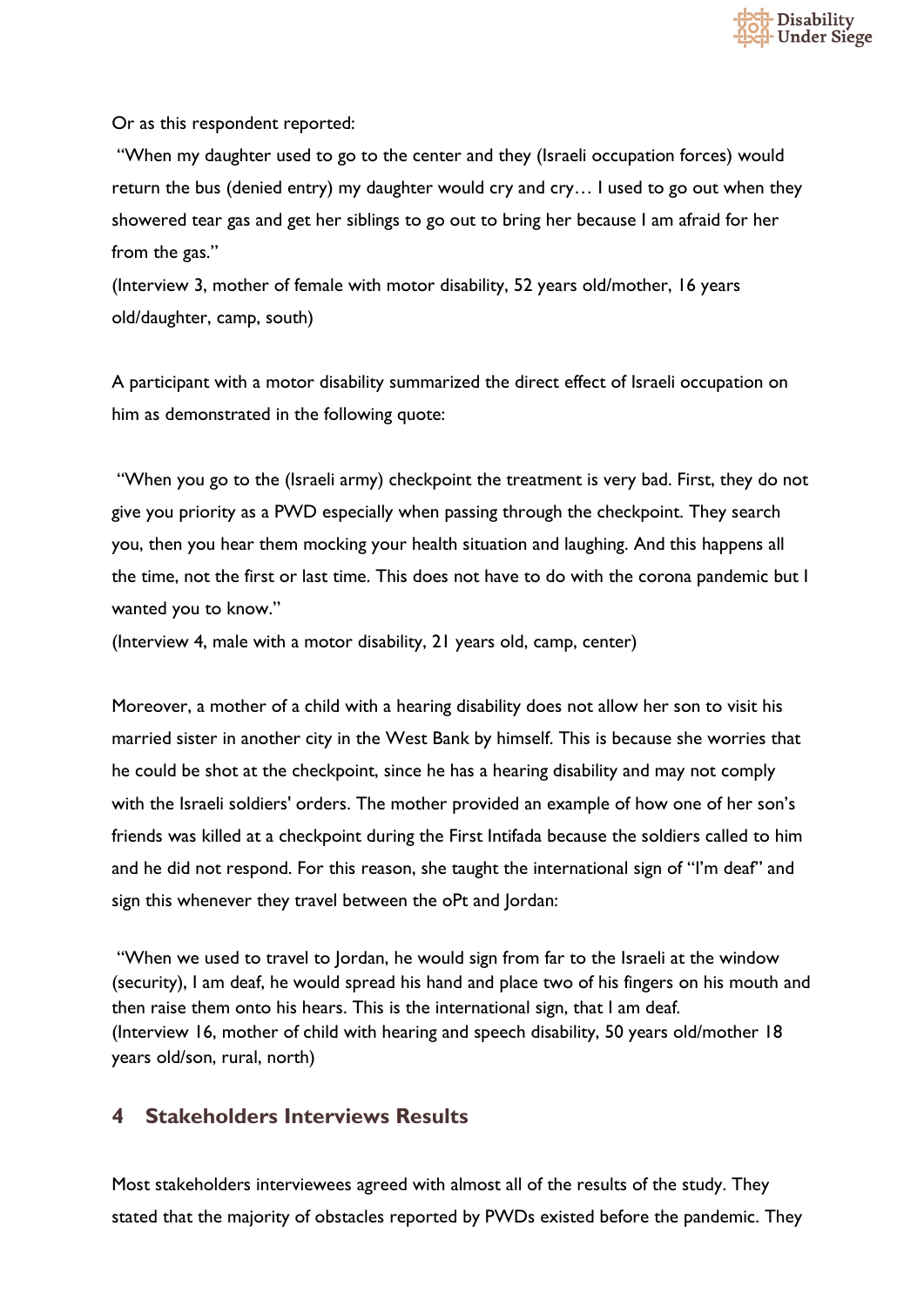Or as this respondent reported:

"When my daughter used to go to the center and they (Israeli occupation forces) would return the bus (denied entry) my daughter would cry and cry… I used to go out when they showered tear gas and get her siblings to go out to bring her because I am afraid for her from the gas."
(Interview 3, mother of female with motor disability, 52 years old/mother, 16 years old/daughter, camp, south)

A participant with a motor disability summarized the direct effect of Israeli occupation on him as demonstrated in the following quote:

"When you go to the (Israeli army) checkpoint the treatment is very bad. First, they do not give you priority as a PWD especially when passing through the checkpoint. They search you, then you hear them mocking your health situation and laughing. And this happens all the time, not the first or last time. This does not have to do with the corona pandemic but I wanted you to know."
(Interview 4, male with a motor disability, 21 years old, camp, center)

Moreover, a mother of a child with a hearing disability does not allow her son to visit his married sister in another city in the West Bank by himself. This is because she worries that he could be shot at the checkpoint, since he has a hearing disability and may not comply with the Israeli soldiers' orders. The mother provided an example of how one of her son's friends was killed at a checkpoint during the First Intifada because the soldiers called to him and he did not respond. For this reason, she taught the international sign of "I'm deaf" and sign this whenever they travel between the oPt and Jordan:

"When we used to travel to Jordan, he would sign from far to the Israeli at the window (security), I am deaf, he would spread his hand and place two of his fingers on his mouth and then raise them onto his hears. This is the international sign, that I am deaf.
(Interview 16, mother of child with hearing and speech disability, 50 years old/mother 18 years old/son, rural, north)

## 4 Stakeholders Interviews Results

Most stakeholders interviewees agreed with almost all of the results of the study. They stated that the majority of obstacles reported by PWDs existed before the pandemic. They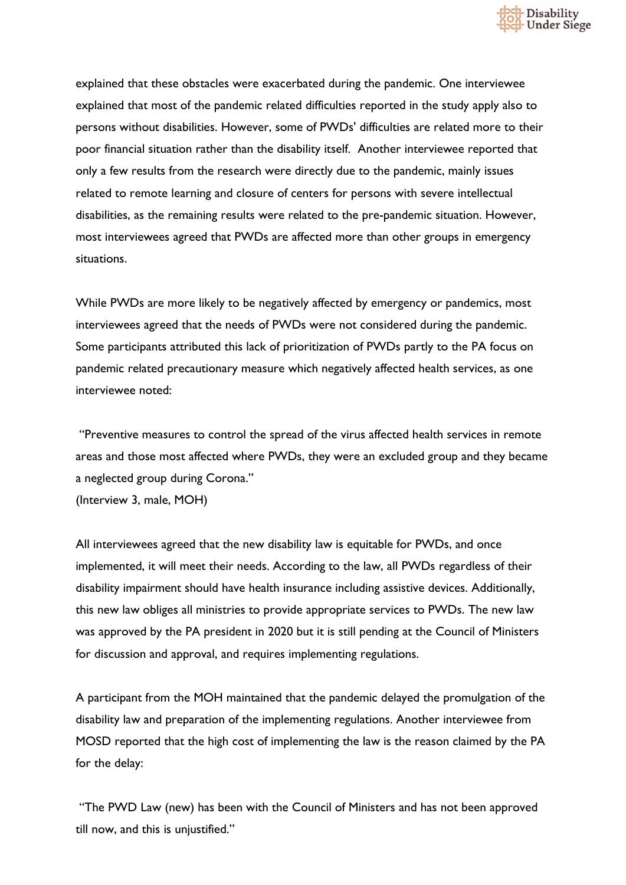explained that these obstacles were exacerbated during the pandemic. One interviewee explained that most of the pandemic related difficulties reported in the study apply also to persons without disabilities. However, some of PWDs' difficulties are related more to their poor financial situation rather than the disability itself. Another interviewee reported that only a few results from the research were directly due to the pandemic, mainly issues related to remote learning and closure of centers for persons with severe intellectual disabilities, as the remaining results were related to the pre-pandemic situation. However, most interviewees agreed that PWDs are affected more than other groups in emergency situations.

While PWDs are more likely to be negatively affected by emergency or pandemics, most interviewees agreed that the needs of PWDs were not considered during the pandemic. Some participants attributed this lack of prioritization of PWDs partly to the PA focus on pandemic related precautionary measure which negatively affected health services, as one interviewee noted:

"Preventive measures to control the spread of the virus affected health services in remote areas and those most affected where PWDs, they were an excluded group and they became a neglected group during Corona."
(Interview 3, male, MOH)

All interviewees agreed that the new disability law is equitable for PWDs, and once implemented, it will meet their needs. According to the law, all PWDs regardless of their disability impairment should have health insurance including assistive devices. Additionally, this new law obliges all ministries to provide appropriate services to PWDs. The new law was approved by the PA president in 2020 but it is still pending at the Council of Ministers for discussion and approval, and requires implementing regulations.

A participant from the MOH maintained that the pandemic delayed the promulgation of the disability law and preparation of the implementing regulations. Another interviewee from MOSD reported that the high cost of implementing the law is the reason claimed by the PA for the delay:

"The PWD Law (new) has been with the Council of Ministers and has not been approved till now, and this is unjustified."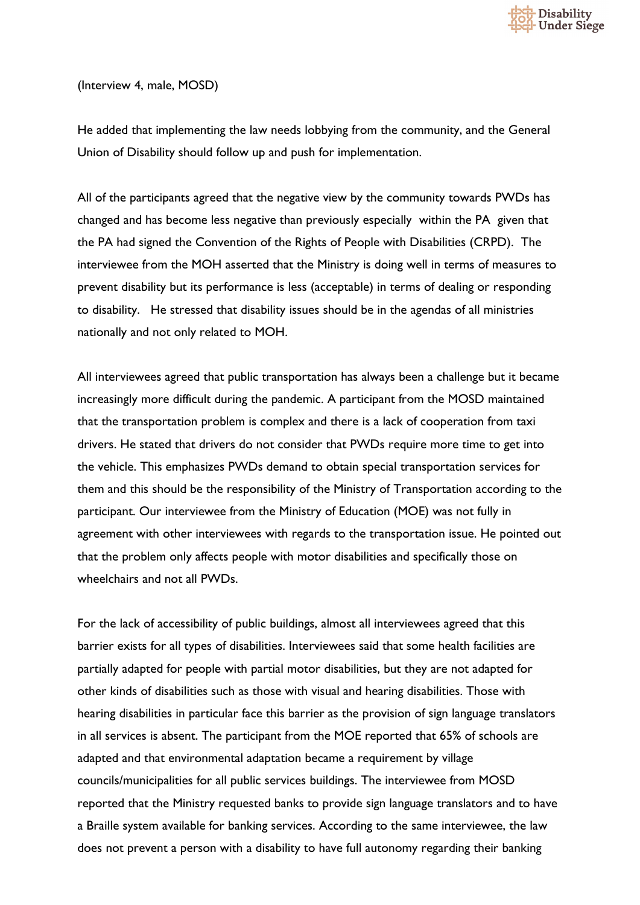(Interview 4, male, MOSD)

He added that implementing the law needs lobbying from the community, and the General Union of Disability should follow up and push for implementation.

All of the participants agreed that the negative view by the community towards PWDs has changed and has become less negative than previously especially within the PA given that the PA had signed the Convention of the Rights of People with Disabilities (CRPD). The interviewee from the MOH asserted that the Ministry is doing well in terms of measures to prevent disability but its performance is less (acceptable) in terms of dealing or responding to disability. He stressed that disability issues should be in the agendas of all ministries nationally and not only related to MOH.

All interviewees agreed that public transportation has always been a challenge but it became increasingly more difficult during the pandemic. A participant from the MOSD maintained that the transportation problem is complex and there is a lack of cooperation from taxi drivers. He stated that drivers do not consider that PWDs require more time to get into the vehicle. This emphasizes PWDs demand to obtain special transportation services for them and this should be the responsibility of the Ministry of Transportation according to the participant. Our interviewee from the Ministry of Education (MOE) was not fully in agreement with other interviewees with regards to the transportation issue. He pointed out that the problem only affects people with motor disabilities and specifically those on wheelchairs and not all PWDs.

For the lack of accessibility of public buildings, almost all interviewees agreed that this barrier exists for all types of disabilities. Interviewees said that some health facilities are partially adapted for people with partial motor disabilities, but they are not adapted for other kinds of disabilities such as those with visual and hearing disabilities. Those with hearing disabilities in particular face this barrier as the provision of sign language translators in all services is absent. The participant from the MOE reported that 65% of schools are adapted and that environmental adaptation became a requirement by village councils/municipalities for all public services buildings. The interviewee from MOSD reported that the Ministry requested banks to provide sign language translators and to have a Braille system available for banking services. According to the same interviewee, the law does not prevent a person with a disability to have full autonomy regarding their banking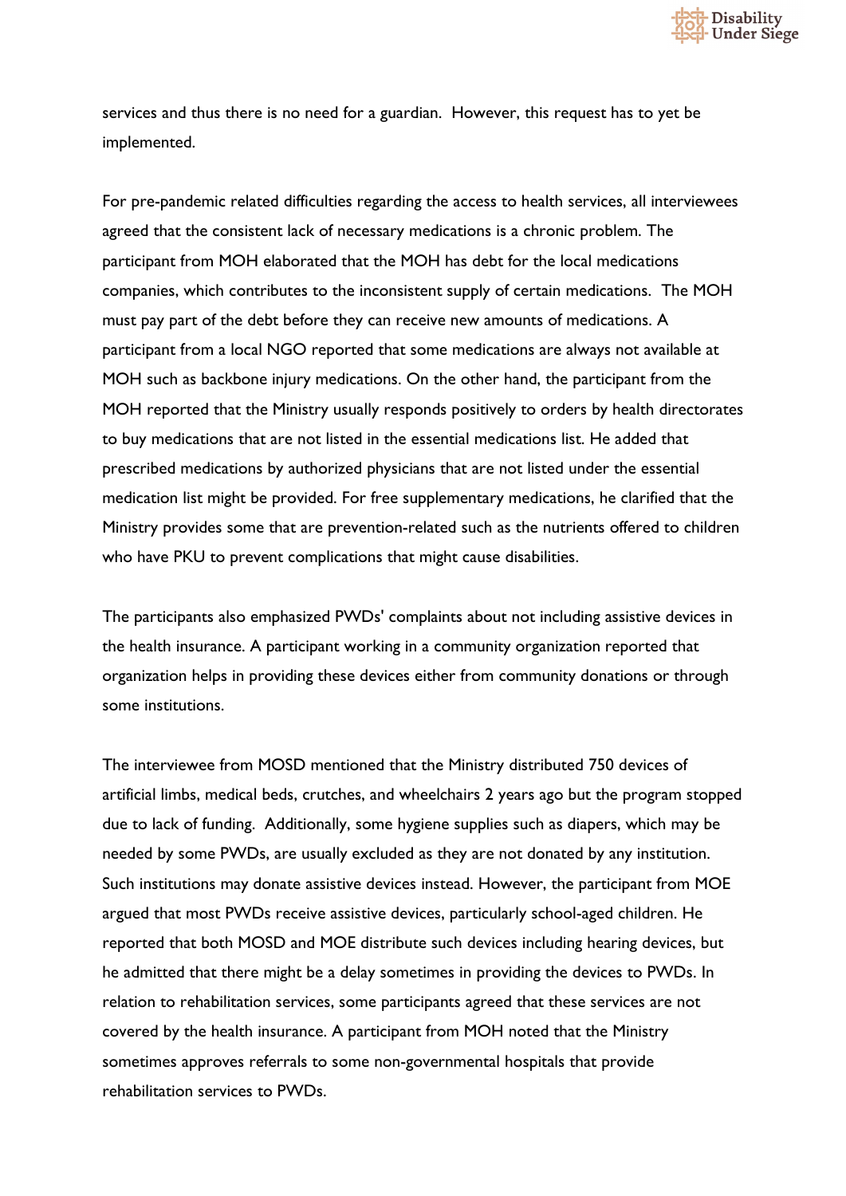services and thus there is no need for a guardian. However, this request has to yet be implemented.

For pre-pandemic related difficulties regarding the access to health services, all interviewees agreed that the consistent lack of necessary medications is a chronic problem. The participant from MOH elaborated that the MOH has debt for the local medications companies, which contributes to the inconsistent supply of certain medications. The MOH must pay part of the debt before they can receive new amounts of medications. A participant from a local NGO reported that some medications are always not available at MOH such as backbone injury medications. On the other hand, the participant from the MOH reported that the Ministry usually responds positively to orders by health directorates to buy medications that are not listed in the essential medications list. He added that prescribed medications by authorized physicians that are not listed under the essential medication list might be provided. For free supplementary medications, he clarified that the Ministry provides some that are prevention-related such as the nutrients offered to children who have PKU to prevent complications that might cause disabilities.

The participants also emphasized PWDs' complaints about not including assistive devices in the health insurance. A participant working in a community organization reported that organization helps in providing these devices either from community donations or through some institutions.

The interviewee from MOSD mentioned that the Ministry distributed 750 devices of artificial limbs, medical beds, crutches, and wheelchairs 2 years ago but the program stopped due to lack of funding. Additionally, some hygiene supplies such as diapers, which may be needed by some PWDs, are usually excluded as they are not donated by any institution. Such institutions may donate assistive devices instead. However, the participant from MOE argued that most PWDs receive assistive devices, particularly school-aged children. He reported that both MOSD and MOE distribute such devices including hearing devices, but he admitted that there might be a delay sometimes in providing the devices to PWDs. In relation to rehabilitation services, some participants agreed that these services are not covered by the health insurance. A participant from MOH noted that the Ministry sometimes approves referrals to some non-governmental hospitals that provide rehabilitation services to PWDs.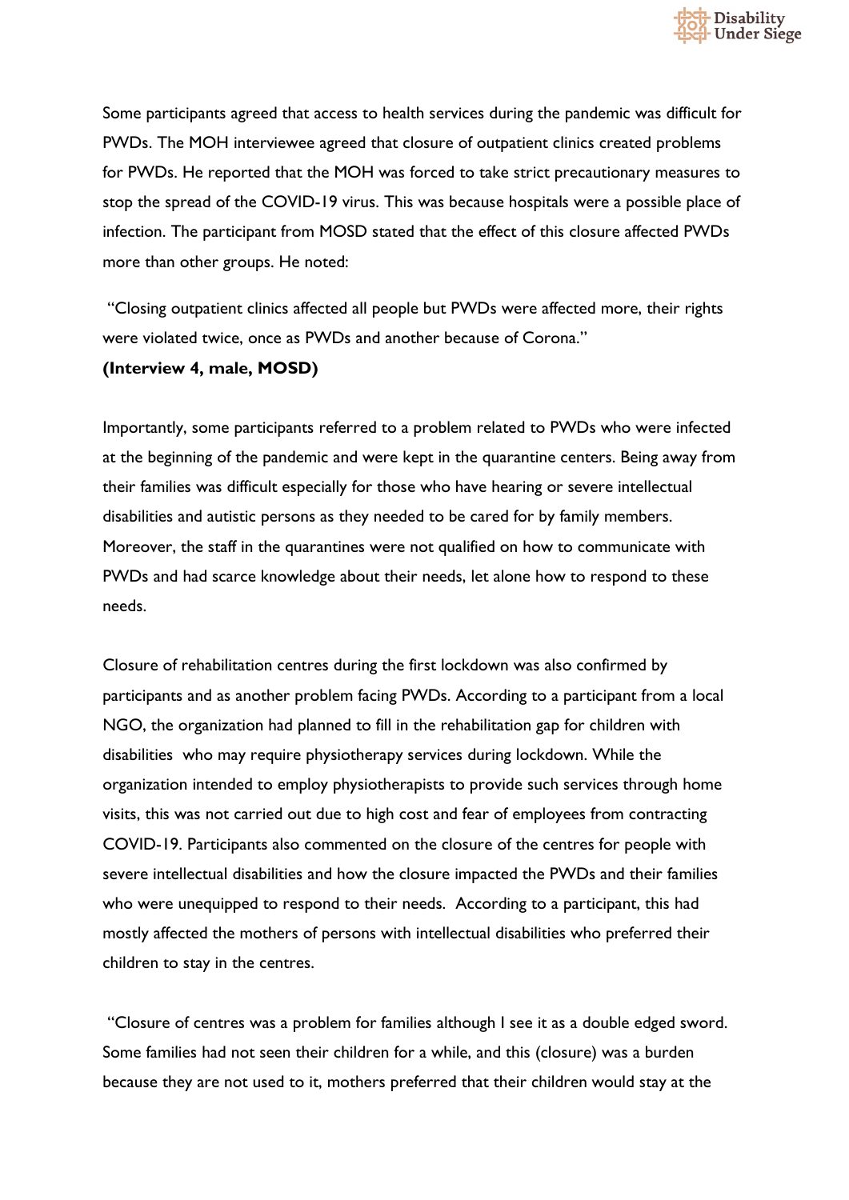Some participants agreed that access to health services during the pandemic was difficult for PWDs. The MOH interviewee agreed that closure of outpatient clinics created problems for PWDs. He reported that the MOH was forced to take strict precautionary measures to stop the spread of the COVID-19 virus. This was because hospitals were a possible place of infection. The participant from MOSD stated that the effect of this closure affected PWDs more than other groups. He noted:

"Closing outpatient clinics affected all people but PWDs were affected more, their rights were violated twice, once as PWDs and another because of Corona."

**(Interview 4, male, MOSD)**

Importantly, some participants referred to a problem related to PWDs who were infected at the beginning of the pandemic and were kept in the quarantine centers. Being away from their families was difficult especially for those who have hearing or severe intellectual disabilities and autistic persons as they needed to be cared for by family members. Moreover, the staff in the quarantines were not qualified on how to communicate with PWDs and had scarce knowledge about their needs, let alone how to respond to these needs.

Closure of rehabilitation centres during the first lockdown was also confirmed by participants and as another problem facing PWDs. According to a participant from a local NGO, the organization had planned to fill in the rehabilitation gap for children with disabilities who may require physiotherapy services during lockdown. While the organization intended to employ physiotherapists to provide such services through home visits, this was not carried out due to high cost and fear of employees from contracting COVID-19. Participants also commented on the closure of the centres for people with severe intellectual disabilities and how the closure impacted the PWDs and their families who were unequipped to respond to their needs. According to a participant, this had mostly affected the mothers of persons with intellectual disabilities who preferred their children to stay in the centres.

"Closure of centres was a problem for families although I see it as a double edged sword. Some families had not seen their children for a while, and this (closure) was a burden because they are not used to it, mothers preferred that their children would stay at the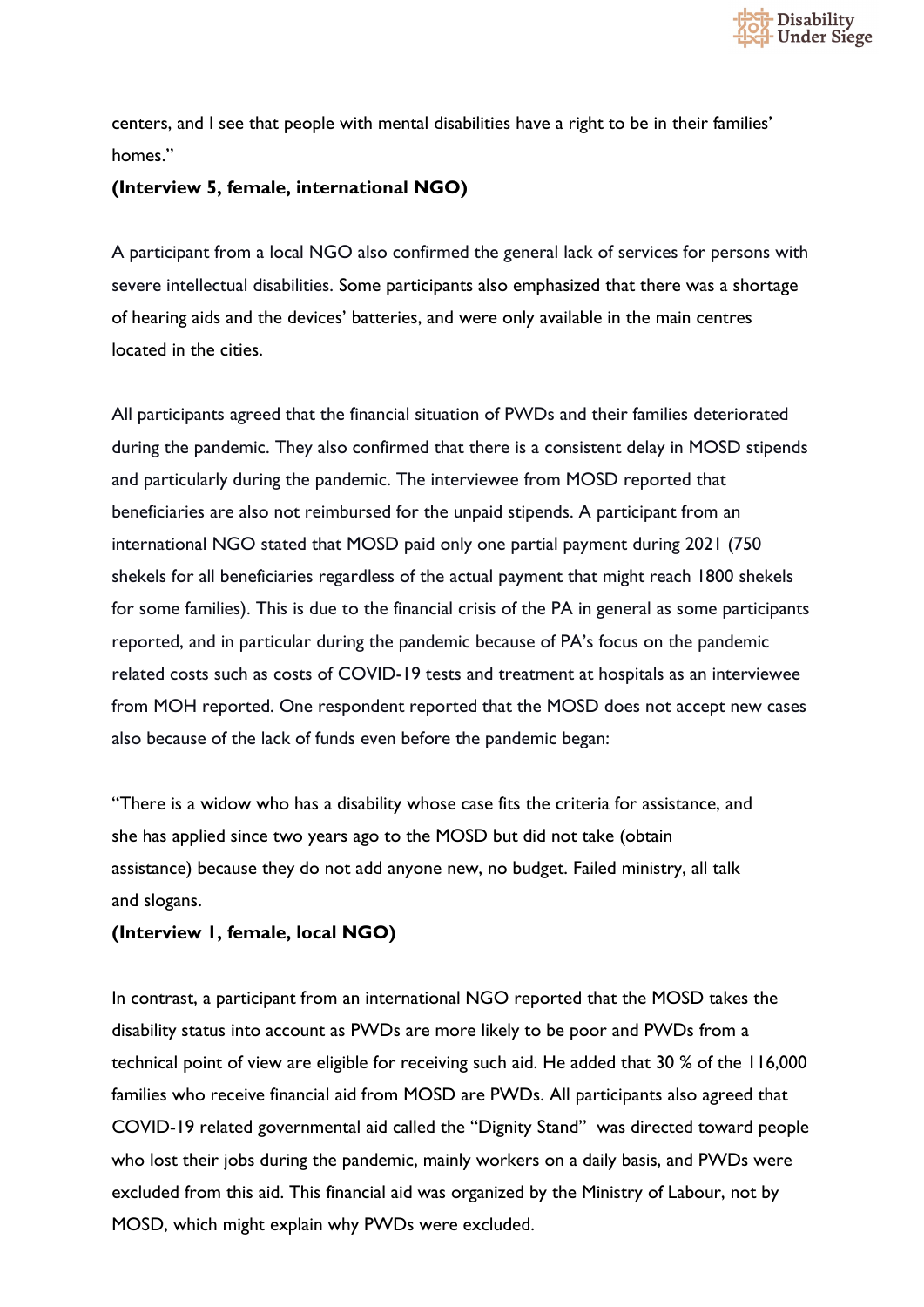centers, and I see that people with mental disabilities have a right to be in their families' homes."

**(Interview 5, female, international NGO)**

A participant from a local NGO also confirmed the general lack of services for persons with severe intellectual disabilities. Some participants also emphasized that there was a shortage of hearing aids and the devices' batteries, and were only available in the main centres located in the cities.

All participants agreed that the financial situation of PWDs and their families deteriorated during the pandemic. They also confirmed that there is a consistent delay in MOSD stipends and particularly during the pandemic. The interviewee from MOSD reported that beneficiaries are also not reimbursed for the unpaid stipends. A participant from an international NGO stated that MOSD paid only one partial payment during 2021 (750 shekels for all beneficiaries regardless of the actual payment that might reach 1800 shekels for some families). This is due to the financial crisis of the PA in general as some participants reported, and in particular during the pandemic because of PA's focus on the pandemic related costs such as costs of COVID-19 tests and treatment at hospitals as an interviewee from MOH reported. One respondent reported that the MOSD does not accept new cases also because of the lack of funds even before the pandemic began:

"There is a widow who has a disability whose case fits the criteria for assistance, and she has applied since two years ago to the MOSD but did not take (obtain assistance) because they do not add anyone new, no budget. Failed ministry, all talk and slogans.

**(Interview 1, female, local NGO)**

In contrast, a participant from an international NGO reported that the MOSD takes the disability status into account as PWDs are more likely to be poor and PWDs from a technical point of view are eligible for receiving such aid. He added that 30 % of the 116,000 families who receive financial aid from MOSD are PWDs. All participants also agreed that COVID-19 related governmental aid called the "Dignity Stand" was directed toward people who lost their jobs during the pandemic, mainly workers on a daily basis, and PWDs were excluded from this aid. This financial aid was organized by the Ministry of Labour, not by MOSD, which might explain why PWDs were excluded.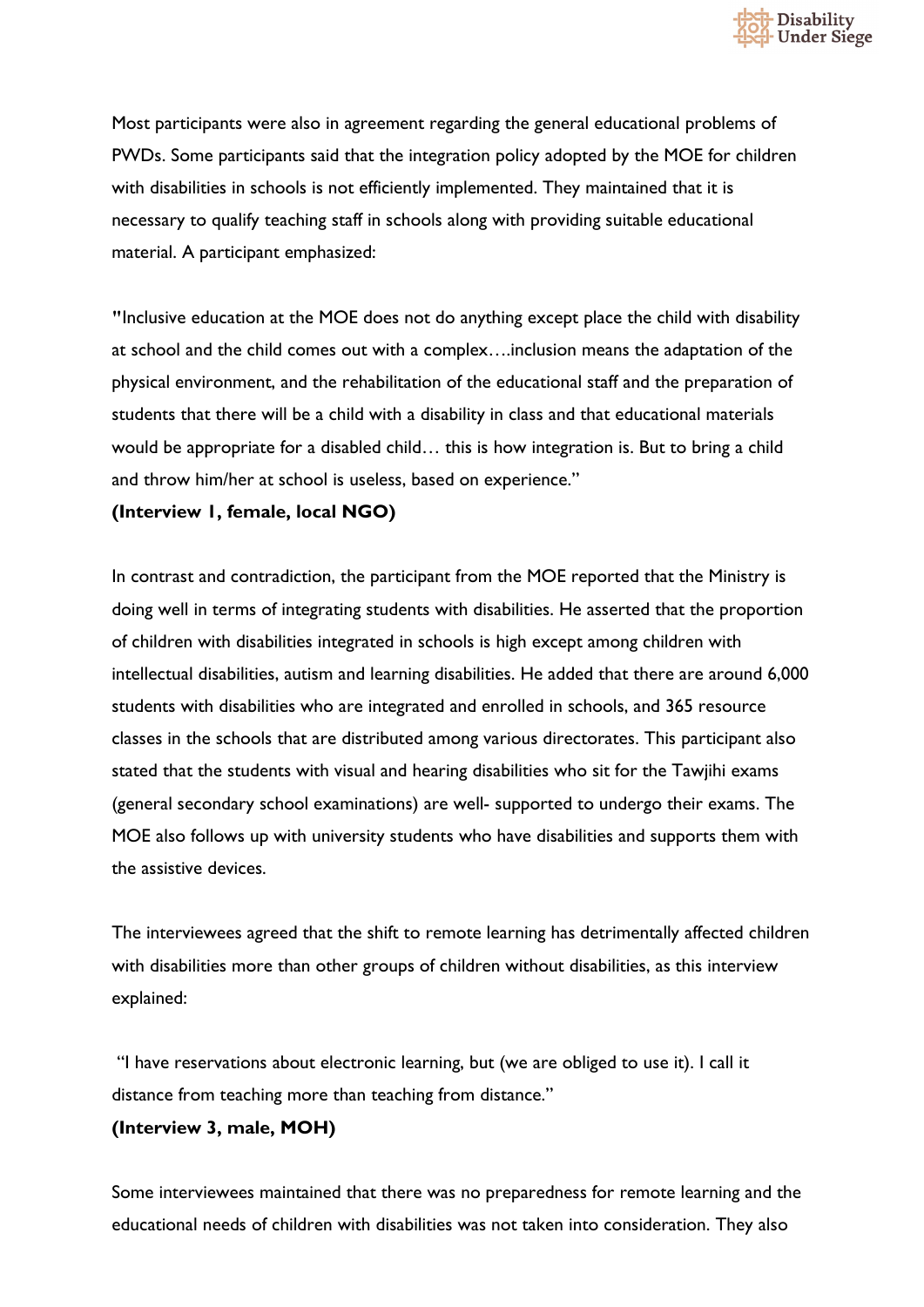Most participants were also in agreement regarding the general educational problems of PWDs. Some participants said that the integration policy adopted by the MOE for children with disabilities in schools is not efficiently implemented. They maintained that it is necessary to qualify teaching staff in schools along with providing suitable educational material. A participant emphasized:

"Inclusive education at the MOE does not do anything except place the child with disability at school and the child comes out with a complex….inclusion means the adaptation of the physical environment, and the rehabilitation of the educational staff and the preparation of students that there will be a child with a disability in class and that educational materials would be appropriate for a disabled child… this is how integration is. But to bring a child and throw him/her at school is useless, based on experience."

**(Interview 1, female, local NGO)**

In contrast and contradiction, the participant from the MOE reported that the Ministry is doing well in terms of integrating students with disabilities. He asserted that the proportion of children with disabilities integrated in schools is high except among children with intellectual disabilities, autism and learning disabilities. He added that there are around 6,000 students with disabilities who are integrated and enrolled in schools, and 365 resource classes in the schools that are distributed among various directorates. This participant also stated that the students with visual and hearing disabilities who sit for the Tawjihi exams (general secondary school examinations) are well- supported to undergo their exams. The MOE also follows up with university students who have disabilities and supports them with the assistive devices.

The interviewees agreed that the shift to remote learning has detrimentally affected children with disabilities more than other groups of children without disabilities, as this interview explained:

"I have reservations about electronic learning, but (we are obliged to use it). I call it distance from teaching more than teaching from distance."

**(Interview 3, male, MOH)**

Some interviewees maintained that there was no preparedness for remote learning and the educational needs of children with disabilities was not taken into consideration. They also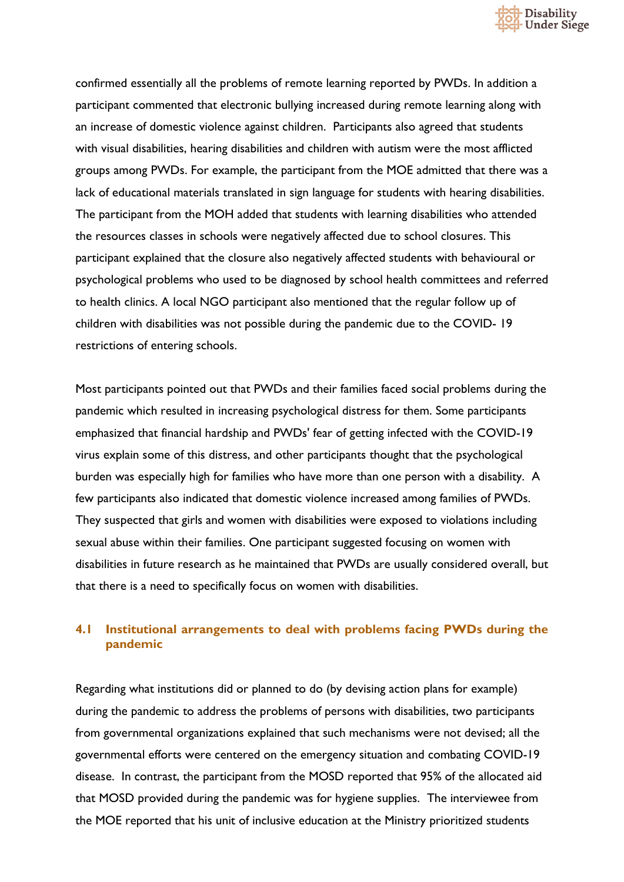confirmed essentially all the problems of remote learning reported by PWDs. In addition a participant commented that electronic bullying increased during remote learning along with an increase of domestic violence against children. Participants also agreed that students with visual disabilities, hearing disabilities and children with autism were the most afflicted groups among PWDs. For example, the participant from the MOE admitted that there was a lack of educational materials translated in sign language for students with hearing disabilities. The participant from the MOH added that students with learning disabilities who attended the resources classes in schools were negatively affected due to school closures. This participant explained that the closure also negatively affected students with behavioural or psychological problems who used to be diagnosed by school health committees and referred to health clinics. A local NGO participant also mentioned that the regular follow up of children with disabilities was not possible during the pandemic due to the COVID- 19 restrictions of entering schools.

Most participants pointed out that PWDs and their families faced social problems during the pandemic which resulted in increasing psychological distress for them. Some participants emphasized that financial hardship and PWDs' fear of getting infected with the COVID-19 virus explain some of this distress, and other participants thought that the psychological burden was especially high for families who have more than one person with a disability. A few participants also indicated that domestic violence increased among families of PWDs. They suspected that girls and women with disabilities were exposed to violations including sexual abuse within their families. One participant suggested focusing on women with disabilities in future research as he maintained that PWDs are usually considered overall, but that there is a need to specifically focus on women with disabilities.

## 4.1 Institutional arrangements to deal with problems facing PWDs during the pandemic

Regarding what institutions did or planned to do (by devising action plans for example) during the pandemic to address the problems of persons with disabilities, two participants from governmental organizations explained that such mechanisms were not devised; all the governmental efforts were centered on the emergency situation and combating COVID-19 disease. In contrast, the participant from the MOSD reported that 95% of the allocated aid that MOSD provided during the pandemic was for hygiene supplies. The interviewee from the MOE reported that his unit of inclusive education at the Ministry prioritized students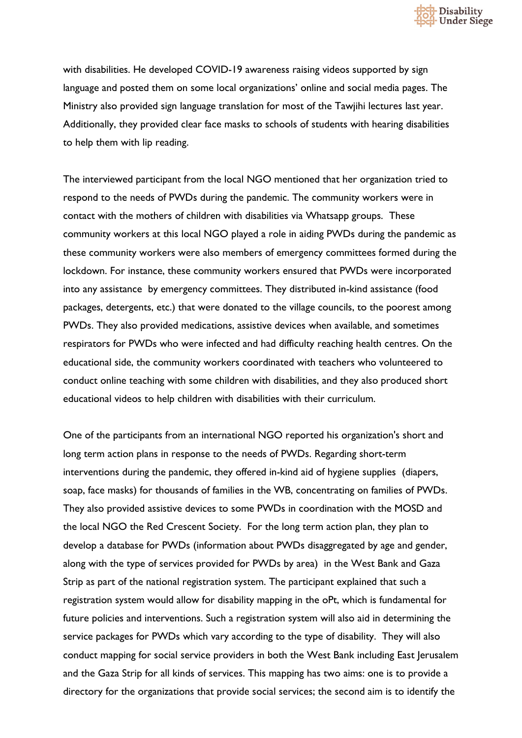with disabilities. He developed COVID-19 awareness raising videos supported by sign language and posted them on some local organizations' online and social media pages. The Ministry also provided sign language translation for most of the Tawjihi lectures last year. Additionally, they provided clear face masks to schools of students with hearing disabilities to help them with lip reading.

The interviewed participant from the local NGO mentioned that her organization tried to respond to the needs of PWDs during the pandemic. The community workers were in contact with the mothers of children with disabilities via Whatsapp groups. These community workers at this local NGO played a role in aiding PWDs during the pandemic as these community workers were also members of emergency committees formed during the lockdown. For instance, these community workers ensured that PWDs were incorporated into any assistance by emergency committees. They distributed in-kind assistance (food packages, detergents, etc.) that were donated to the village councils, to the poorest among PWDs. They also provided medications, assistive devices when available, and sometimes respirators for PWDs who were infected and had difficulty reaching health centres. On the educational side, the community workers coordinated with teachers who volunteered to conduct online teaching with some children with disabilities, and they also produced short educational videos to help children with disabilities with their curriculum.

One of the participants from an international NGO reported his organization's short and long term action plans in response to the needs of PWDs. Regarding short-term interventions during the pandemic, they offered in-kind aid of hygiene supplies (diapers, soap, face masks) for thousands of families in the WB, concentrating on families of PWDs. They also provided assistive devices to some PWDs in coordination with the MOSD and the local NGO the Red Crescent Society. For the long term action plan, they plan to develop a database for PWDs (information about PWDs disaggregated by age and gender, along with the type of services provided for PWDs by area) in the West Bank and Gaza Strip as part of the national registration system. The participant explained that such a registration system would allow for disability mapping in the oPt, which is fundamental for future policies and interventions. Such a registration system will also aid in determining the service packages for PWDs which vary according to the type of disability. They will also conduct mapping for social service providers in both the West Bank including East Jerusalem and the Gaza Strip for all kinds of services. This mapping has two aims: one is to provide a directory for the organizations that provide social services; the second aim is to identify the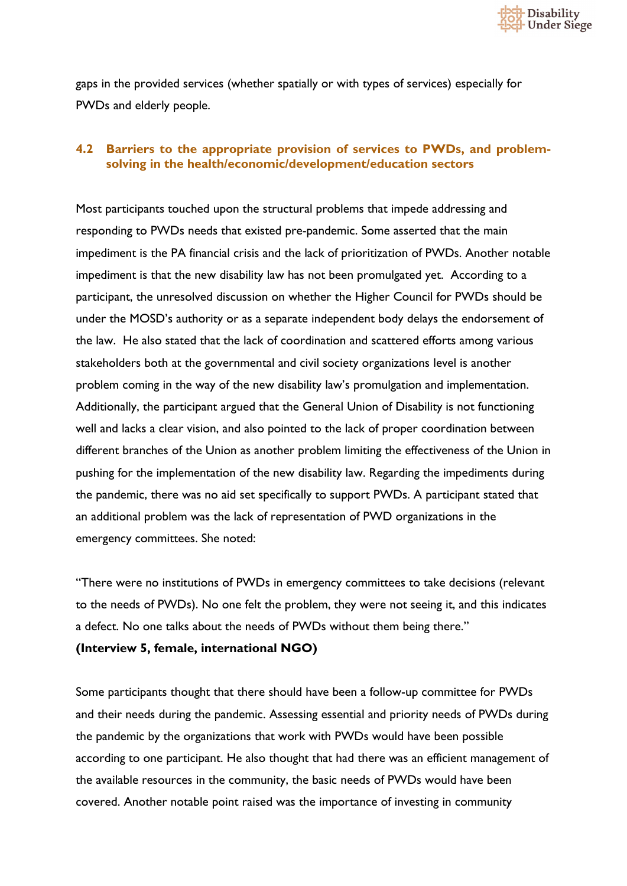gaps in the provided services (whether spatially or with types of services) especially for PWDs and elderly people.

### 4.2 Barriers to the appropriate provision of services to PWDs, and problem-solving in the health/economic/development/education sectors

Most participants touched upon the structural problems that impede addressing and responding to PWDs needs that existed pre-pandemic. Some asserted that the main impediment is the PA financial crisis and the lack of prioritization of PWDs. Another notable impediment is that the new disability law has not been promulgated yet. According to a participant, the unresolved discussion on whether the Higher Council for PWDs should be under the MOSD's authority or as a separate independent body delays the endorsement of the law. He also stated that the lack of coordination and scattered efforts among various stakeholders both at the governmental and civil society organizations level is another problem coming in the way of the new disability law's promulgation and implementation. Additionally, the participant argued that the General Union of Disability is not functioning well and lacks a clear vision, and also pointed to the lack of proper coordination between different branches of the Union as another problem limiting the effectiveness of the Union in pushing for the implementation of the new disability law. Regarding the impediments during the pandemic, there was no aid set specifically to support PWDs. A participant stated that an additional problem was the lack of representation of PWD organizations in the emergency committees. She noted:

"There were no institutions of PWDs in emergency committees to take decisions (relevant to the needs of PWDs). No one felt the problem, they were not seeing it, and this indicates a defect. No one talks about the needs of PWDs without them being there."
**(Interview 5, female, international NGO)**

Some participants thought that there should have been a follow-up committee for PWDs and their needs during the pandemic. Assessing essential and priority needs of PWDs during the pandemic by the organizations that work with PWDs would have been possible according to one participant. He also thought that had there was an efficient management of the available resources in the community, the basic needs of PWDs would have been covered. Another notable point raised was the importance of investing in community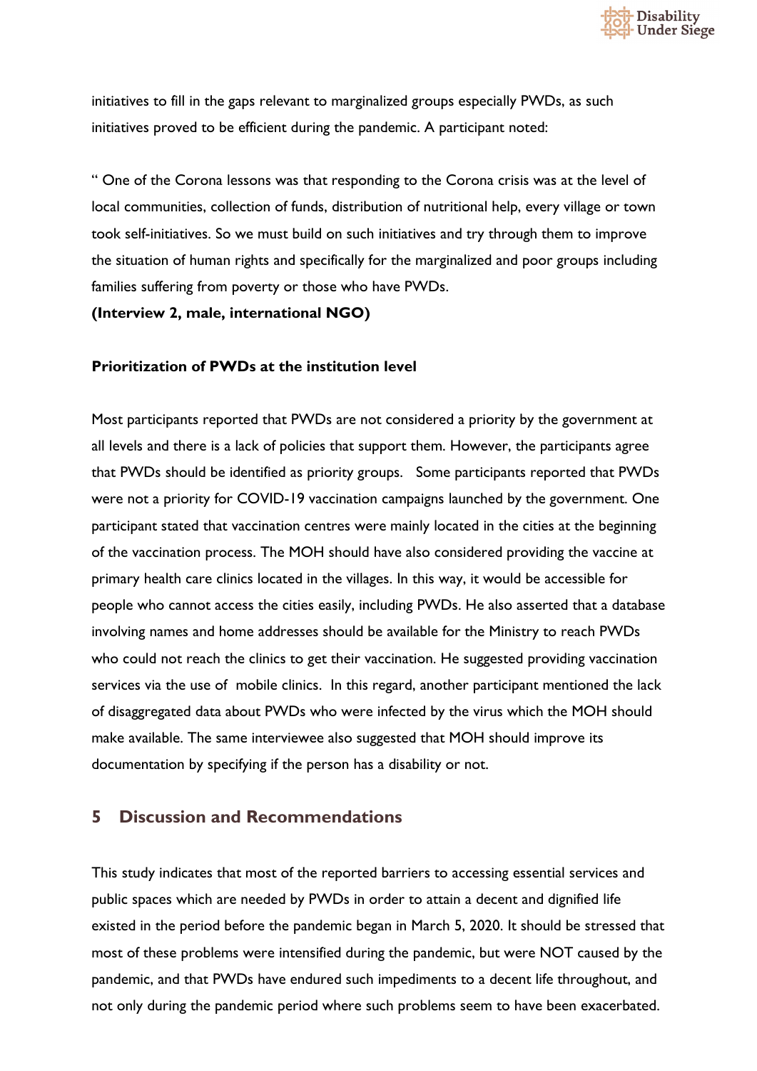initiatives to fill in the gaps relevant to marginalized groups especially PWDs, as such initiatives proved to be efficient during the pandemic. A participant noted:

" One of the Corona lessons was that responding to the Corona crisis was at the level of local communities, collection of funds, distribution of nutritional help, every village or town took self-initiatives. So we must build on such initiatives and try through them to improve the situation of human rights and specifically for the marginalized and poor groups including families suffering from poverty or those who have PWDs.

**(Interview 2, male, international NGO)**

### Prioritization of PWDs at the institution level

Most participants reported that PWDs are not considered a priority by the government at all levels and there is a lack of policies that support them. However, the participants agree that PWDs should be identified as priority groups. Some participants reported that PWDs were not a priority for COVID-19 vaccination campaigns launched by the government. One participant stated that vaccination centres were mainly located in the cities at the beginning of the vaccination process. The MOH should have also considered providing the vaccine at primary health care clinics located in the villages. In this way, it would be accessible for people who cannot access the cities easily, including PWDs. He also asserted that a database involving names and home addresses should be available for the Ministry to reach PWDs who could not reach the clinics to get their vaccination. He suggested providing vaccination services via the use of mobile clinics. In this regard, another participant mentioned the lack of disaggregated data about PWDs who were infected by the virus which the MOH should make available. The same interviewee also suggested that MOH should improve its documentation by specifying if the person has a disability or not.

## 5 Discussion and Recommendations

This study indicates that most of the reported barriers to accessing essential services and public spaces which are needed by PWDs in order to attain a decent and dignified life existed in the period before the pandemic began in March 5, 2020. It should be stressed that most of these problems were intensified during the pandemic, but were NOT caused by the pandemic, and that PWDs have endured such impediments to a decent life throughout, and not only during the pandemic period where such problems seem to have been exacerbated.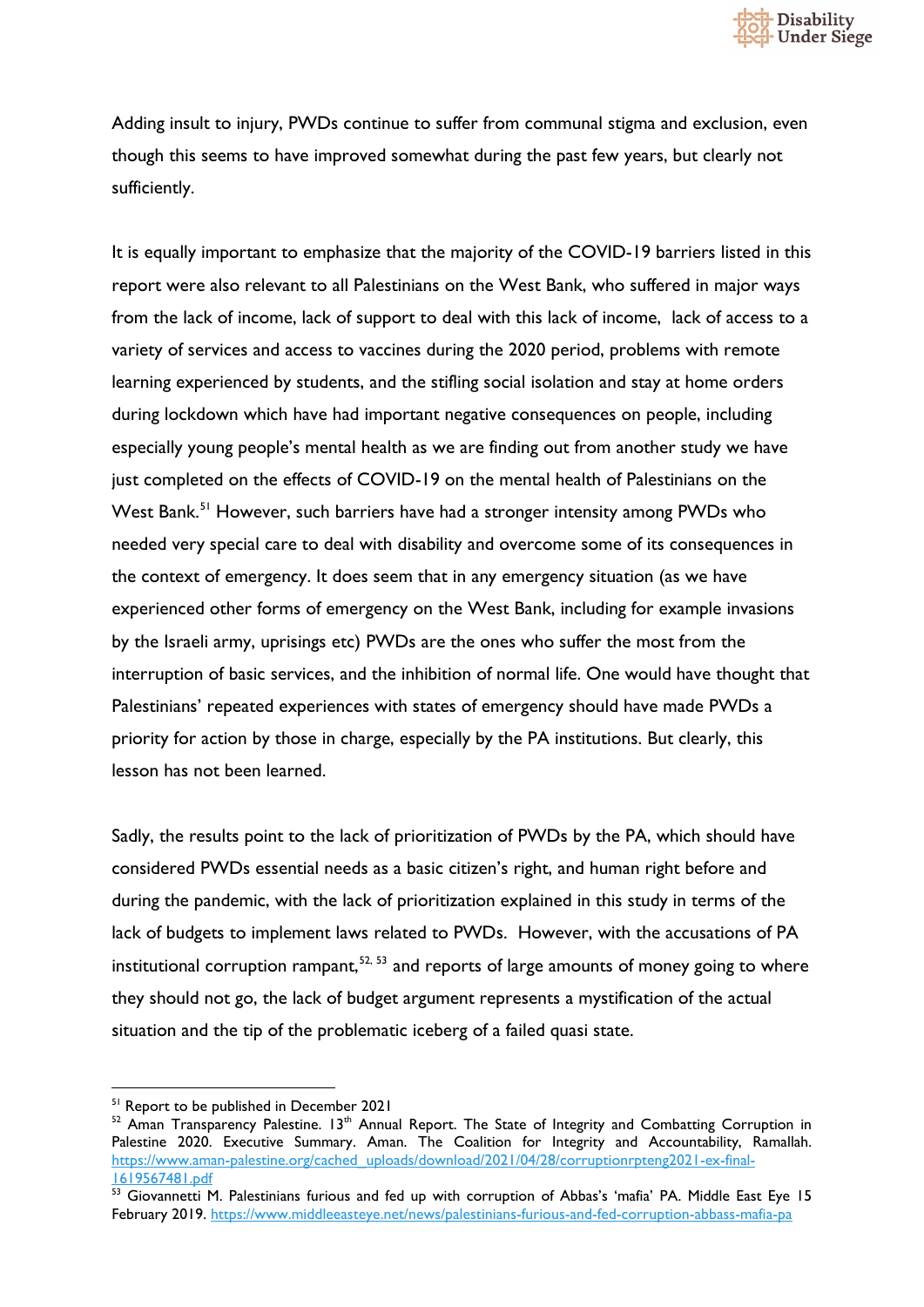Adding insult to injury, PWDs continue to suffer from communal stigma and exclusion, even though this seems to have improved somewhat during the past few years, but clearly not sufficiently.

It is equally important to emphasize that the majority of the COVID-19 barriers listed in this report were also relevant to all Palestinians on the West Bank, who suffered in major ways from the lack of income, lack of support to deal with this lack of income, lack of access to a variety of services and access to vaccines during the 2020 period, problems with remote learning experienced by students, and the stifling social isolation and stay at home orders during lockdown which have had important negative consequences on people, including especially young people's mental health as we are finding out from another study we have just completed on the effects of COVID-19 on the mental health of Palestinians on the West Bank.[51] However, such barriers have had a stronger intensity among PWDs who needed very special care to deal with disability and overcome some of its consequences in the context of emergency. It does seem that in any emergency situation (as we have experienced other forms of emergency on the West Bank, including for example invasions by the Israeli army, uprisings etc) PWDs are the ones who suffer the most from the interruption of basic services, and the inhibition of normal life. One would have thought that Palestinians' repeated experiences with states of emergency should have made PWDs a priority for action by those in charge, especially by the PA institutions. But clearly, this lesson has not been learned.

Sadly, the results point to the lack of prioritization of PWDs by the PA, which should have considered PWDs essential needs as a basic citizen's right, and human right before and during the pandemic, with the lack of prioritization explained in this study in terms of the lack of budgets to implement laws related to PWDs. However, with the accusations of PA institutional corruption rampant,[52, 53] and reports of large amounts of money going to where they should not go, the lack of budget argument represents a mystification of the actual situation and the tip of the problematic iceberg of a failed quasi state.

---

[51] Report to be published in December 2021

[52] Aman Transparency Palestine. 13th Annual Report. The State of Integrity and Combatting Corruption in Palestine 2020. Executive Summary. Aman. The Coalition for Integrity and Accountability, Ramallah. https://www.aman-palestine.org/cached_uploads/download/2021/04/28/corruptionrpteng2021-ex-final-1619567481.pdf

[53] Giovannetti M. Palestinians furious and fed up with corruption of Abbas's 'mafia' PA. Middle East Eye 15 February 2019. https://www.middleeasteye.net/news/palestinians-furious-and-fed-corruption-abbass-mafia-pa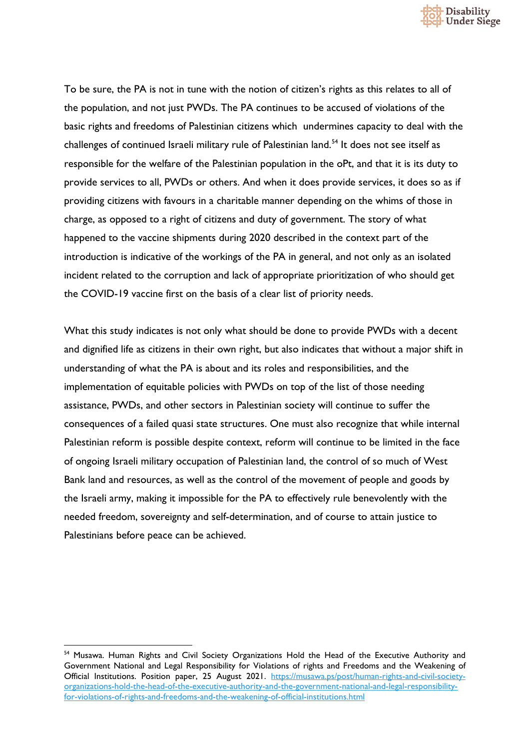To be sure, the PA is not in tune with the notion of citizen's rights as this relates to all of the population, and not just PWDs. The PA continues to be accused of violations of the basic rights and freedoms of Palestinian citizens which undermines capacity to deal with the challenges of continued Israeli military rule of Palestinian land.[54] It does not see itself as responsible for the welfare of the Palestinian population in the oPt, and that it is its duty to provide services to all, PWDs or others. And when it does provide services, it does so as if providing citizens with favours in a charitable manner depending on the whims of those in charge, as opposed to a right of citizens and duty of government. The story of what happened to the vaccine shipments during 2020 described in the context part of the introduction is indicative of the workings of the PA in general, and not only as an isolated incident related to the corruption and lack of appropriate prioritization of who should get the COVID-19 vaccine first on the basis of a clear list of priority needs.

What this study indicates is not only what should be done to provide PWDs with a decent and dignified life as citizens in their own right, but also indicates that without a major shift in understanding of what the PA is about and its roles and responsibilities, and the implementation of equitable policies with PWDs on top of the list of those needing assistance, PWDs, and other sectors in Palestinian society will continue to suffer the consequences of a failed quasi state structures. One must also recognize that while internal Palestinian reform is possible despite context, reform will continue to be limited in the face of ongoing Israeli military occupation of Palestinian land, the control of so much of West Bank land and resources, as well as the control of the movement of people and goods by the Israeli army, making it impossible for the PA to effectively rule benevolently with the needed freedom, sovereignty and self-determination, and of course to attain justice to Palestinians before peace can be achieved.

---

[54] Musawa. Human Rights and Civil Society Organizations Hold the Head of the Executive Authority and Government National and Legal Responsibility for Violations of rights and Freedoms and the Weakening of Official Institutions. Position paper, 25 August 2021. https://musawa.ps/post/human-rights-and-civil-society-organizations-hold-the-head-of-the-executive-authority-and-the-government-national-and-legal-responsibility-for-violations-of-rights-and-freedoms-and-the-weakening-of-official-institutions.html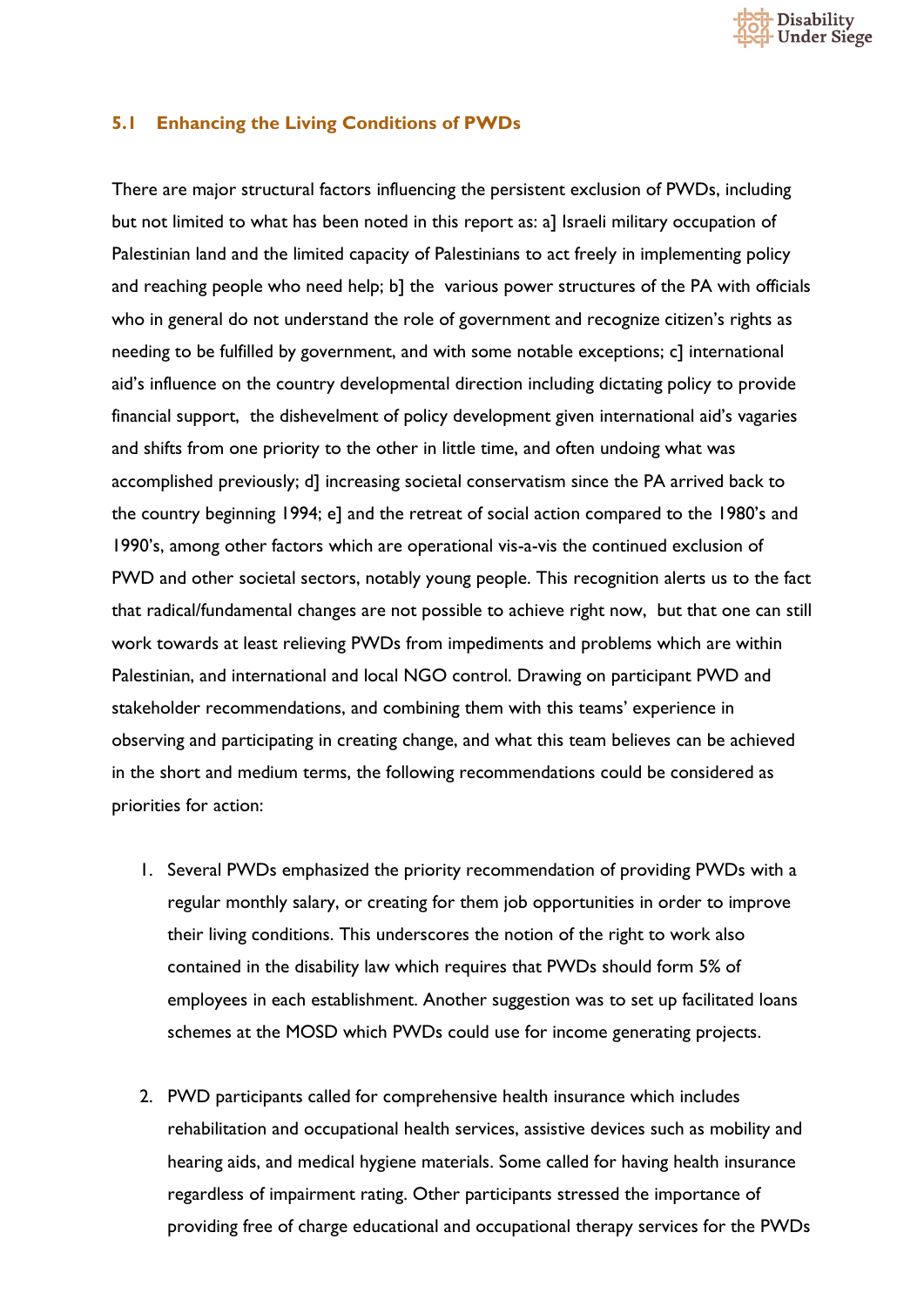### 5.1 Enhancing the Living Conditions of PWDs

There are major structural factors influencing the persistent exclusion of PWDs, including but not limited to what has been noted in this report as: a] Israeli military occupation of Palestinian land and the limited capacity of Palestinians to act freely in implementing policy and reaching people who need help; b] the various power structures of the PA with officials who in general do not understand the role of government and recognize citizen's rights as needing to be fulfilled by government, and with some notable exceptions; c] international aid's influence on the country developmental direction including dictating policy to provide financial support, the dishevelment of policy development given international aid's vagaries and shifts from one priority to the other in little time, and often undoing what was accomplished previously; d] increasing societal conservatism since the PA arrived back to the country beginning 1994; e] and the retreat of social action compared to the 1980's and 1990's, among other factors which are operational vis-a-vis the continued exclusion of PWD and other societal sectors, notably young people. This recognition alerts us to the fact that radical/fundamental changes are not possible to achieve right now, but that one can still work towards at least relieving PWDs from impediments and problems which are within Palestinian, and international and local NGO control. Drawing on participant PWD and stakeholder recommendations, and combining them with this teams' experience in observing and participating in creating change, and what this team believes can be achieved in the short and medium terms, the following recommendations could be considered as priorities for action:

1. Several PWDs emphasized the priority recommendation of providing PWDs with a regular monthly salary, or creating for them job opportunities in order to improve their living conditions. This underscores the notion of the right to work also contained in the disability law which requires that PWDs should form 5% of employees in each establishment. Another suggestion was to set up facilitated loans schemes at the MOSD which PWDs could use for income generating projects.

2. PWD participants called for comprehensive health insurance which includes rehabilitation and occupational health services, assistive devices such as mobility and hearing aids, and medical hygiene materials. Some called for having health insurance regardless of impairment rating. Other participants stressed the importance of providing free of charge educational and occupational therapy services for the PWDs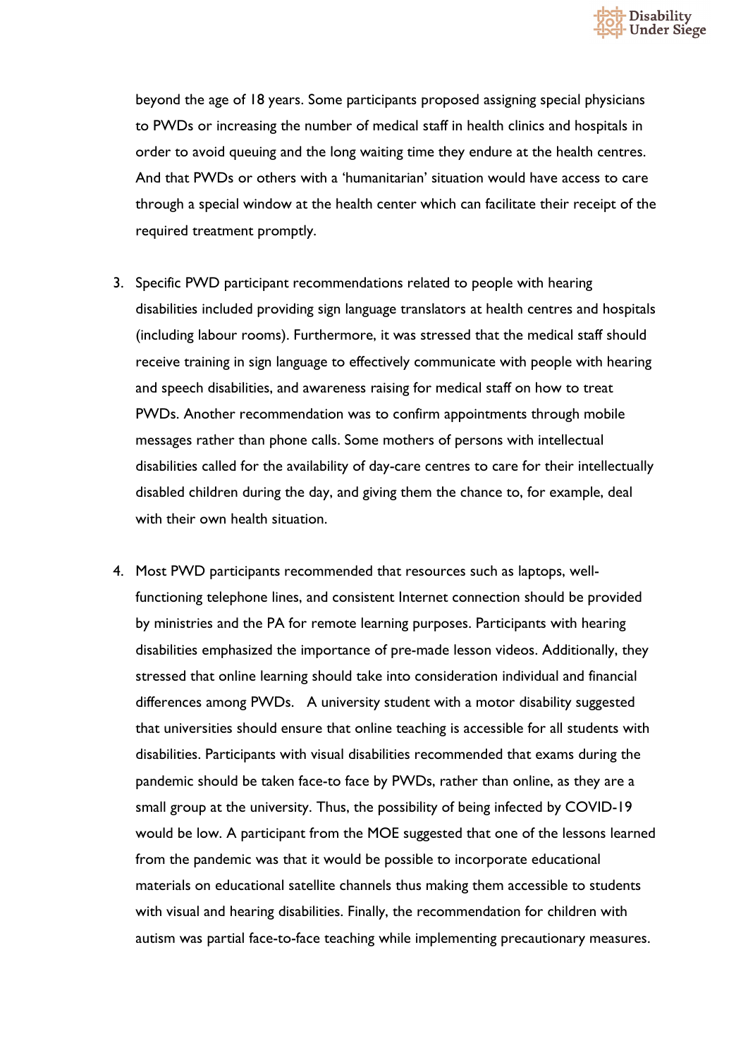beyond the age of 18 years. Some participants proposed assigning special physicians to PWDs or increasing the number of medical staff in health clinics and hospitals in order to avoid queuing and the long waiting time they endure at the health centres. And that PWDs or others with a 'humanitarian' situation would have access to care through a special window at the health center which can facilitate their receipt of the required treatment promptly.

3. Specific PWD participant recommendations related to people with hearing disabilities included providing sign language translators at health centres and hospitals (including labour rooms). Furthermore, it was stressed that the medical staff should receive training in sign language to effectively communicate with people with hearing and speech disabilities, and awareness raising for medical staff on how to treat PWDs. Another recommendation was to confirm appointments through mobile messages rather than phone calls. Some mothers of persons with intellectual disabilities called for the availability of day-care centres to care for their intellectually disabled children during the day, and giving them the chance to, for example, deal with their own health situation.

4. Most PWD participants recommended that resources such as laptops, well-functioning telephone lines, and consistent Internet connection should be provided by ministries and the PA for remote learning purposes. Participants with hearing disabilities emphasized the importance of pre-made lesson videos. Additionally, they stressed that online learning should take into consideration individual and financial differences among PWDs. A university student with a motor disability suggested that universities should ensure that online teaching is accessible for all students with disabilities. Participants with visual disabilities recommended that exams during the pandemic should be taken face-to face by PWDs, rather than online, as they are a small group at the university. Thus, the possibility of being infected by COVID-19 would be low. A participant from the MOE suggested that one of the lessons learned from the pandemic was that it would be possible to incorporate educational materials on educational satellite channels thus making them accessible to students with visual and hearing disabilities. Finally, the recommendation for children with autism was partial face-to-face teaching while implementing precautionary measures.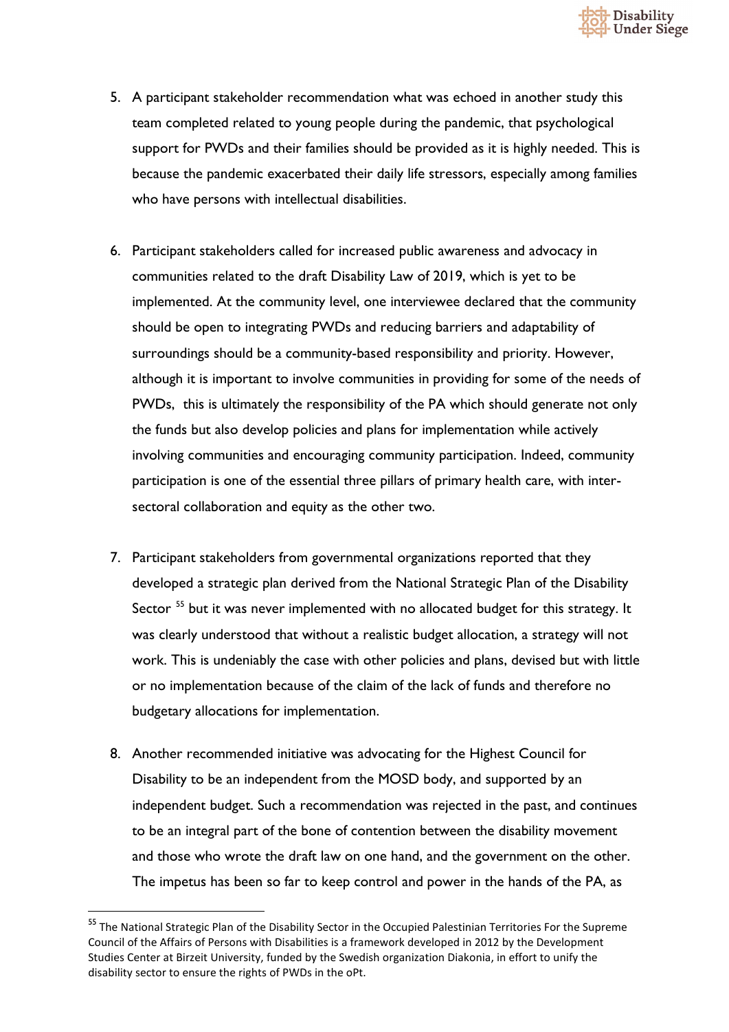5. A participant stakeholder recommendation what was echoed in another study this team completed related to young people during the pandemic, that psychological support for PWDs and their families should be provided as it is highly needed. This is because the pandemic exacerbated their daily life stressors, especially among families who have persons with intellectual disabilities.

6. Participant stakeholders called for increased public awareness and advocacy in communities related to the draft Disability Law of 2019, which is yet to be implemented. At the community level, one interviewee declared that the community should be open to integrating PWDs and reducing barriers and adaptability of surroundings should be a community-based responsibility and priority. However, although it is important to involve communities in providing for some of the needs of PWDs, this is ultimately the responsibility of the PA which should generate not only the funds but also develop policies and plans for implementation while actively involving communities and encouraging community participation. Indeed, community participation is one of the essential three pillars of primary health care, with inter-sectoral collaboration and equity as the other two.

7. Participant stakeholders from governmental organizations reported that they developed a strategic plan derived from the National Strategic Plan of the Disability Sector [55] but it was never implemented with no allocated budget for this strategy. It was clearly understood that without a realistic budget allocation, a strategy will not work. This is undeniably the case with other policies and plans, devised but with little or no implementation because of the claim of the lack of funds and therefore no budgetary allocations for implementation.

8. Another recommended initiative was advocating for the Highest Council for Disability to be an independent from the MOSD body, and supported by an independent budget. Such a recommendation was rejected in the past, and continues to be an integral part of the bone of contention between the disability movement and those who wrote the draft law on one hand, and the government on the other. The impetus has been so far to keep control and power in the hands of the PA, as

[55] The National Strategic Plan of the Disability Sector in the Occupied Palestinian Territories For the Supreme Council of the Affairs of Persons with Disabilities is a framework developed in 2012 by the Development Studies Center at Birzeit University, funded by the Swedish organization Diakonia, in effort to unify the disability sector to ensure the rights of PWDs in the oPt.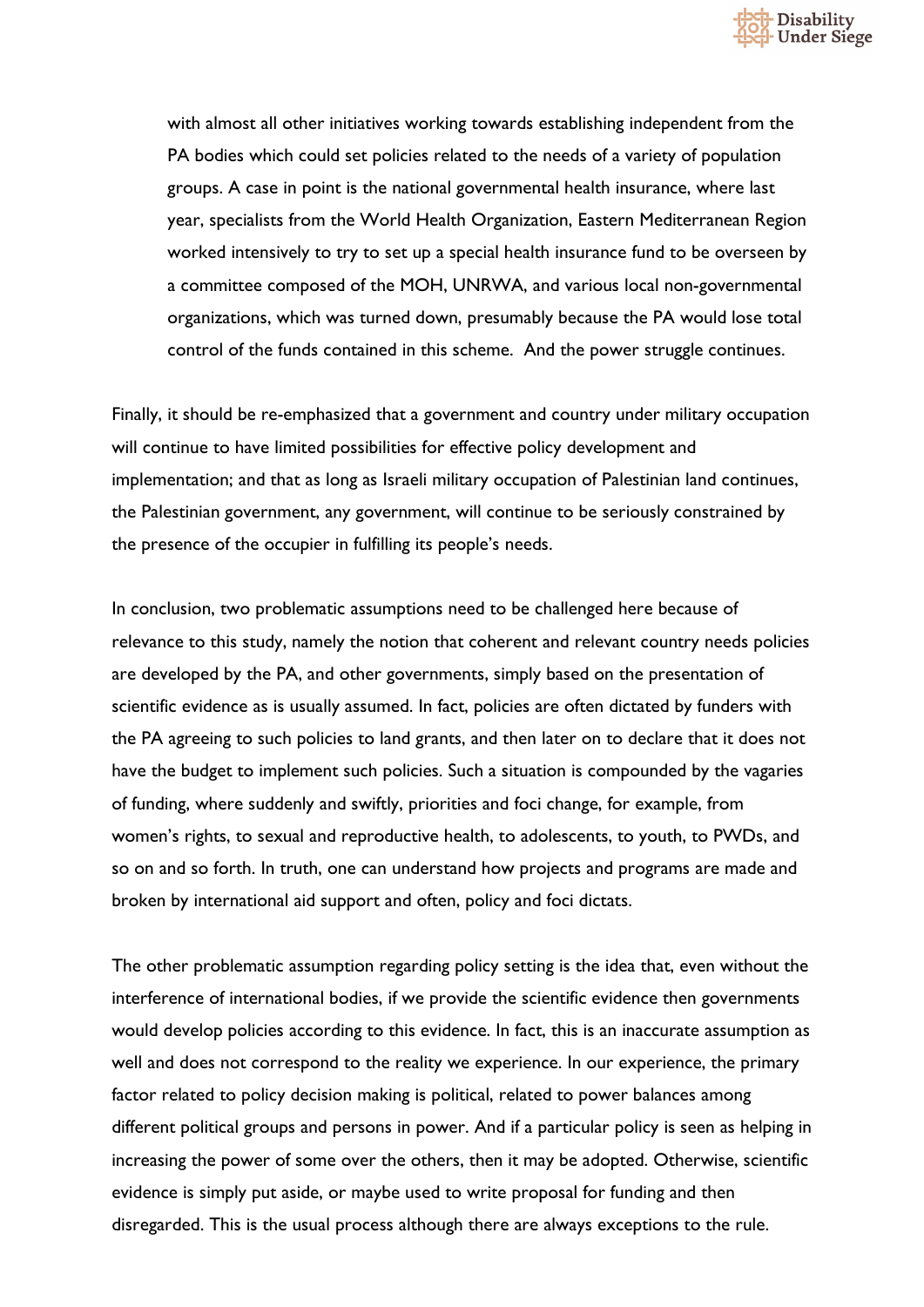> with almost all other initiatives working towards establishing independent from the PA bodies which could set policies related to the needs of a variety of population groups. A case in point is the national governmental health insurance, where last year, specialists from the World Health Organization, Eastern Mediterranean Region worked intensively to try to set up a special health insurance fund to be overseen by a committee composed of the MOH, UNRWA, and various local non-governmental organizations, which was turned down, presumably because the PA would lose total control of the funds contained in this scheme. And the power struggle continues.

Finally, it should be re-emphasized that a government and country under military occupation will continue to have limited possibilities for effective policy development and implementation; and that as long as Israeli military occupation of Palestinian land continues, the Palestinian government, any government, will continue to be seriously constrained by the presence of the occupier in fulfilling its people's needs.

In conclusion, two problematic assumptions need to be challenged here because of relevance to this study, namely the notion that coherent and relevant country needs policies are developed by the PA, and other governments, simply based on the presentation of scientific evidence as is usually assumed. In fact, policies are often dictated by funders with the PA agreeing to such policies to land grants, and then later on to declare that it does not have the budget to implement such policies. Such a situation is compounded by the vagaries of funding, where suddenly and swiftly, priorities and foci change, for example, from women's rights, to sexual and reproductive health, to adolescents, to youth, to PWDs, and so on and so forth. In truth, one can understand how projects and programs are made and broken by international aid support and often, policy and foci dictats.

The other problematic assumption regarding policy setting is the idea that, even without the interference of international bodies, if we provide the scientific evidence then governments would develop policies according to this evidence. In fact, this is an inaccurate assumption as well and does not correspond to the reality we experience. In our experience, the primary factor related to policy decision making is political, related to power balances among different political groups and persons in power. And if a particular policy is seen as helping in increasing the power of some over the others, then it may be adopted. Otherwise, scientific evidence is simply put aside, or maybe used to write proposal for funding and then disregarded. This is the usual process although there are always exceptions to the rule.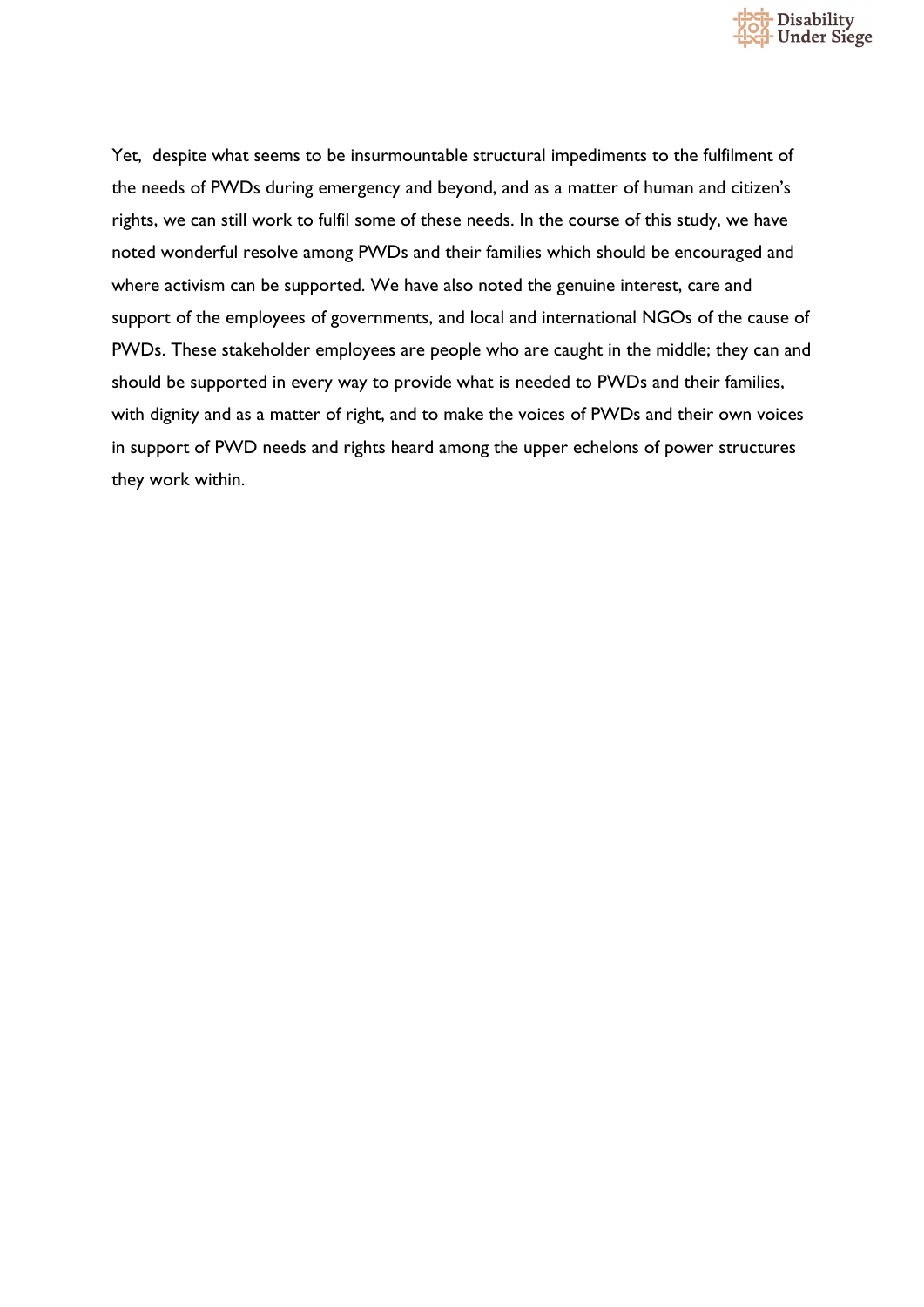Yet, despite what seems to be insurmountable structural impediments to the fulfilment of the needs of PWDs during emergency and beyond, and as a matter of human and citizen's rights, we can still work to fulfil some of these needs. In the course of this study, we have noted wonderful resolve among PWDs and their families which should be encouraged and where activism can be supported. We have also noted the genuine interest, care and support of the employees of governments, and local and international NGOs of the cause of PWDs. These stakeholder employees are people who are caught in the middle; they can and should be supported in every way to provide what is needed to PWDs and their families, with dignity and as a matter of right, and to make the voices of PWDs and their own voices in support of PWD needs and rights heard among the upper echelons of power structures they work within.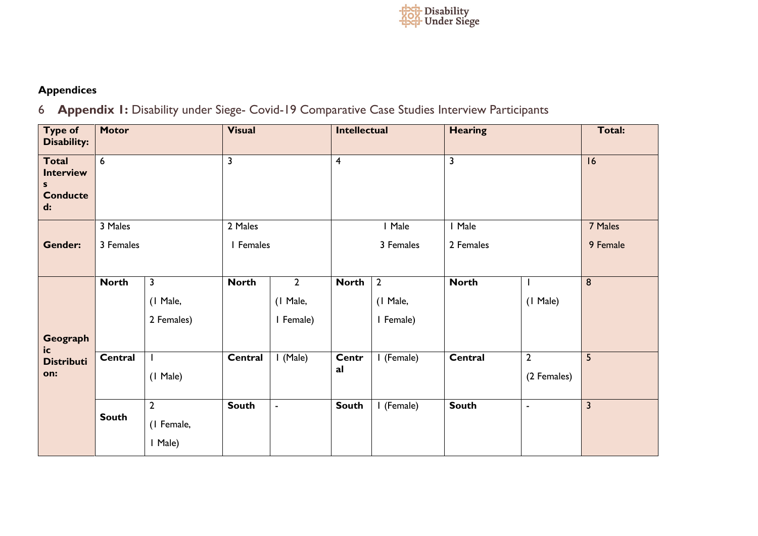**Appendices**

## 6 **Appendix 1:** Disability under Siege- Covid-19 Comparative Case Studies Interview Participants

| Type of Disability: | Motor | | Visual | | Intellectual | | Hearing | | Total: |
|---|---|---|---|---|---|---|---|---|---|
| Total Interviews Conducted: | 6 | | 3 | | 4 | | 3 | | 16 |
| Gender: | 3 Males<br>3 Females | | 2 Males<br>1 Females | | 1 Male<br>3 Females | | 1 Male<br>2 Females | | 7 Males<br>9 Female |
| Geographic Distribution: | North | 3<br>(1 Male,<br>2 Females) | North | 2<br>(1 Male,<br>1 Female) | North | 2<br>(1 Male,<br>1 Female) | North | 1<br>(1 Male) | 8 |
| | Central | 1<br>(1 Male) | Central | 1 (Male) | Central | 1 (Female) | Central | 2<br>(2 Females) | 5 |
| | South | 2<br>(1 Female,<br>1 Male) | South | - | South | 1 (Female) | South | - | 3 |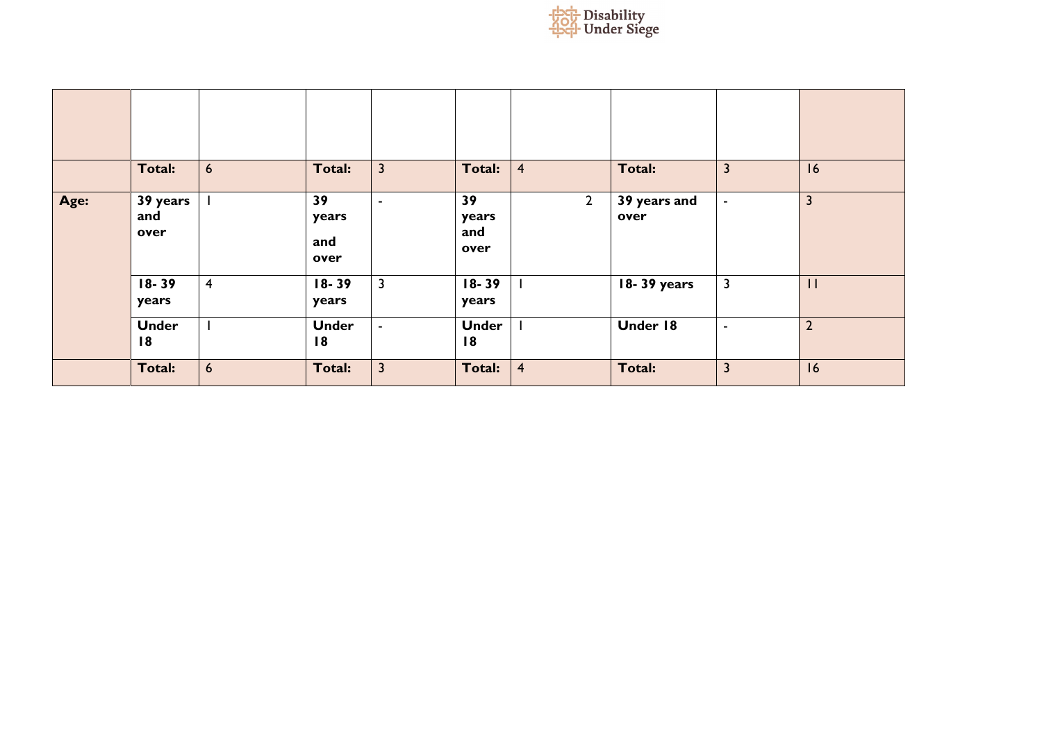| | | | | | | | | | |
|---|---|---|---|---|---|---|---|---|---|
| | | | | | | | | | |
| | **Total:** | 6 | **Total:** | 3 | **Total:** | 4 | **Total:** | 3 | 16 |
| **Age:** | **39 years and over** | 1 | **39 years and over** | - | **39 years and over** | 2 | **39 years and over** | - | 3 |
| | **18- 39 years** | 4 | **18- 39 years** | 3 | **18- 39 years** | 1 | **18- 39 years** | 3 | 11 |
| | **Under 18** | 1 | **Under 18** | - | **Under 18** | 1 | **Under 18** | - | 2 |
| | **Total:** | 6 | **Total:** | 3 | **Total:** | 4 | **Total:** | 3 | 16 |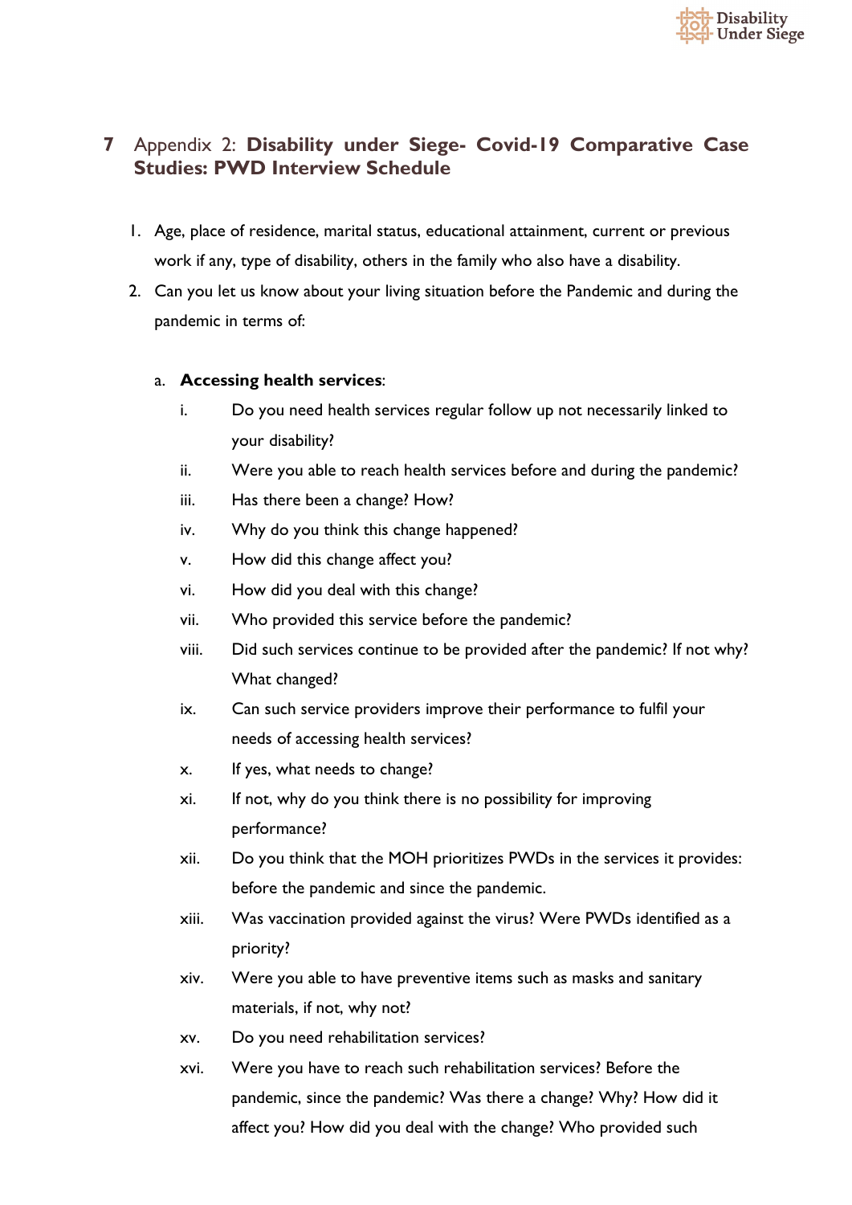# 7 Appendix 2: **Disability under Siege- Covid-19 Comparative Case Studies: PWD Interview Schedule**

1. Age, place of residence, marital status, educational attainment, current or previous work if any, type of disability, others in the family who also have a disability.
2. Can you let us know about your living situation before the Pandemic and during the pandemic in terms of:

   a. **Accessing health services**:

      i. Do you need health services regular follow up not necessarily linked to your disability?
      ii. Were you able to reach health services before and during the pandemic?
      iii. Has there been a change? How?
      iv. Why do you think this change happened?
      v. How did this change affect you?
      vi. How did you deal with this change?
      vii. Who provided this service before the pandemic?
      viii. Did such services continue to be provided after the pandemic? If not why? What changed?
      ix. Can such service providers improve their performance to fulfil your needs of accessing health services?
      x. If yes, what needs to change?
      xi. If not, why do you think there is no possibility for improving performance?
      xii. Do you think that the MOH prioritizes PWDs in the services it provides: before the pandemic and since the pandemic.
      xiii. Was vaccination provided against the virus? Were PWDs identified as a priority?
      xiv. Were you able to have preventive items such as masks and sanitary materials, if not, why not?
      xv. Do you need rehabilitation services?
      xvi. Were you have to reach such rehabilitation services? Before the pandemic, since the pandemic? Was there a change? Why? How did it affect you? How did you deal with the change? Who provided such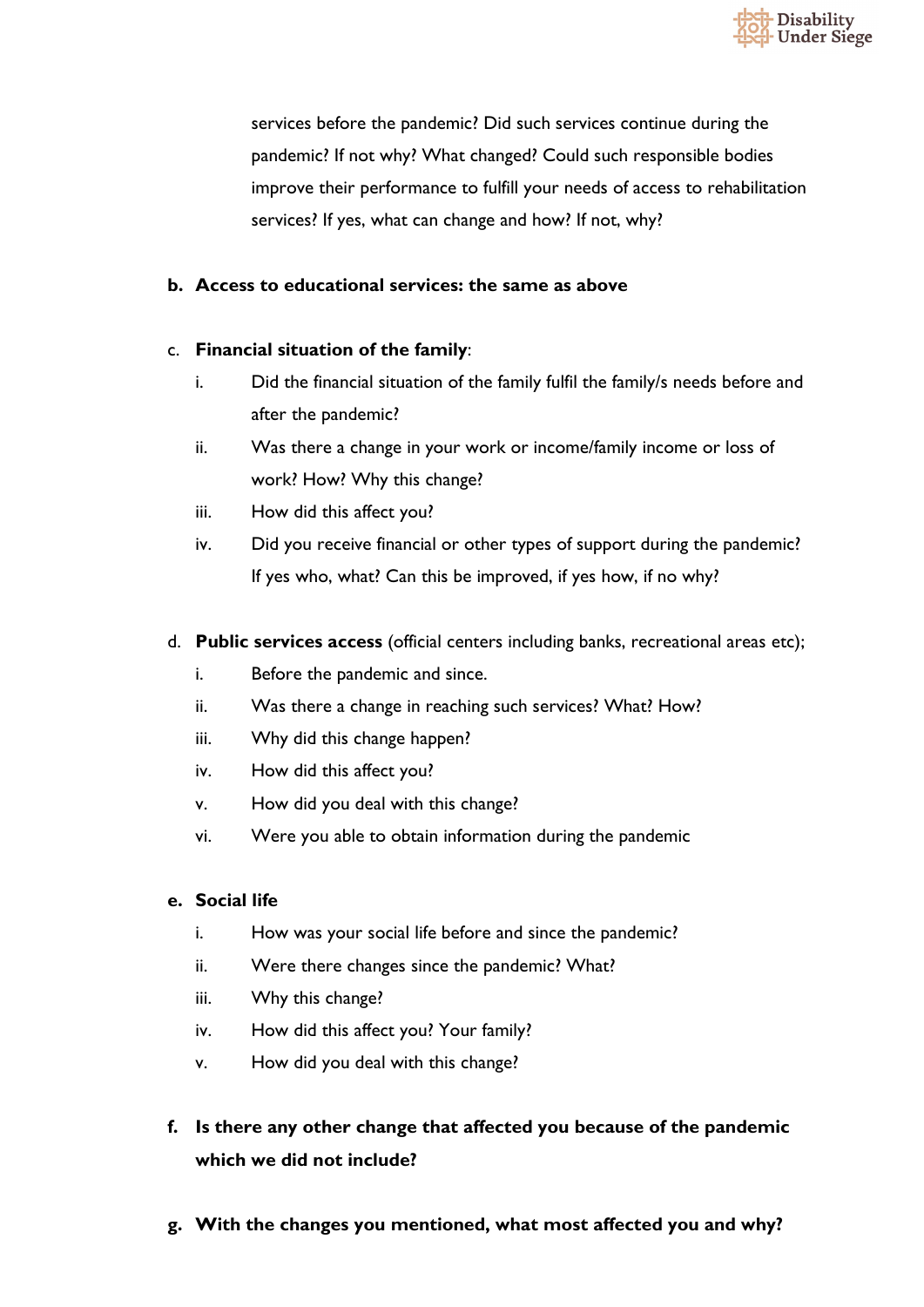services before the pandemic? Did such services continue during the pandemic? If not why? What changed? Could such responsible bodies improve their performance to fulfill your needs of access to rehabilitation services? If yes, what can change and how? If not, why?

b. **Access to educational services: the same as above**

c. **Financial situation of the family**:

   i. Did the financial situation of the family fulfil the family/s needs before and after the pandemic?

   ii. Was there a change in your work or income/family income or loss of work? How? Why this change?

   iii. How did this affect you?

   iv. Did you receive financial or other types of support during the pandemic? If yes who, what? Can this be improved, if yes how, if no why?

d. **Public services access** (official centers including banks, recreational areas etc);

   i. Before the pandemic and since.

   ii. Was there a change in reaching such services? What? How?

   iii. Why did this change happen?

   iv. How did this affect you?

   v. How did you deal with this change?

   vi. Were you able to obtain information during the pandemic

e. **Social life**

   i. How was your social life before and since the pandemic?

   ii. Were there changes since the pandemic? What?

   iii. Why this change?

   iv. How did this affect you? Your family?

   v. How did you deal with this change?

f. **Is there any other change that affected you because of the pandemic which we did not include?**

g. **With the changes you mentioned, what most affected you and why?**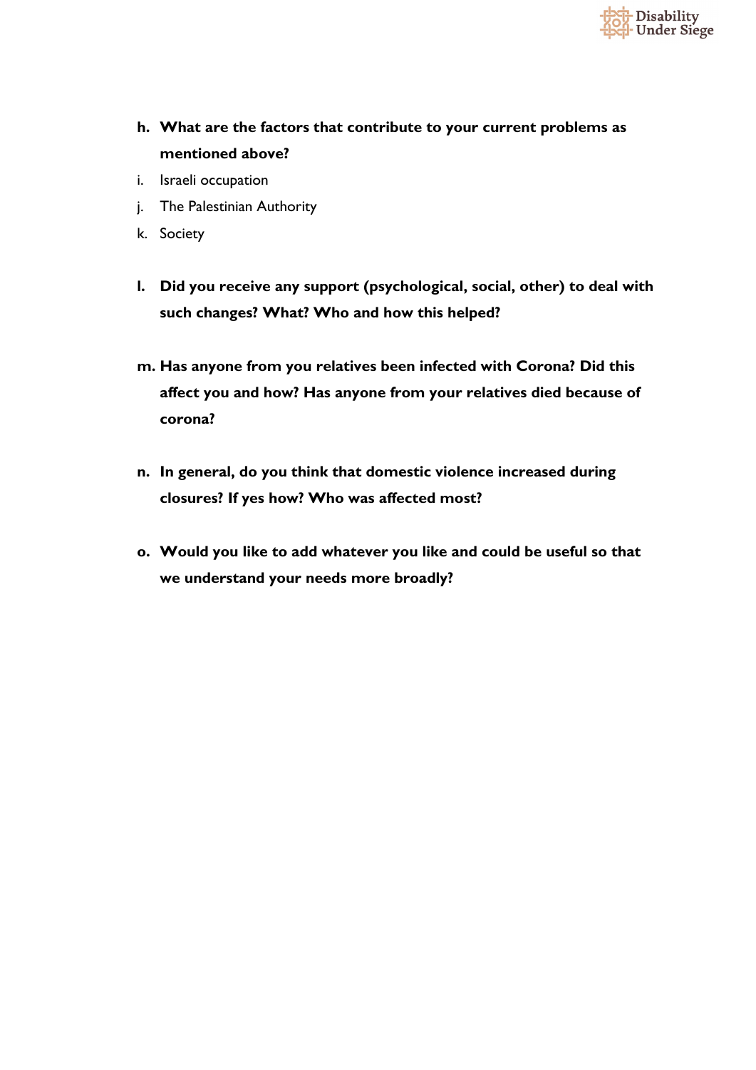h. **What are the factors that contribute to your current problems as mentioned above?**

i. Israeli occupation

j. The Palestinian Authority

k. Society

l. **Did you receive any support (psychological, social, other) to deal with such changes? What? Who and how this helped?**

m. **Has anyone from you relatives been infected with Corona? Did this affect you and how? Has anyone from your relatives died because of corona?**

n. **In general, do you think that domestic violence increased during closures? If yes how? Who was affected most?**

o. **Would you like to add whatever you like and could be useful so that we understand your needs more broadly?**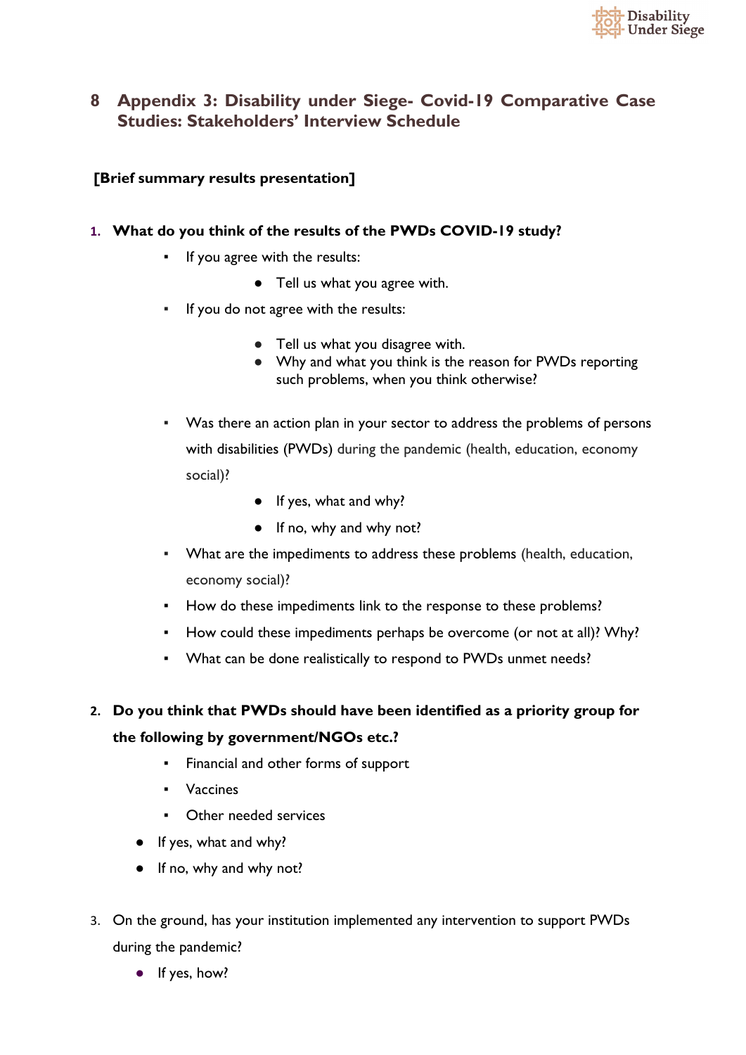# 8 Appendix 3: Disability under Siege- Covid-19 Comparative Case Studies: Stakeholders' Interview Schedule

**[Brief summary results presentation]**

1. **What do you think of the results of the PWDs COVID-19 study?**
   - If you agree with the results:
     - Tell us what you agree with.
   - If you do not agree with the results:
     - Tell us what you disagree with.
     - Why and what you think is the reason for PWDs reporting such problems, when you think otherwise?
   - Was there an action plan in your sector to address the problems of persons with disabilities (PWDs) during the pandemic (health, education, economy social)?
     - If yes, what and why?
     - If no, why and why not?
   - What are the impediments to address these problems (health, education, economy social)?
   - How do these impediments link to the response to these problems?
   - How could these impediments perhaps be overcome (or not at all)? Why?
   - What can be done realistically to respond to PWDs unmet needs?

2. **Do you think that PWDs should have been identified as a priority group for the following by government/NGOs etc.?**
   - Financial and other forms of support
   - Vaccines
   - Other needed services
   - If yes, what and why?
   - If no, why and why not?

3. On the ground, has your institution implemented any intervention to support PWDs during the pandemic?
   - If yes, how?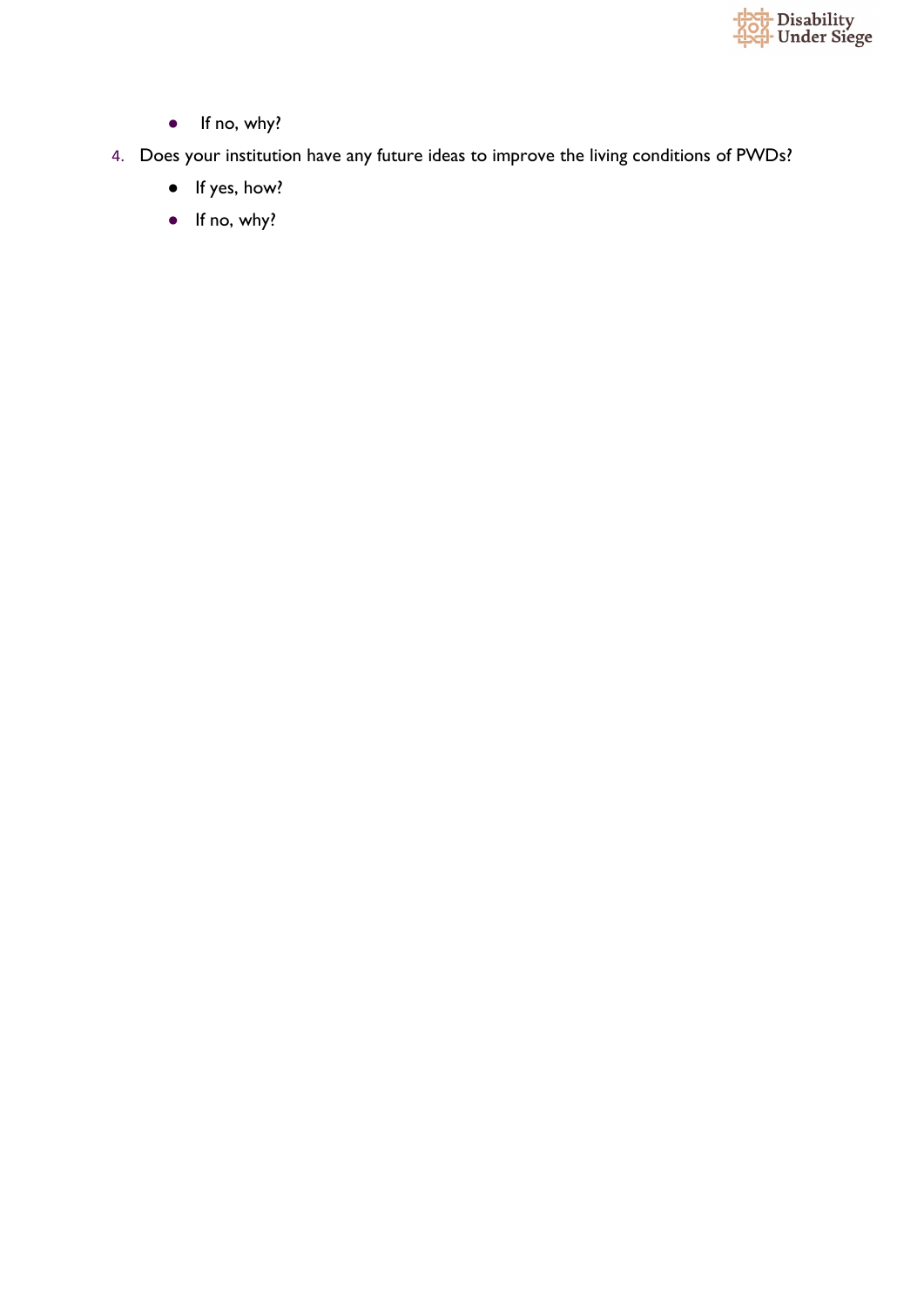- If no, why?

4. Does your institution have any future ideas to improve the living conditions of PWDs?
    - If yes, how?
    - If no, why?